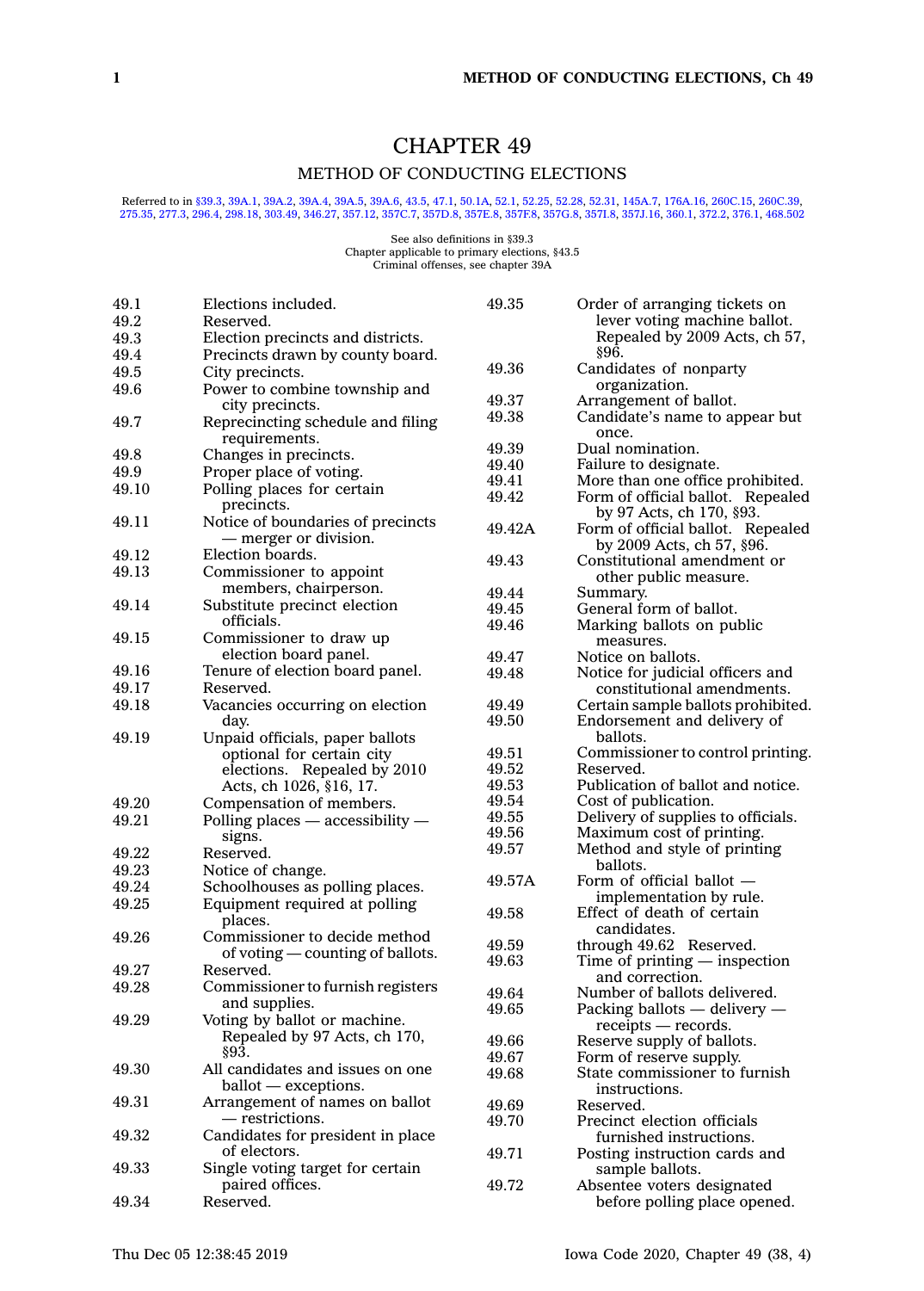# CHAPTER 49

## METHOD OF CONDUCTING ELECTIONS

Referred to in §39.3, 39A.1, 39A.2, 39A.4, 39A.5, 39A.6, 43.5, 47.1, 50.1A, 52.1, 52.25, 52.28, 52.31, 145A.7, 176A.16, 260C.15, 260C.39, 275.35, 277.3, 296.4, 298.18, 303.49, 346.27, 357.12, 357C.7, 357D.8, 357E.8, 357F.8, 357G.8, 357I.8, 357J.16, 360.1, 372.2, 376.1, 468.502

See also definitions in §39.3
Chapter applicable to primary elections, §43.5
Criminal offenses, see chapter 39A

| | |
|---|---|
| 49.1 | Elections included. |
| 49.2 | Reserved. |
| 49.3 | Election precincts and districts. |
| 49.4 | Precincts drawn by county board. |
| 49.5 | City precincts. |
| 49.6 | Power to combine township and city precincts. |
| 49.7 | Reprecincting schedule and filing requirements. |
| 49.8 | Changes in precincts. |
| 49.9 | Proper place of voting. |
| 49.10 | Polling places for certain precincts. |
| 49.11 | Notice of boundaries of precincts — merger or division. |
| 49.12 | Election boards. |
| 49.13 | Commissioner to appoint members, chairperson. |
| 49.14 | Substitute precinct election officials. |
| 49.15 | Commissioner to draw up election board panel. |
| 49.16 | Tenure of election board panel. |
| 49.17 | Reserved. |
| 49.18 | Vacancies occurring on election day. |
| 49.19 | Unpaid officials, paper ballots optional for certain city elections. Repealed by 2010 Acts, ch 1026, §16, 17. |
| 49.20 | Compensation of members. |
| 49.21 | Polling places — accessibility — signs. |
| 49.22 | Reserved. |
| 49.23 | Notice of change. |
| 49.24 | Schoolhouses as polling places. |
| 49.25 | Equipment required at polling places. |
| 49.26 | Commissioner to decide method of voting — counting of ballots. |
| 49.27 | Reserved. |
| 49.28 | Commissioner to furnish registers and supplies. |
| 49.29 | Voting by ballot or machine. Repealed by 97 Acts, ch 170, §93. |
| 49.30 | All candidates and issues on one ballot — exceptions. |
| 49.31 | Arrangement of names on ballot — restrictions. |
| 49.32 | Candidates for president in place of electors. |
| 49.33 | Single voting target for certain paired offices. |
| 49.34 | Reserved. |
| 49.35 | Order of arranging tickets on lever voting machine ballot. Repealed by 2009 Acts, ch 57, §96. |
| 49.36 | Candidates of nonparty organization. |
| 49.37 | Arrangement of ballot. |
| 49.38 | Candidate's name to appear but once. |
| 49.39 | Dual nomination. |
| 49.40 | Failure to designate. |
| 49.41 | More than one office prohibited. |
| 49.42 | Form of official ballot. Repealed by 97 Acts, ch 170, §93. |
| 49.42A | Form of official ballot. Repealed by 2009 Acts, ch 57, §96. |
| 49.43 | Constitutional amendment or other public measure. |
| 49.44 | Summary. |
| 49.45 | General form of ballot. |
| 49.46 | Marking ballots on public measures. |
| 49.47 | Notice on ballots. |
| 49.48 | Notice for judicial officers and constitutional amendments. |
| 49.49 | Certain sample ballots prohibited. |
| 49.50 | Endorsement and delivery of ballots. |
| 49.51 | Commissioner to control printing. |
| 49.52 | Reserved. |
| 49.53 | Publication of ballot and notice. |
| 49.54 | Cost of publication. |
| 49.55 | Delivery of supplies to officials. |
| 49.56 | Maximum cost of printing. |
| 49.57 | Method and style of printing ballots. |
| 49.57A | Form of official ballot — implementation by rule. |
| 49.58 | Effect of death of certain candidates. |
| 49.59 | through 49.62 Reserved. |
| 49.63 | Time of printing — inspection and correction. |
| 49.64 | Number of ballots delivered. |
| 49.65 | Packing ballots — delivery — receipts — records. |
| 49.66 | Reserve supply of ballots. |
| 49.67 | Form of reserve supply. |
| 49.68 | State commissioner to furnish instructions. |
| 49.69 | Reserved. |
| 49.70 | Precinct election officials furnished instructions. |
| 49.71 | Posting instruction cards and sample ballots. |
| 49.72 | Absentee voters designated before polling place opened. |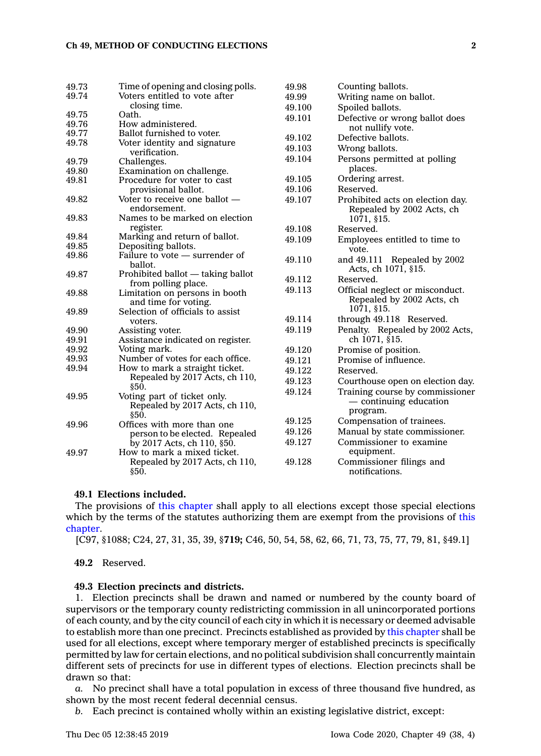| | |
|---|---|
| 49.73 | Time of opening and closing polls. |
| 49.74 | Voters entitled to vote after closing time. |
| 49.75 | Oath. |
| 49.76 | How administered. |
| 49.77 | Ballot furnished to voter. |
| 49.78 | Voter identity and signature verification. |
| 49.79 | Challenges. |
| 49.80 | Examination on challenge. |
| 49.81 | Procedure for voter to cast provisional ballot. |
| 49.82 | Voter to receive one ballot — endorsement. |
| 49.83 | Names to be marked on election register. |
| 49.84 | Marking and return of ballot. |
| 49.85 | Depositing ballots. |
| 49.86 | Failure to vote — surrender of ballot. |
| 49.87 | Prohibited ballot — taking ballot from polling place. |
| 49.88 | Limitation on persons in booth and time for voting. |
| 49.89 | Selection of officials to assist voters. |
| 49.90 | Assisting voter. |
| 49.91 | Assistance indicated on register. |
| 49.92 | Voting mark. |
| 49.93 | Number of votes for each office. |
| 49.94 | How to mark a straight ticket. Repealed by 2017 Acts, ch 110, §50. |
| 49.95 | Voting part of ticket only. Repealed by 2017 Acts, ch 110, §50. |
| 49.96 | Offices with more than one person to be elected. Repealed by 2017 Acts, ch 110, §50. |
| 49.97 | How to mark a mixed ticket. Repealed by 2017 Acts, ch 110, §50. |
| 49.98 | Counting ballots. |
| 49.99 | Writing name on ballot. |
| 49.100 | Spoiled ballots. |
| 49.101 | Defective or wrong ballot does not nullify vote. |
| 49.102 | Defective ballots. |
| 49.103 | Wrong ballots. |
| 49.104 | Persons permitted at polling places. |
| 49.105 | Ordering arrest. |
| 49.106 | Reserved. |
| 49.107 | Prohibited acts on election day. Repealed by 2002 Acts, ch 1071, §15. |
| 49.108 | Reserved. |
| 49.109 | Employees entitled to time to vote. |
| 49.110 | and 49.111 Repealed by 2002 Acts, ch 1071, §15. |
| 49.112 | Reserved. |
| 49.113 | Official neglect or misconduct. Repealed by 2002 Acts, ch 1071, §15. |
| 49.114 | through 49.118 Reserved. |
| 49.119 | Penalty. Repealed by 2002 Acts, ch 1071, §15. |
| 49.120 | Promise of position. |
| 49.121 | Promise of influence. |
| 49.122 | Reserved. |
| 49.123 | Courthouse open on election day. |
| 49.124 | Training course by commissioner — continuing education program. |
| 49.125 | Compensation of trainees. |
| 49.126 | Manual by state commissioner. |
| 49.127 | Commissioner to examine equipment. |
| 49.128 | Commissioner filings and notifications. |

**49.1 Elections included.**

The provisions of this chapter shall apply to all elections except those special elections which by the terms of the statutes authorizing them are exempt from the provisions of this chapter.

[C97, §1088; C24, 27, 31, 35, 39, §**719;** C46, 50, 54, 58, 62, 66, 71, 73, 75, 77, 79, 81, §49.1]

**49.2** Reserved.

**49.3 Election precincts and districts.**

1. Election precincts shall be drawn and named or numbered by the county board of supervisors or the temporary county redistricting commission in all unincorporated portions of each county, and by the city council of each city in which it is necessary or deemed advisable to establish more than one precinct. Precincts established as provided by this chapter shall be used for all elections, except where temporary merger of established precincts is specifically permitted by law for certain elections, and no political subdivision shall concurrently maintain different sets of precincts for use in different types of elections. Election precincts shall be drawn so that:

*a.* No precinct shall have a total population in excess of three thousand five hundred, as shown by the most recent federal decennial census.

*b.* Each precinct is contained wholly within an existing legislative district, except: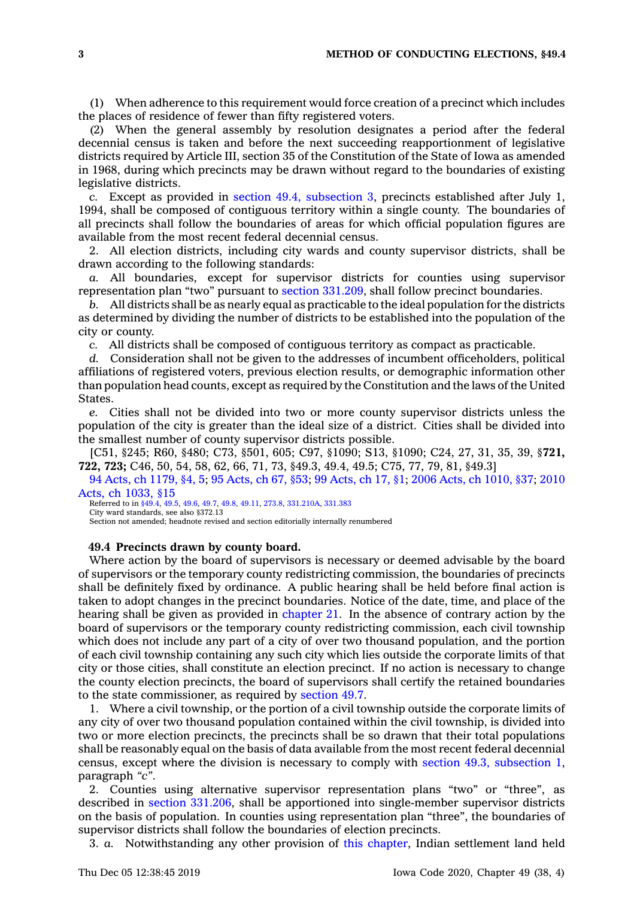(1) When adherence to this requirement would force creation of a precinct which includes the places of residence of fewer than fifty registered voters.

(2) When the general assembly by resolution designates a period after the federal decennial census is taken and before the next succeeding reapportionment of legislative districts required by Article III, section 35 of the Constitution of the State of Iowa as amended in 1968, during which precincts may be drawn without regard to the boundaries of existing legislative districts.

*c.* Except as provided in section 49.4, subsection 3, precincts established after July 1, 1994, shall be composed of contiguous territory within a single county. The boundaries of all precincts shall follow the boundaries of areas for which official population figures are available from the most recent federal decennial census.

2. All election districts, including city wards and county supervisor districts, shall be drawn according to the following standards:

*a.* All boundaries, except for supervisor districts for counties using supervisor representation plan "two" pursuant to section 331.209, shall follow precinct boundaries.

*b.* All districts shall be as nearly equal as practicable to the ideal population for the districts as determined by dividing the number of districts to be established into the population of the city or county.

*c.* All districts shall be composed of contiguous territory as compact as practicable.

*d.* Consideration shall not be given to the addresses of incumbent officeholders, political affiliations of registered voters, previous election results, or demographic information other than population head counts, except as required by the Constitution and the laws of the United States.

*e.* Cities shall not be divided into two or more county supervisor districts unless the population of the city is greater than the ideal size of a district. Cities shall be divided into the smallest number of county supervisor districts possible.

[C51, §245; R60, §480; C73, §501, 605; C97, §1090; S13, §1090; C24, 27, 31, 35, 39, §**721, 722, 723;** C46, 50, 54, 58, 62, 66, 71, 73, §49.3, 49.4, 49.5; C75, 77, 79, 81, §49.3]

94 Acts, ch 1179, §4, 5; 95 Acts, ch 67, §53; 99 Acts, ch 17, §1; 2006 Acts, ch 1010, §37; 2010 Acts, ch 1033, §15

Referred to in §49.4, 49.5, 49.6, 49.7, 49.8, 49.11, 273.8, 331.210A, 331.383
City ward standards, see also §372.13
Section not amended; headnote revised and section editorially internally renumbered

**49.4 Precincts drawn by county board.**

Where action by the board of supervisors is necessary or deemed advisable by the board of supervisors or the temporary county redistricting commission, the boundaries of precincts shall be definitely fixed by ordinance. A public hearing shall be held before final action is taken to adopt changes in the precinct boundaries. Notice of the date, time, and place of the hearing shall be given as provided in chapter 21. In the absence of contrary action by the board of supervisors or the temporary county redistricting commission, each civil township which does not include any part of a city of over two thousand population, and the portion of each civil township containing any such city which lies outside the corporate limits of that city or those cities, shall constitute an election precinct. If no action is necessary to change the county election precincts, the board of supervisors shall certify the retained boundaries to the state commissioner, as required by section 49.7.

1. Where a civil township, or the portion of a civil township outside the corporate limits of any city of over two thousand population contained within the civil township, is divided into two or more election precincts, the precincts shall be so drawn that their total populations shall be reasonably equal on the basis of data available from the most recent federal decennial census, except where the division is necessary to comply with section 49.3, subsection 1, paragraph "c".

2. Counties using alternative supervisor representation plans "two" or "three", as described in section 331.206, shall be apportioned into single-member supervisor districts on the basis of population. In counties using representation plan "three", the boundaries of supervisor districts shall follow the boundaries of election precincts.

3. *a.* Notwithstanding any other provision of this chapter, Indian settlement land held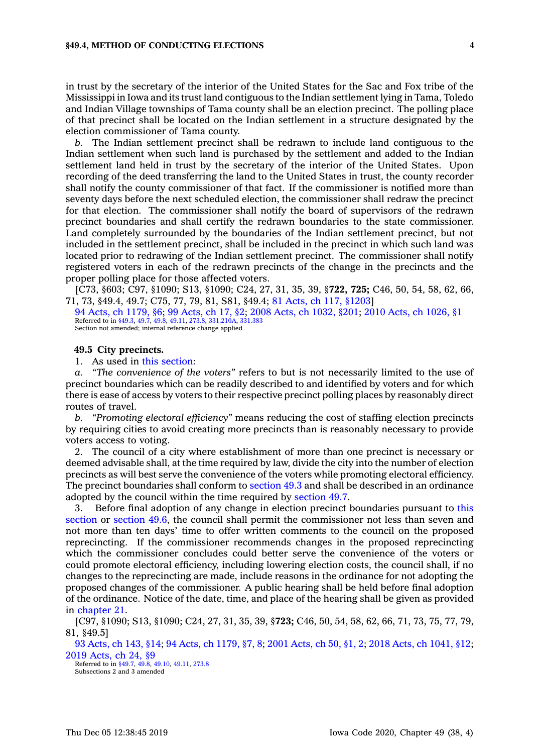in trust by the secretary of the interior of the United States for the Sac and Fox tribe of the Mississippi in Iowa and its trust land contiguous to the Indian settlement lying in Tama, Toledo and Indian Village townships of Tama county shall be an election precinct. The polling place of that precinct shall be located on the Indian settlement in a structure designated by the election commissioner of Tama county.

*b.* The Indian settlement precinct shall be redrawn to include land contiguous to the Indian settlement when such land is purchased by the settlement and added to the Indian settlement land held in trust by the secretary of the interior of the United States. Upon recording of the deed transferring the land to the United States in trust, the county recorder shall notify the county commissioner of that fact. If the commissioner is notified more than seventy days before the next scheduled election, the commissioner shall redraw the precinct for that election. The commissioner shall notify the board of supervisors of the redrawn precinct boundaries and shall certify the redrawn boundaries to the state commissioner. Land completely surrounded by the boundaries of the Indian settlement precinct, but not included in the settlement precinct, shall be included in the precinct in which such land was located prior to redrawing of the Indian settlement precinct. The commissioner shall notify registered voters in each of the redrawn precincts of the change in the precincts and the proper polling place for those affected voters.

[C73, §603; C97, §1090; S13, §1090; C24, 27, 31, 35, 39, §**722, 725;** C46, 50, 54, 58, 62, 66, 71, 73, §49.4, 49.7; C75, 77, 79, 81, S81, §49.4; 81 Acts, ch 117, §1203]

94 Acts, ch 1179, §6; 99 Acts, ch 17, §2; 2008 Acts, ch 1032, §201; 2010 Acts, ch 1026, §1

Referred to in §49.3, 49.7, 49.8, 49.11, 273.8, 331.210A, 331.383

Section not amended; internal reference change applied

**49.5 City precincts.**

1. As used in this section:

*a. "The convenience of the voters"* refers to but is not necessarily limited to the use of precinct boundaries which can be readily described to and identified by voters and for which there is ease of access by voters to their respective precinct polling places by reasonably direct routes of travel.

*b. "Promoting electoral efficiency"* means reducing the cost of staffing election precincts by requiring cities to avoid creating more precincts than is reasonably necessary to provide voters access to voting.

2. The council of a city where establishment of more than one precinct is necessary or deemed advisable shall, at the time required by law, divide the city into the number of election precincts as will best serve the convenience of the voters while promoting electoral efficiency. The precinct boundaries shall conform to section 49.3 and shall be described in an ordinance adopted by the council within the time required by section 49.7.

3. Before final adoption of any change in election precinct boundaries pursuant to this section or section 49.6, the council shall permit the commissioner not less than seven and not more than ten days' time to offer written comments to the council on the proposed reprecincting. If the commissioner recommends changes in the proposed reprecincting which the commissioner concludes could better serve the convenience of the voters or could promote electoral efficiency, including lowering election costs, the council shall, if no changes to the reprecincting are made, include reasons in the ordinance for not adopting the proposed changes of the commissioner. A public hearing shall be held before final adoption of the ordinance. Notice of the date, time, and place of the hearing shall be given as provided in chapter 21.

[C97, §1090; S13, §1090; C24, 27, 31, 35, 39, §**723;** C46, 50, 54, 58, 62, 66, 71, 73, 75, 77, 79, 81, §49.5]

93 Acts, ch 143, §14; 94 Acts, ch 1179, §7, 8; 2001 Acts, ch 50, §1, 2; 2018 Acts, ch 1041, §12; 2019 Acts, ch 24, §9

Referred to in §49.7, 49.8, 49.10, 49.11, 273.8

Subsections 2 and 3 amended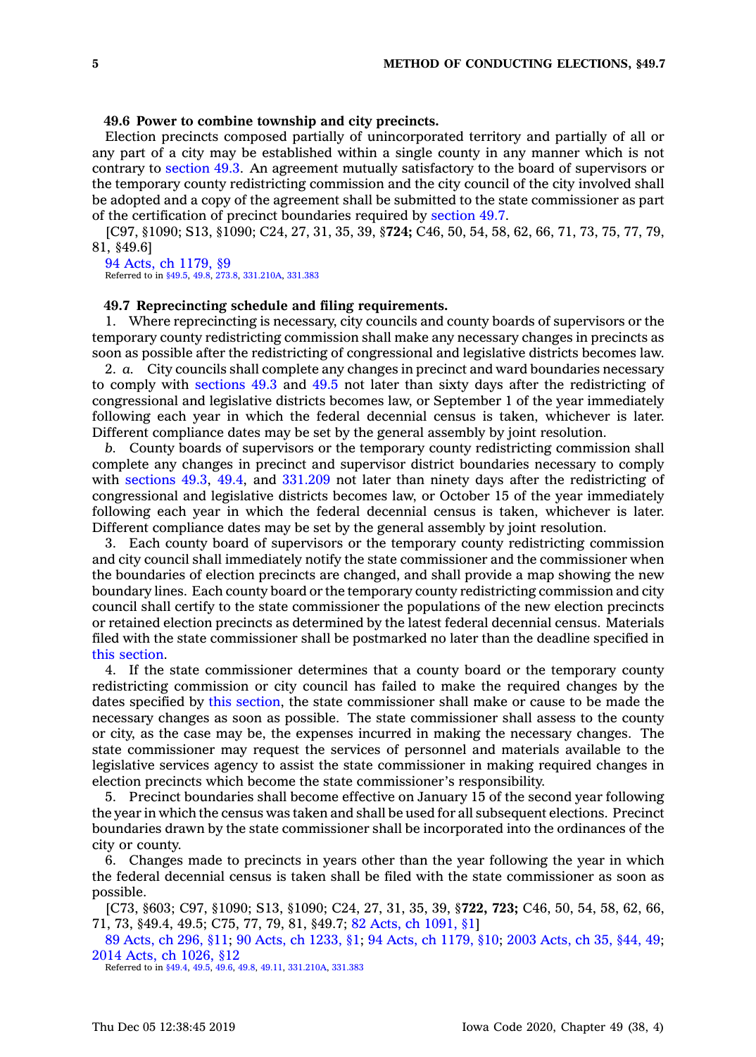**49.6 Power to combine township and city precincts.**

Election precincts composed partially of unincorporated territory and partially of all or any part of a city may be established within a single county in any manner which is not contrary to section 49.3. An agreement mutually satisfactory to the board of supervisors or the temporary county redistricting commission and the city council of the city involved shall be adopted and a copy of the agreement shall be submitted to the state commissioner as part of the certification of precinct boundaries required by section 49.7.

[C97, §1090; S13, §1090; C24, 27, 31, 35, 39, §**724;** C46, 50, 54, 58, 62, 66, 71, 73, 75, 77, 79, 81, §49.6]

94 Acts, ch 1179, §9

Referred to in §49.5, 49.8, 273.8, 331.210A, 331.383

**49.7 Reprecincting schedule and filing requirements.**

1. Where reprecincting is necessary, city councils and county boards of supervisors or the temporary county redistricting commission shall make any necessary changes in precincts as soon as possible after the redistricting of congressional and legislative districts becomes law.

2. *a.* City councils shall complete any changes in precinct and ward boundaries necessary to comply with sections 49.3 and 49.5 not later than sixty days after the redistricting of congressional and legislative districts becomes law, or September 1 of the year immediately following each year in which the federal decennial census is taken, whichever is later. Different compliance dates may be set by the general assembly by joint resolution.

*b.* County boards of supervisors or the temporary county redistricting commission shall complete any changes in precinct and supervisor district boundaries necessary to comply with sections 49.3, 49.4, and 331.209 not later than ninety days after the redistricting of congressional and legislative districts becomes law, or October 15 of the year immediately following each year in which the federal decennial census is taken, whichever is later. Different compliance dates may be set by the general assembly by joint resolution.

3. Each county board of supervisors or the temporary county redistricting commission and city council shall immediately notify the state commissioner and the commissioner when the boundaries of election precincts are changed, and shall provide a map showing the new boundary lines. Each county board or the temporary county redistricting commission and city council shall certify to the state commissioner the populations of the new election precincts or retained election precincts as determined by the latest federal decennial census. Materials filed with the state commissioner shall be postmarked no later than the deadline specified in this section.

4. If the state commissioner determines that a county board or the temporary county redistricting commission or city council has failed to make the required changes by the dates specified by this section, the state commissioner shall make or cause to be made the necessary changes as soon as possible. The state commissioner shall assess to the county or city, as the case may be, the expenses incurred in making the necessary changes. The state commissioner may request the services of personnel and materials available to the legislative services agency to assist the state commissioner in making required changes in election precincts which become the state commissioner's responsibility.

5. Precinct boundaries shall become effective on January 15 of the second year following the year in which the census was taken and shall be used for all subsequent elections. Precinct boundaries drawn by the state commissioner shall be incorporated into the ordinances of the city or county.

6. Changes made to precincts in years other than the year following the year in which the federal decennial census is taken shall be filed with the state commissioner as soon as possible.

[C73, §603; C97, §1090; S13, §1090; C24, 27, 31, 35, 39, §**722, 723;** C46, 50, 54, 58, 62, 66, 71, 73, §49.4, 49.5; C75, 77, 79, 81, §49.7; 82 Acts, ch 1091, §1]

89 Acts, ch 296, §11; 90 Acts, ch 1233, §1; 94 Acts, ch 1179, §10; 2003 Acts, ch 35, §44, 49; 2014 Acts, ch 1026, §12

Referred to in §49.4, 49.5, 49.6, 49.8, 49.11, 331.210A, 331.383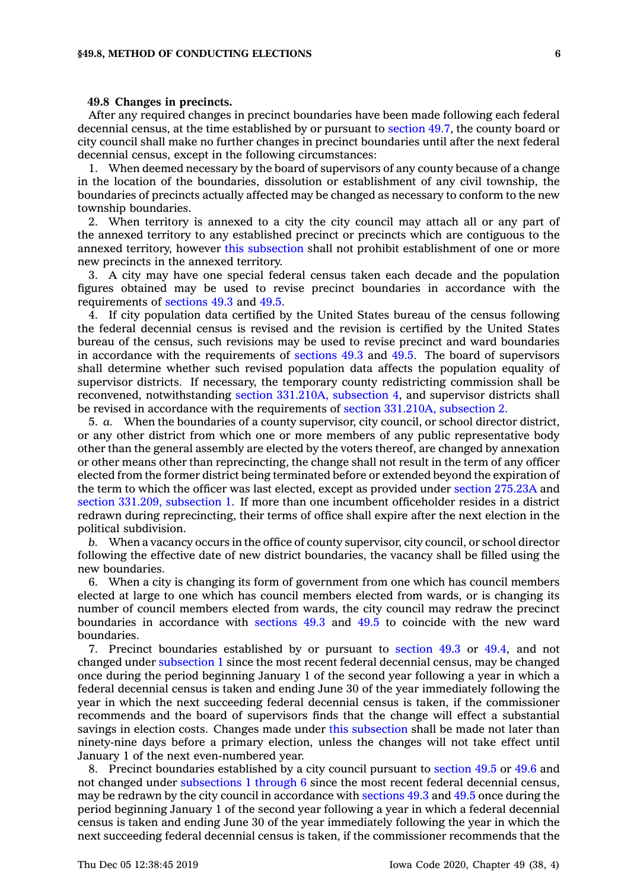**49.8 Changes in precincts.**

After any required changes in precinct boundaries have been made following each federal decennial census, at the time established by or pursuant to section 49.7, the county board or city council shall make no further changes in precinct boundaries until after the next federal decennial census, except in the following circumstances:

1. When deemed necessary by the board of supervisors of any county because of a change in the location of the boundaries, dissolution or establishment of any civil township, the boundaries of precincts actually affected may be changed as necessary to conform to the new township boundaries.

2. When territory is annexed to a city the city council may attach all or any part of the annexed territory to any established precinct or precincts which are contiguous to the annexed territory, however this subsection shall not prohibit establishment of one or more new precincts in the annexed territory.

3. A city may have one special federal census taken each decade and the population figures obtained may be used to revise precinct boundaries in accordance with the requirements of sections 49.3 and 49.5.

4. If city population data certified by the United States bureau of the census following the federal decennial census is revised and the revision is certified by the United States bureau of the census, such revisions may be used to revise precinct and ward boundaries in accordance with the requirements of sections 49.3 and 49.5. The board of supervisors shall determine whether such revised population data affects the population equality of supervisor districts. If necessary, the temporary county redistricting commission shall be reconvened, notwithstanding section 331.210A, subsection 4, and supervisor districts shall be revised in accordance with the requirements of section 331.210A, subsection 2.

5. *a.* When the boundaries of a county supervisor, city council, or school director district, or any other district from which one or more members of any public representative body other than the general assembly are elected by the voters thereof, are changed by annexation or other means other than reprecincting, the change shall not result in the term of any officer elected from the former district being terminated before or extended beyond the expiration of the term to which the officer was last elected, except as provided under section 275.23A and section 331.209, subsection 1. If more than one incumbent officeholder resides in a district redrawn during reprecincting, their terms of office shall expire after the next election in the political subdivision.

*b.* When a vacancy occurs in the office of county supervisor, city council, or school director following the effective date of new district boundaries, the vacancy shall be filled using the new boundaries.

6. When a city is changing its form of government from one which has council members elected at large to one which has council members elected from wards, or is changing its number of council members elected from wards, the city council may redraw the precinct boundaries in accordance with sections 49.3 and 49.5 to coincide with the new ward boundaries.

7. Precinct boundaries established by or pursuant to section 49.3 or 49.4, and not changed under subsection 1 since the most recent federal decennial census, may be changed once during the period beginning January 1 of the second year following a year in which a federal decennial census is taken and ending June 30 of the year immediately following the year in which the next succeeding federal decennial census is taken, if the commissioner recommends and the board of supervisors finds that the change will effect a substantial savings in election costs. Changes made under this subsection shall be made not later than ninety-nine days before a primary election, unless the changes will not take effect until January 1 of the next even-numbered year.

8. Precinct boundaries established by a city council pursuant to section 49.5 or 49.6 and not changed under subsections 1 through 6 since the most recent federal decennial census, may be redrawn by the city council in accordance with sections 49.3 and 49.5 once during the period beginning January 1 of the second year following a year in which a federal decennial census is taken and ending June 30 of the year immediately following the year in which the next succeeding federal decennial census is taken, if the commissioner recommends that the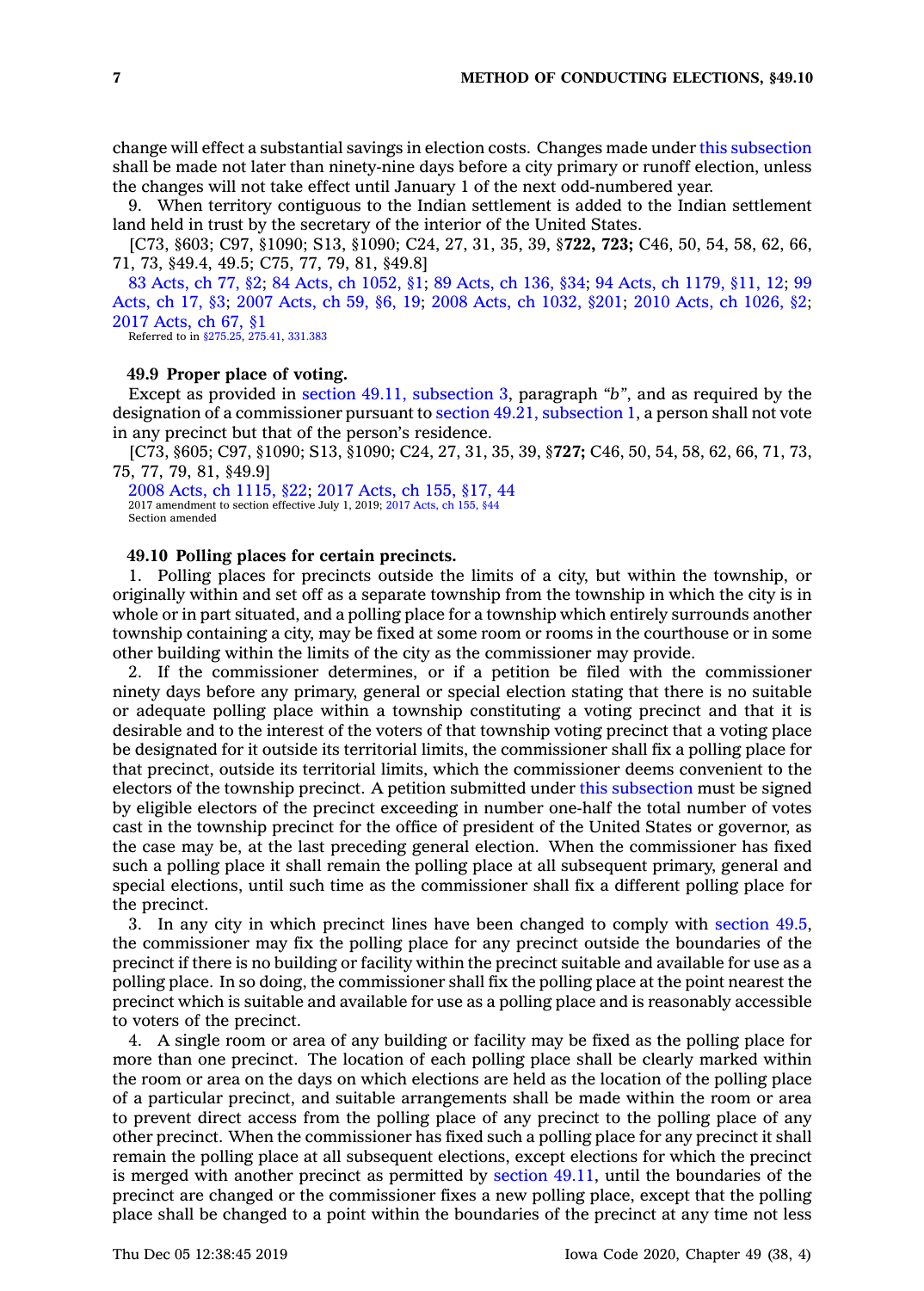change will effect a substantial savings in election costs. Changes made under this subsection shall be made not later than ninety-nine days before a city primary or runoff election, unless the changes will not take effect until January 1 of the next odd-numbered year.

9. When territory contiguous to the Indian settlement is added to the Indian settlement land held in trust by the secretary of the interior of the United States.

[C73, §603; C97, §1090; S13, §1090; C24, 27, 31, 35, 39, §**722, 723;** C46, 50, 54, 58, 62, 66, 71, 73, §49.4, 49.5; C75, 77, 79, 81, §49.8]

83 Acts, ch 77, §2; 84 Acts, ch 1052, §1; 89 Acts, ch 136, §34; 94 Acts, ch 1179, §11, 12; 99 Acts, ch 17, §3; 2007 Acts, ch 59, §6, 19; 2008 Acts, ch 1032, §201; 2010 Acts, ch 1026, §2; 2017 Acts, ch 67, §1

Referred to in §275.25, 275.41, 331.383

**49.9 Proper place of voting.**

Except as provided in section 49.11, subsection 3, paragraph *"b"*, and as required by the designation of a commissioner pursuant to section 49.21, subsection 1, a person shall not vote in any precinct but that of the person's residence.

[C73, §605; C97, §1090; S13, §1090; C24, 27, 31, 35, 39, §**727;** C46, 50, 54, 58, 62, 66, 71, 73, 75, 77, 79, 81, §49.9]

2008 Acts, ch 1115, §22; 2017 Acts, ch 155, §17, 44

2017 amendment to section effective July 1, 2019; 2017 Acts, ch 155, §44

Section amended

**49.10 Polling places for certain precincts.**

1. Polling places for precincts outside the limits of a city, but within the township, or originally within and set off as a separate township from the township in which the city is in whole or in part situated, and a polling place for a township which entirely surrounds another township containing a city, may be fixed at some room or rooms in the courthouse or in some other building within the limits of the city as the commissioner may provide.

2. If the commissioner determines, or if a petition be filed with the commissioner ninety days before any primary, general or special election stating that there is no suitable or adequate polling place within a township constituting a voting precinct and that it is desirable and to the interest of the voters of that township voting precinct that a voting place be designated for it outside its territorial limits, the commissioner shall fix a polling place for that precinct, outside its territorial limits, which the commissioner deems convenient to the electors of the township precinct. A petition submitted under this subsection must be signed by eligible electors of the precinct exceeding in number one-half the total number of votes cast in the township precinct for the office of president of the United States or governor, as the case may be, at the last preceding general election. When the commissioner has fixed such a polling place it shall remain the polling place at all subsequent primary, general and special elections, until such time as the commissioner shall fix a different polling place for the precinct.

3. In any city in which precinct lines have been changed to comply with section 49.5, the commissioner may fix the polling place for any precinct outside the boundaries of the precinct if there is no building or facility within the precinct suitable and available for use as a polling place. In so doing, the commissioner shall fix the polling place at the point nearest the precinct which is suitable and available for use as a polling place and is reasonably accessible to voters of the precinct.

4. A single room or area of any building or facility may be fixed as the polling place for more than one precinct. The location of each polling place shall be clearly marked within the room or area on the days on which elections are held as the location of the polling place of a particular precinct, and suitable arrangements shall be made within the room or area to prevent direct access from the polling place of any precinct to the polling place of any other precinct. When the commissioner has fixed such a polling place for any precinct it shall remain the polling place at all subsequent elections, except elections for which the precinct is merged with another precinct as permitted by section 49.11, until the boundaries of the precinct are changed or the commissioner fixes a new polling place, except that the polling place shall be changed to a point within the boundaries of the precinct at any time not less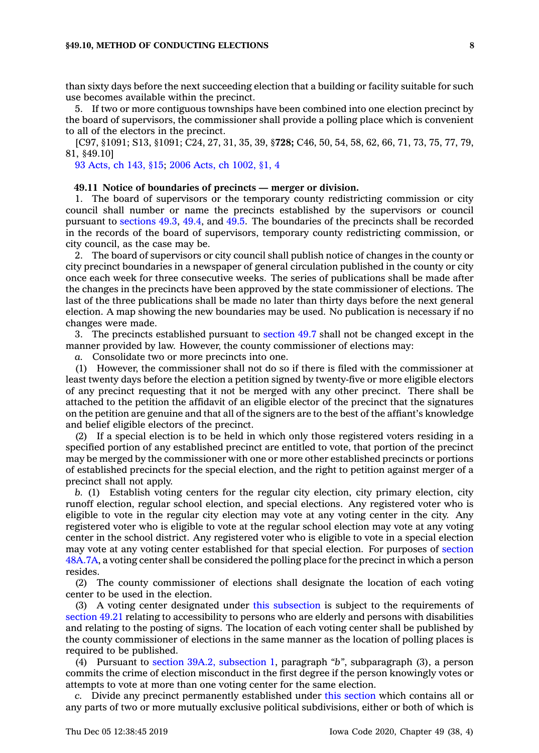than sixty days before the next succeeding election that a building or facility suitable for such use becomes available within the precinct.

5. If two or more contiguous townships have been combined into one election precinct by the board of supervisors, the commissioner shall provide a polling place which is convenient to all of the electors in the precinct.

[C97, §1091; S13, §1091; C24, 27, 31, 35, 39, §**728;** C46, 50, 54, 58, 62, 66, 71, 73, 75, 77, 79, 81, §49.10]

93 Acts, ch 143, §15; 2006 Acts, ch 1002, §1, 4

**49.11 Notice of boundaries of precincts — merger or division.**

1. The board of supervisors or the temporary county redistricting commission or city council shall number or name the precincts established by the supervisors or council pursuant to sections 49.3, 49.4, and 49.5. The boundaries of the precincts shall be recorded in the records of the board of supervisors, temporary county redistricting commission, or city council, as the case may be.

2. The board of supervisors or city council shall publish notice of changes in the county or city precinct boundaries in a newspaper of general circulation published in the county or city once each week for three consecutive weeks. The series of publications shall be made after the changes in the precincts have been approved by the state commissioner of elections. The last of the three publications shall be made no later than thirty days before the next general election. A map showing the new boundaries may be used. No publication is necessary if no changes were made.

3. The precincts established pursuant to section 49.7 shall not be changed except in the manner provided by law. However, the county commissioner of elections may:

*a.* Consolidate two or more precincts into one.

(1) However, the commissioner shall not do so if there is filed with the commissioner at least twenty days before the election a petition signed by twenty-five or more eligible electors of any precinct requesting that it not be merged with any other precinct. There shall be attached to the petition the affidavit of an eligible elector of the precinct that the signatures on the petition are genuine and that all of the signers are to the best of the affiant's knowledge and belief eligible electors of the precinct.

(2) If a special election is to be held in which only those registered voters residing in a specified portion of any established precinct are entitled to vote, that portion of the precinct may be merged by the commissioner with one or more other established precincts or portions of established precincts for the special election, and the right to petition against merger of a precinct shall not apply.

*b.* (1) Establish voting centers for the regular city election, city primary election, city runoff election, regular school election, and special elections. Any registered voter who is eligible to vote in the regular city election may vote at any voting center in the city. Any registered voter who is eligible to vote at the regular school election may vote at any voting center in the school district. Any registered voter who is eligible to vote in a special election may vote at any voting center established for that special election. For purposes of section 48A.7A, a voting center shall be considered the polling place for the precinct in which a person resides.

(2) The county commissioner of elections shall designate the location of each voting center to be used in the election.

(3) A voting center designated under this subsection is subject to the requirements of section 49.21 relating to accessibility to persons who are elderly and persons with disabilities and relating to the posting of signs. The location of each voting center shall be published by the county commissioner of elections in the same manner as the location of polling places is required to be published.

(4) Pursuant to section 39A.2, subsection 1, paragraph *"b"*, subparagraph (3), a person commits the crime of election misconduct in the first degree if the person knowingly votes or attempts to vote at more than one voting center for the same election.

*c.* Divide any precinct permanently established under this section which contains all or any parts of two or more mutually exclusive political subdivisions, either or both of which is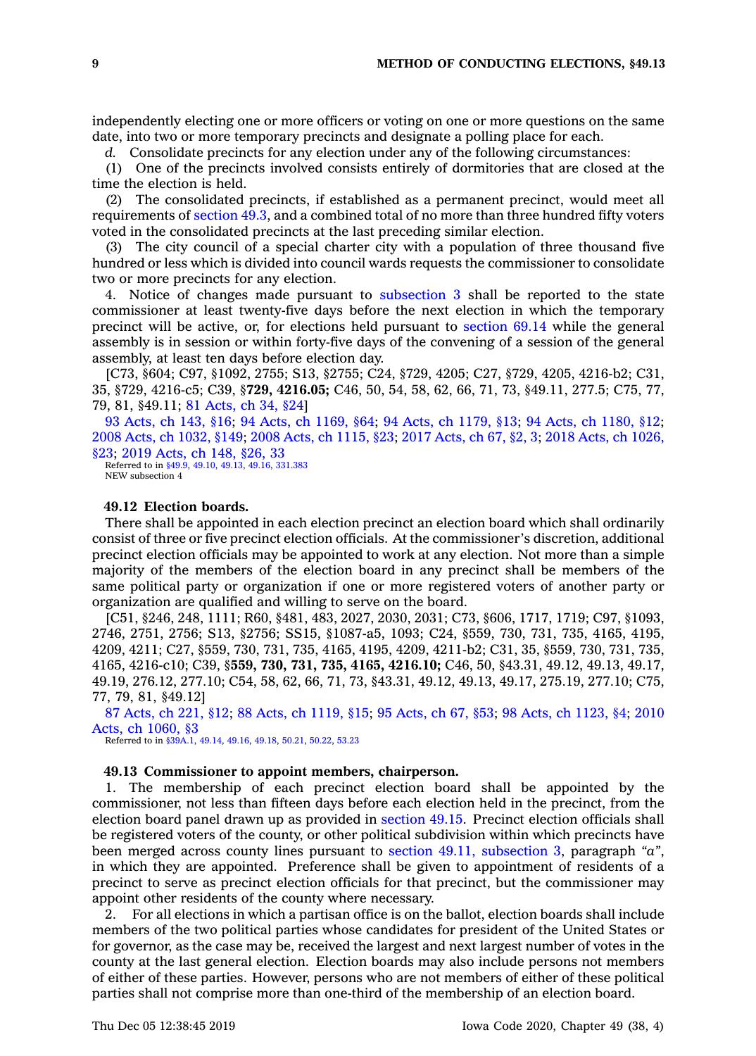independently electing one or more officers or voting on one or more questions on the same date, into two or more temporary precincts and designate a polling place for each.

*d.* Consolidate precincts for any election under any of the following circumstances:

(1) One of the precincts involved consists entirely of dormitories that are closed at the time the election is held.

(2) The consolidated precincts, if established as a permanent precinct, would meet all requirements of section 49.3, and a combined total of no more than three hundred fifty voters voted in the consolidated precincts at the last preceding similar election.

(3) The city council of a special charter city with a population of three thousand five hundred or less which is divided into council wards requests the commissioner to consolidate two or more precincts for any election.

4. Notice of changes made pursuant to subsection 3 shall be reported to the state commissioner at least twenty-five days before the next election in which the temporary precinct will be active, or, for elections held pursuant to section 69.14 while the general assembly is in session or within forty-five days of the convening of a session of the general assembly, at least ten days before election day.

[C73, §604; C97, §1092, 2755; S13, §2755; C24, §729, 4205; C27, §729, 4205, 4216-b2; C31, 35, §729, 4216-c5; C39, §**729, 4216.05;** C46, 50, 54, 58, 62, 66, 71, 73, §49.11, 277.5; C75, 77, 79, 81, §49.11; 81 Acts, ch 34, §24]

93 Acts, ch 143, §16; 94 Acts, ch 1169, §64; 94 Acts, ch 1179, §13; 94 Acts, ch 1180, §12; 2008 Acts, ch 1032, §149; 2008 Acts, ch 1115, §23; 2017 Acts, ch 67, §2, 3; 2018 Acts, ch 1026, §23; 2019 Acts, ch 148, §26, 33

Referred to in §49.9, 49.10, 49.13, 49.16, 331.383

NEW subsection 4

### 49.12 Election boards.

There shall be appointed in each election precinct an election board which shall ordinarily consist of three or five precinct election officials. At the commissioner's discretion, additional precinct election officials may be appointed to work at any election. Not more than a simple majority of the members of the election board in any precinct shall be members of the same political party or organization if one or more registered voters of another party or organization are qualified and willing to serve on the board.

[C51, §246, 248, 1111; R60, §481, 483, 2027, 2030, 2031; C73, §606, 1717, 1719; C97, §1093, 2746, 2751, 2756; S13, §2756; SS15, §1087-a5, 1093; C24, §559, 730, 731, 735, 4165, 4195, 4209, 4211; C27, §559, 730, 731, 735, 4165, 4195, 4209, 4211-b2; C31, 35, §559, 730, 731, 735, 4165, 4216-c10; C39, §**559, 730, 731, 735, 4165, 4216.10;** C46, 50, §43.31, 49.12, 49.13, 49.17, 49.19, 276.12, 277.10; C54, 58, 62, 66, 71, 73, §43.31, 49.12, 49.13, 49.17, 275.19, 277.10; C75, 77, 79, 81, §49.12]

87 Acts, ch 221, §12; 88 Acts, ch 1119, §15; 95 Acts, ch 67, §53; 98 Acts, ch 1123, §4; 2010 Acts, ch 1060, §3

Referred to in §39A.1, 49.14, 49.16, 49.18, 50.21, 50.22, 53.23

### 49.13 Commissioner to appoint members, chairperson.

1. The membership of each precinct election board shall be appointed by the commissioner, not less than fifteen days before each election held in the precinct, from the election board panel drawn up as provided in section 49.15. Precinct election officials shall be registered voters of the county, or other political subdivision within which precincts have been merged across county lines pursuant to section 49.11, subsection 3, paragraph *"a"*, in which they are appointed. Preference shall be given to appointment of residents of a precinct to serve as precinct election officials for that precinct, but the commissioner may appoint other residents of the county where necessary.

2. For all elections in which a partisan office is on the ballot, election boards shall include members of the two political parties whose candidates for president of the United States or for governor, as the case may be, received the largest and next largest number of votes in the county at the last general election. Election boards may also include persons not members of either of these parties. However, persons who are not members of either of these political parties shall not comprise more than one-third of the membership of an election board.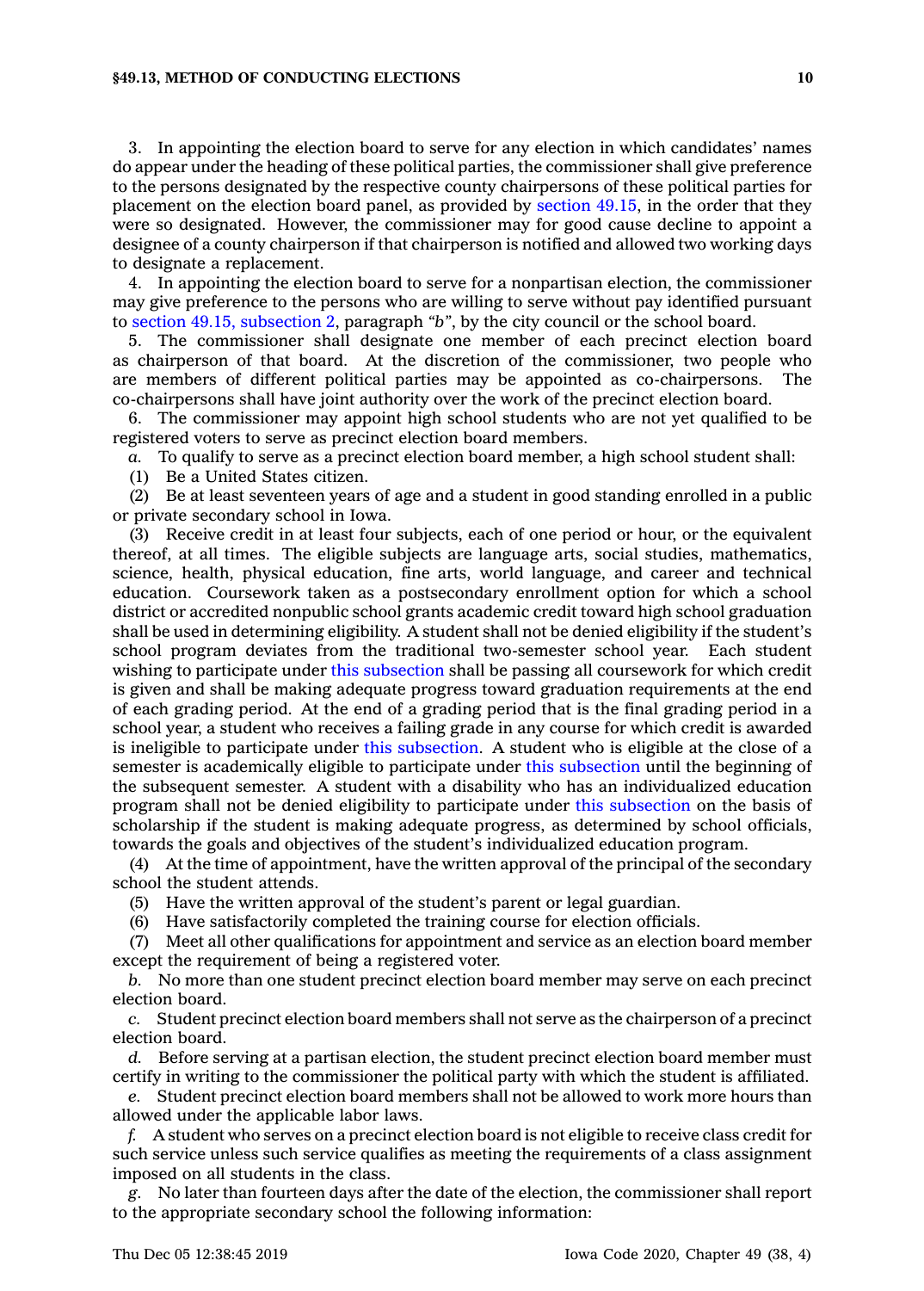3. In appointing the election board to serve for any election in which candidates' names do appear under the heading of these political parties, the commissioner shall give preference to the persons designated by the respective county chairpersons of these political parties for placement on the election board panel, as provided by section 49.15, in the order that they were so designated. However, the commissioner may for good cause decline to appoint a designee of a county chairperson if that chairperson is notified and allowed two working days to designate a replacement.

4. In appointing the election board to serve for a nonpartisan election, the commissioner may give preference to the persons who are willing to serve without pay identified pursuant to section 49.15, subsection 2, paragraph *"b"*, by the city council or the school board.

5. The commissioner shall designate one member of each precinct election board as chairperson of that board. At the discretion of the commissioner, two people who are members of different political parties may be appointed as co-chairpersons. The co-chairpersons shall have joint authority over the work of the precinct election board.

6. The commissioner may appoint high school students who are not yet qualified to be registered voters to serve as precinct election board members.

*a.* To qualify to serve as a precinct election board member, a high school student shall:

(1) Be a United States citizen.

(2) Be at least seventeen years of age and a student in good standing enrolled in a public or private secondary school in Iowa.

(3) Receive credit in at least four subjects, each of one period or hour, or the equivalent thereof, at all times. The eligible subjects are language arts, social studies, mathematics, science, health, physical education, fine arts, world language, and career and technical education. Coursework taken as a postsecondary enrollment option for which a school district or accredited nonpublic school grants academic credit toward high school graduation shall be used in determining eligibility. A student shall not be denied eligibility if the student's school program deviates from the traditional two-semester school year. Each student wishing to participate under this subsection shall be passing all coursework for which credit is given and shall be making adequate progress toward graduation requirements at the end of each grading period. At the end of a grading period that is the final grading period in a school year, a student who receives a failing grade in any course for which credit is awarded is ineligible to participate under this subsection. A student who is eligible at the close of a semester is academically eligible to participate under this subsection until the beginning of the subsequent semester. A student with a disability who has an individualized education program shall not be denied eligibility to participate under this subsection on the basis of scholarship if the student is making adequate progress, as determined by school officials, towards the goals and objectives of the student's individualized education program.

(4) At the time of appointment, have the written approval of the principal of the secondary school the student attends.

(5) Have the written approval of the student's parent or legal guardian.

(6) Have satisfactorily completed the training course for election officials.

(7) Meet all other qualifications for appointment and service as an election board member except the requirement of being a registered voter.

*b.* No more than one student precinct election board member may serve on each precinct election board.

*c.* Student precinct election board members shall not serve as the chairperson of a precinct election board.

*d.* Before serving at a partisan election, the student precinct election board member must certify in writing to the commissioner the political party with which the student is affiliated.

*e.* Student precinct election board members shall not be allowed to work more hours than allowed under the applicable labor laws.

*f.* A student who serves on a precinct election board is not eligible to receive class credit for such service unless such service qualifies as meeting the requirements of a class assignment imposed on all students in the class.

*g.* No later than fourteen days after the date of the election, the commissioner shall report to the appropriate secondary school the following information: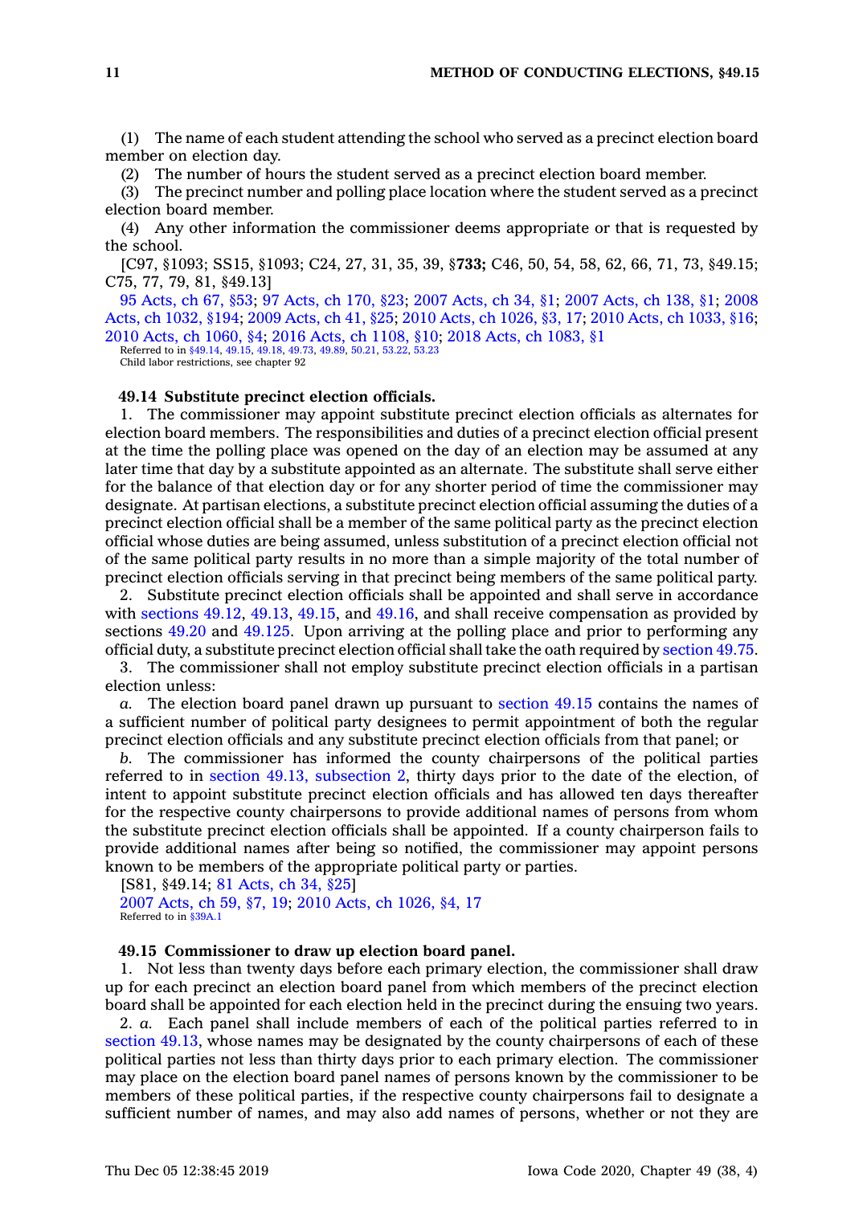(1) The name of each student attending the school who served as a precinct election board member on election day.

(2) The number of hours the student served as a precinct election board member.

(3) The precinct number and polling place location where the student served as a precinct election board member.

(4) Any other information the commissioner deems appropriate or that is requested by the school.

[C97, §1093; SS15, §1093; C24, 27, 31, 35, 39, §**733;** C46, 50, 54, 58, 62, 66, 71, 73, §49.15; C75, 77, 79, 81, §49.13]

95 Acts, ch 67, §53; 97 Acts, ch 170, §23; 2007 Acts, ch 34, §1; 2007 Acts, ch 138, §1; 2008 Acts, ch 1032, §194; 2009 Acts, ch 41, §25; 2010 Acts, ch 1026, §3, 17; 2010 Acts, ch 1033, §16; 2010 Acts, ch 1060, §4; 2016 Acts, ch 1108, §10; 2018 Acts, ch 1083, §1

Referred to in §49.14, 49.15, 49.18, 49.73, 49.89, 50.21, 53.22, 53.23

Child labor restrictions, see chapter 92

**49.14 Substitute precinct election officials.**

1. The commissioner may appoint substitute precinct election officials as alternates for election board members. The responsibilities and duties of a precinct election official present at the time the polling place was opened on the day of an election may be assumed at any later time that day by a substitute appointed as an alternate. The substitute shall serve either for the balance of that election day or for any shorter period of time the commissioner may designate. At partisan elections, a substitute precinct election official assuming the duties of a precinct election official shall be a member of the same political party as the precinct election official whose duties are being assumed, unless substitution of a precinct election official not of the same political party results in no more than a simple majority of the total number of precinct election officials serving in that precinct being members of the same political party.

2. Substitute precinct election officials shall be appointed and shall serve in accordance with sections 49.12, 49.13, 49.15, and 49.16, and shall receive compensation as provided by sections 49.20 and 49.125. Upon arriving at the polling place and prior to performing any official duty, a substitute precinct election official shall take the oath required by section 49.75.

3. The commissioner shall not employ substitute precinct election officials in a partisan election unless:

*a.* The election board panel drawn up pursuant to section 49.15 contains the names of a sufficient number of political party designees to permit appointment of both the regular precinct election officials and any substitute precinct election officials from that panel; or

*b.* The commissioner has informed the county chairpersons of the political parties referred to in section 49.13, subsection 2, thirty days prior to the date of the election, of intent to appoint substitute precinct election officials and has allowed ten days thereafter for the respective county chairpersons to provide additional names of persons from whom the substitute precinct election officials shall be appointed. If a county chairperson fails to provide additional names after being so notified, the commissioner may appoint persons known to be members of the appropriate political party or parties.

[S81, §49.14; 81 Acts, ch 34, §25]

2007 Acts, ch 59, §7, 19; 2010 Acts, ch 1026, §4, 17

Referred to in §39A.1

**49.15 Commissioner to draw up election board panel.**

1. Not less than twenty days before each primary election, the commissioner shall draw up for each precinct an election board panel from which members of the precinct election board shall be appointed for each election held in the precinct during the ensuing two years.

2. *a.* Each panel shall include members of each of the political parties referred to in section 49.13, whose names may be designated by the county chairpersons of each of these political parties not less than thirty days prior to each primary election. The commissioner may place on the election board panel names of persons known by the commissioner to be members of these political parties, if the respective county chairpersons fail to designate a sufficient number of names, and may also add names of persons, whether or not they are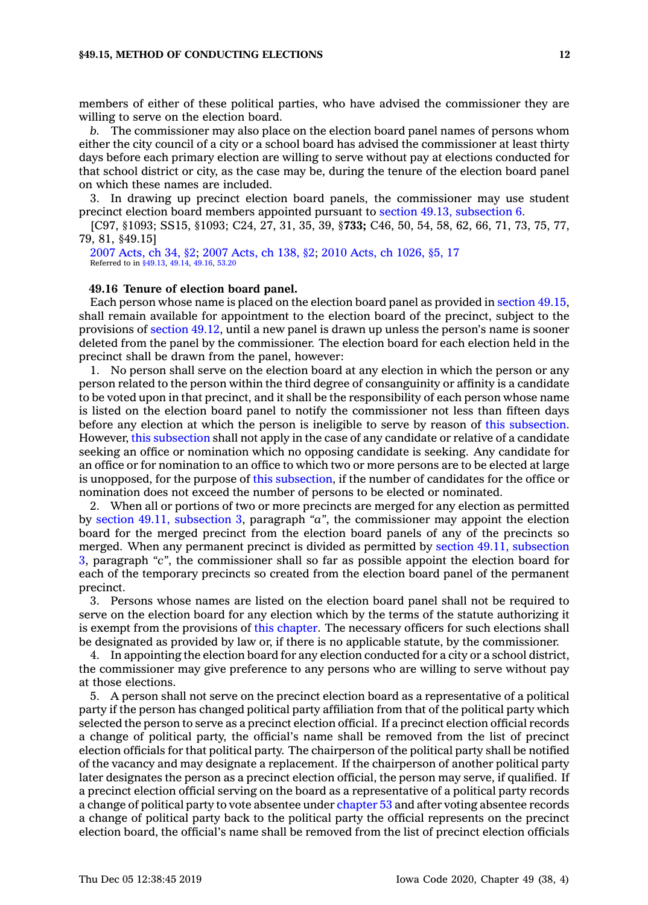members of either of these political parties, who have advised the commissioner they are willing to serve on the election board.

*b.* The commissioner may also place on the election board panel names of persons whom either the city council of a city or a school board has advised the commissioner at least thirty days before each primary election are willing to serve without pay at elections conducted for that school district or city, as the case may be, during the tenure of the election board panel on which these names are included.

3. In drawing up precinct election board panels, the commissioner may use student precinct election board members appointed pursuant to section 49.13, subsection 6.

[C97, §1093; SS15, §1093; C24, 27, 31, 35, 39, §**733;** C46, 50, 54, 58, 62, 66, 71, 73, 75, 77, 79, 81, §49.15]

2007 Acts, ch 34, §2; 2007 Acts, ch 138, §2; 2010 Acts, ch 1026, §5, 17
Referred to in §49.13, 49.14, 49.16, 53.20

**49.16 Tenure of election board panel.**

Each person whose name is placed on the election board panel as provided in section 49.15, shall remain available for appointment to the election board of the precinct, subject to the provisions of section 49.12, until a new panel is drawn up unless the person's name is sooner deleted from the panel by the commissioner. The election board for each election held in the precinct shall be drawn from the panel, however:

1. No person shall serve on the election board at any election in which the person or any person related to the person within the third degree of consanguinity or affinity is a candidate to be voted upon in that precinct, and it shall be the responsibility of each person whose name is listed on the election board panel to notify the commissioner not less than fifteen days before any election at which the person is ineligible to serve by reason of this subsection. However, this subsection shall not apply in the case of any candidate or relative of a candidate seeking an office or nomination which no opposing candidate is seeking. Any candidate for an office or for nomination to an office to which two or more persons are to be elected at large is unopposed, for the purpose of this subsection, if the number of candidates for the office or nomination does not exceed the number of persons to be elected or nominated.

2. When all or portions of two or more precincts are merged for any election as permitted by section 49.11, subsection 3, paragraph *"a"*, the commissioner may appoint the election board for the merged precinct from the election board panels of any of the precincts so merged. When any permanent precinct is divided as permitted by section 49.11, subsection 3, paragraph *"c"*, the commissioner shall so far as possible appoint the election board for each of the temporary precincts so created from the election board panel of the permanent precinct.

3. Persons whose names are listed on the election board panel shall not be required to serve on the election board for any election which by the terms of the statute authorizing it is exempt from the provisions of this chapter. The necessary officers for such elections shall be designated as provided by law or, if there is no applicable statute, by the commissioner.

4. In appointing the election board for any election conducted for a city or a school district, the commissioner may give preference to any persons who are willing to serve without pay at those elections.

5. A person shall not serve on the precinct election board as a representative of a political party if the person has changed political party affiliation from that of the political party which selected the person to serve as a precinct election official. If a precinct election official records a change of political party, the official's name shall be removed from the list of precinct election officials for that political party. The chairperson of the political party shall be notified of the vacancy and may designate a replacement. If the chairperson of another political party later designates the person as a precinct election official, the person may serve, if qualified. If a precinct election official serving on the board as a representative of a political party records a change of political party to vote absentee under chapter 53 and after voting absentee records a change of political party back to the political party the official represents on the precinct election board, the official's name shall be removed from the list of precinct election officials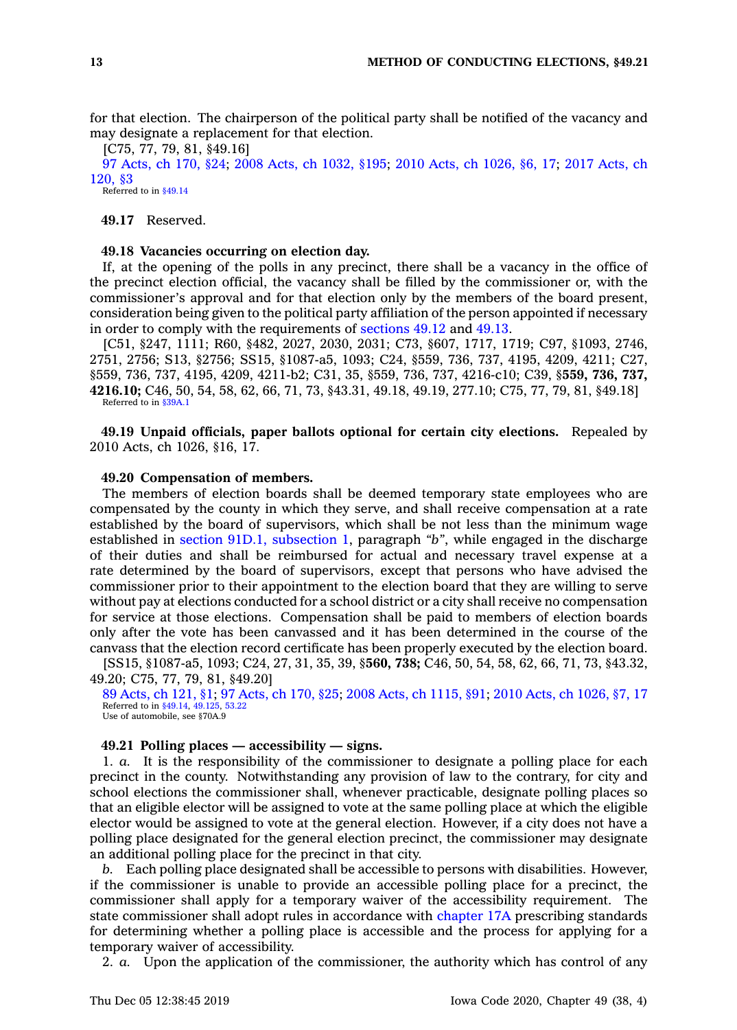for that election. The chairperson of the political party shall be notified of the vacancy and may designate a replacement for that election.

[C75, 77, 79, 81, §49.16]

97 Acts, ch 170, §24; 2008 Acts, ch 1032, §195; 2010 Acts, ch 1026, §6, 17; 2017 Acts, ch 120, §3

Referred to in §49.14

**49.17** Reserved.

**49.18 Vacancies occurring on election day.**

If, at the opening of the polls in any precinct, there shall be a vacancy in the office of the precinct election official, the vacancy shall be filled by the commissioner or, with the commissioner's approval and for that election only by the members of the board present, consideration being given to the political party affiliation of the person appointed if necessary in order to comply with the requirements of sections 49.12 and 49.13.

[C51, §247, 1111; R60, §482, 2027, 2030, 2031; C73, §607, 1717, 1719; C97, §1093, 2746, 2751, 2756; S13, §2756; SS15, §1087-a5, 1093; C24, §559, 736, 737, 4195, 4209, 4211; C27, §559, 736, 737, 4195, 4209, 4211-b2; C31, 35, §559, 736, 737, 4216-c10; C39, §**559, 736, 737, 4216.10;** C46, 50, 54, 58, 62, 66, 71, 73, §43.31, 49.18, 49.19, 277.10; C75, 77, 79, 81, §49.18]

Referred to in §39A.1

**49.19 Unpaid officials, paper ballots optional for certain city elections.** Repealed by 2010 Acts, ch 1026, §16, 17.

**49.20 Compensation of members.**

The members of election boards shall be deemed temporary state employees who are compensated by the county in which they serve, and shall receive compensation at a rate established by the board of supervisors, which shall be not less than the minimum wage established in section 91D.1, subsection 1, paragraph *"b"*, while engaged in the discharge of their duties and shall be reimbursed for actual and necessary travel expense at a rate determined by the board of supervisors, except that persons who have advised the commissioner prior to their appointment to the election board that they are willing to serve without pay at elections conducted for a school district or a city shall receive no compensation for service at those elections. Compensation shall be paid to members of election boards only after the vote has been canvassed and it has been determined in the course of the canvass that the election record certificate has been properly executed by the election board.

[SS15, §1087-a5, 1093; C24, 27, 31, 35, 39, §**560, 738;** C46, 50, 54, 58, 62, 66, 71, 73, §43.32, 49.20; C75, 77, 79, 81, §49.20]

89 Acts, ch 121, §1; 97 Acts, ch 170, §25; 2008 Acts, ch 1115, §91; 2010 Acts, ch 1026, §7, 17

Referred to in §49.14, 49.125, 53.22

Use of automobile, see §70A.9

**49.21 Polling places — accessibility — signs.**

1. *a.* It is the responsibility of the commissioner to designate a polling place for each precinct in the county. Notwithstanding any provision of law to the contrary, for city and school elections the commissioner shall, whenever practicable, designate polling places so that an eligible elector will be assigned to vote at the same polling place at which the eligible elector would be assigned to vote at the general election. However, if a city does not have a polling place designated for the general election precinct, the commissioner may designate an additional polling place for the precinct in that city.

*b.* Each polling place designated shall be accessible to persons with disabilities. However, if the commissioner is unable to provide an accessible polling place for a precinct, the commissioner shall apply for a temporary waiver of the accessibility requirement. The state commissioner shall adopt rules in accordance with chapter 17A prescribing standards for determining whether a polling place is accessible and the process for applying for a temporary waiver of accessibility.

2. *a.* Upon the application of the commissioner, the authority which has control of any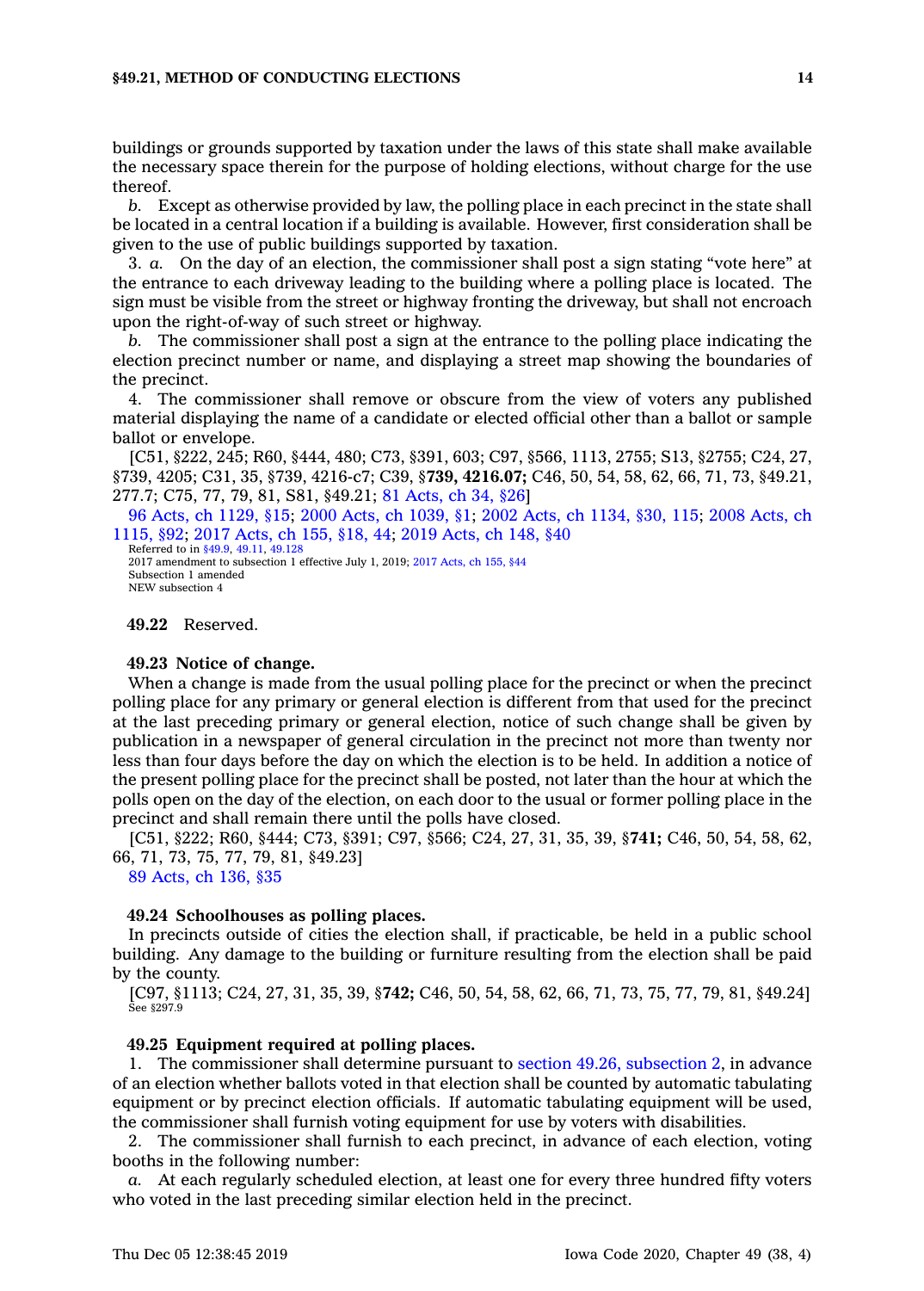buildings or grounds supported by taxation under the laws of this state shall make available the necessary space therein for the purpose of holding elections, without charge for the use thereof.

*b.* Except as otherwise provided by law, the polling place in each precinct in the state shall be located in a central location if a building is available. However, first consideration shall be given to the use of public buildings supported by taxation.

3. *a.* On the day of an election, the commissioner shall post a sign stating "vote here" at the entrance to each driveway leading to the building where a polling place is located. The sign must be visible from the street or highway fronting the driveway, but shall not encroach upon the right-of-way of such street or highway.

*b.* The commissioner shall post a sign at the entrance to the polling place indicating the election precinct number or name, and displaying a street map showing the boundaries of the precinct.

4. The commissioner shall remove or obscure from the view of voters any published material displaying the name of a candidate or elected official other than a ballot or sample ballot or envelope.

[C51, §222, 245; R60, §444, 480; C73, §391, 603; C97, §566, 1113, 2755; S13, §2755; C24, 27, §739, 4205; C31, 35, §739, 4216-c7; C39, §**739, 4216.07;** C46, 50, 54, 58, 62, 66, 71, 73, §49.21, 277.7; C75, 77, 79, 81, S81, §49.21; 81 Acts, ch 34, §26]

96 Acts, ch 1129, §15; 2000 Acts, ch 1039, §1; 2002 Acts, ch 1134, §30, 115; 2008 Acts, ch 1115, §92; 2017 Acts, ch 155, §18, 44; 2019 Acts, ch 148, §40

Referred to in §49.9, 49.11, 49.128
2017 amendment to subsection 1 effective July 1, 2019; 2017 Acts, ch 155, §44
Subsection 1 amended
NEW subsection 4

**49.22** Reserved.

**49.23 Notice of change.**

When a change is made from the usual polling place for the precinct or when the precinct polling place for any primary or general election is different from that used for the precinct at the last preceding primary or general election, notice of such change shall be given by publication in a newspaper of general circulation in the precinct not more than twenty nor less than four days before the day on which the election is to be held. In addition a notice of the present polling place for the precinct shall be posted, not later than the hour at which the polls open on the day of the election, on each door to the usual or former polling place in the precinct and shall remain there until the polls have closed.

[C51, §222; R60, §444; C73, §391; C97, §566; C24, 27, 31, 35, 39, §**741;** C46, 50, 54, 58, 62, 66, 71, 73, 75, 77, 79, 81, §49.23]

89 Acts, ch 136, §35

**49.24 Schoolhouses as polling places.**

In precincts outside of cities the election shall, if practicable, be held in a public school building. Any damage to the building or furniture resulting from the election shall be paid by the county.

[C97, §1113; C24, 27, 31, 35, 39, §**742;** C46, 50, 54, 58, 62, 66, 71, 73, 75, 77, 79, 81, §49.24]

See §297.9

**49.25 Equipment required at polling places.**

1. The commissioner shall determine pursuant to section 49.26, subsection 2, in advance of an election whether ballots voted in that election shall be counted by automatic tabulating equipment or by precinct election officials. If automatic tabulating equipment will be used, the commissioner shall furnish voting equipment for use by voters with disabilities.

2. The commissioner shall furnish to each precinct, in advance of each election, voting booths in the following number:

*a.* At each regularly scheduled election, at least one for every three hundred fifty voters who voted in the last preceding similar election held in the precinct.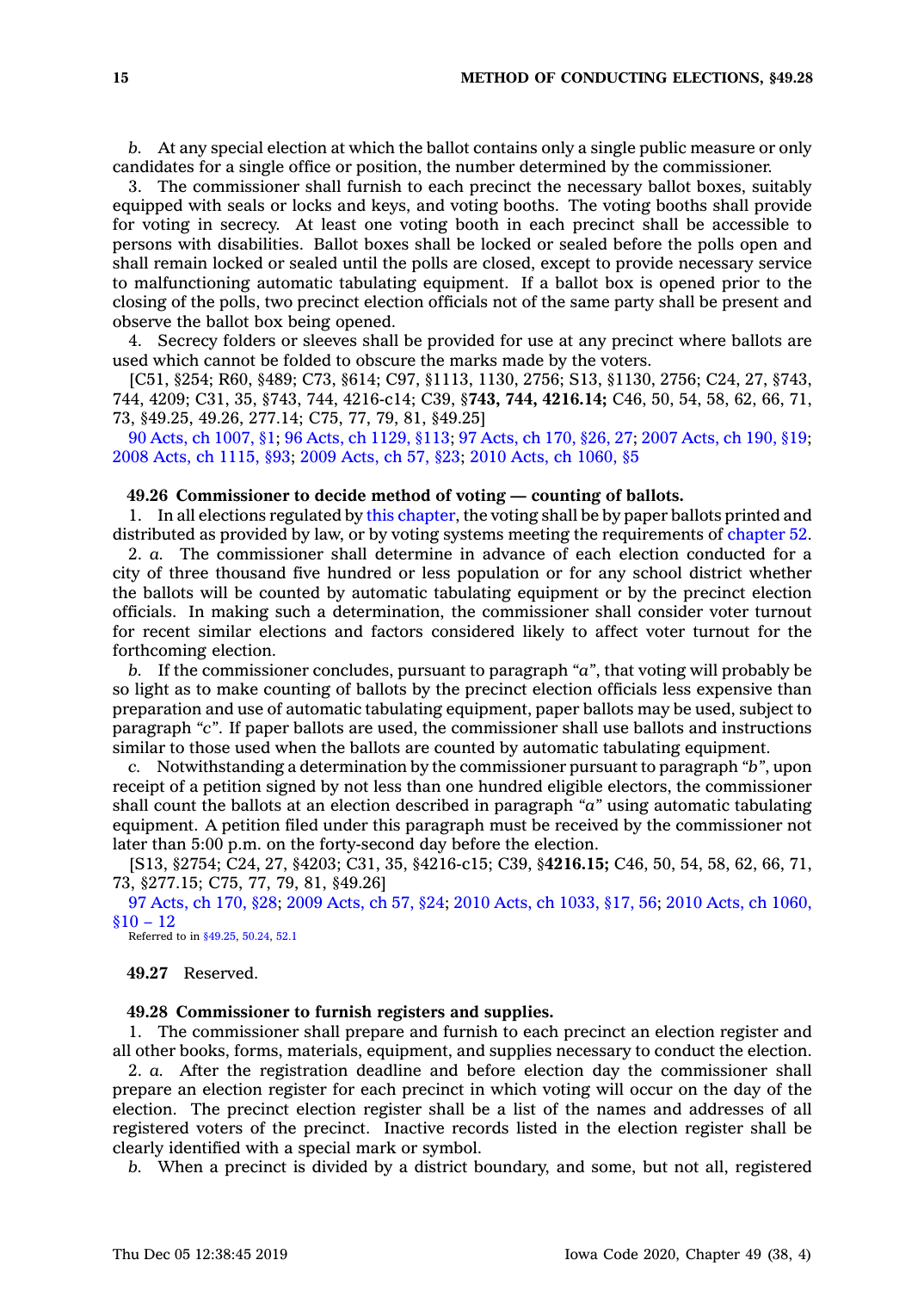*b.* At any special election at which the ballot contains only a single public measure or only candidates for a single office or position, the number determined by the commissioner.

3. The commissioner shall furnish to each precinct the necessary ballot boxes, suitably equipped with seals or locks and keys, and voting booths. The voting booths shall provide for voting in secrecy. At least one voting booth in each precinct shall be accessible to persons with disabilities. Ballot boxes shall be locked or sealed before the polls open and shall remain locked or sealed until the polls are closed, except to provide necessary service to malfunctioning automatic tabulating equipment. If a ballot box is opened prior to the closing of the polls, two precinct election officials not of the same party shall be present and observe the ballot box being opened.

4. Secrecy folders or sleeves shall be provided for use at any precinct where ballots are used which cannot be folded to obscure the marks made by the voters.

[C51, §254; R60, §489; C73, §614; C97, §1113, 1130, 2756; S13, §1130, 2756; C24, 27, §743, 744, 4209; C31, 35, §743, 744, 4216-c14; C39, §**743, 744, 4216.14;** C46, 50, 54, 58, 62, 66, 71, 73, §49.25, 49.26, 277.14; C75, 77, 79, 81, §49.25]

90 Acts, ch 1007, §1; 96 Acts, ch 1129, §113; 97 Acts, ch 170, §26, 27; 2007 Acts, ch 190, §19; 2008 Acts, ch 1115, §93; 2009 Acts, ch 57, §23; 2010 Acts, ch 1060, §5

**49.26 Commissioner to decide method of voting — counting of ballots.**

1. In all elections regulated by this chapter, the voting shall be by paper ballots printed and distributed as provided by law, or by voting systems meeting the requirements of chapter 52.

2. *a.* The commissioner shall determine in advance of each election conducted for a city of three thousand five hundred or less population or for any school district whether the ballots will be counted by automatic tabulating equipment or by the precinct election officials. In making such a determination, the commissioner shall consider voter turnout for recent similar elections and factors considered likely to affect voter turnout for the forthcoming election.

*b.* If the commissioner concludes, pursuant to paragraph *"a"*, that voting will probably be so light as to make counting of ballots by the precinct election officials less expensive than preparation and use of automatic tabulating equipment, paper ballots may be used, subject to paragraph *"c"*. If paper ballots are used, the commissioner shall use ballots and instructions similar to those used when the ballots are counted by automatic tabulating equipment.

*c.* Notwithstanding a determination by the commissioner pursuant to paragraph *"b"*, upon receipt of a petition signed by not less than one hundred eligible electors, the commissioner shall count the ballots at an election described in paragraph *"a"* using automatic tabulating equipment. A petition filed under this paragraph must be received by the commissioner not later than 5:00 p.m. on the forty-second day before the election.

[S13, §2754; C24, 27, §4203; C31, 35, §4216-c15; C39, §**4216.15;** C46, 50, 54, 58, 62, 66, 71, 73, §277.15; C75, 77, 79, 81, §49.26]

97 Acts, ch 170, §28; 2009 Acts, ch 57, §24; 2010 Acts, ch 1033, §17, 56; 2010 Acts, ch 1060, §10 – 12

Referred to in §49.25, 50.24, 52.1

**49.27** Reserved.

**49.28 Commissioner to furnish registers and supplies.**

1. The commissioner shall prepare and furnish to each precinct an election register and all other books, forms, materials, equipment, and supplies necessary to conduct the election.

2. *a.* After the registration deadline and before election day the commissioner shall prepare an election register for each precinct in which voting will occur on the day of the election. The precinct election register shall be a list of the names and addresses of all registered voters of the precinct. Inactive records listed in the election register shall be clearly identified with a special mark or symbol.

*b.* When a precinct is divided by a district boundary, and some, but not all, registered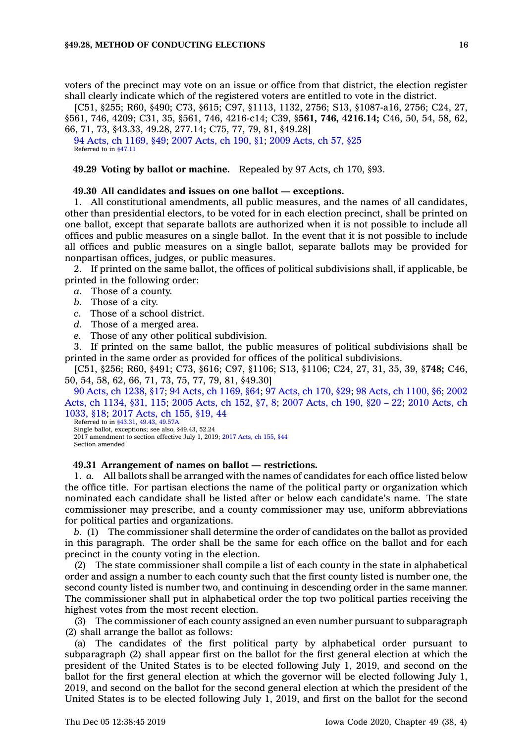voters of the precinct may vote on an issue or office from that district, the election register shall clearly indicate which of the registered voters are entitled to vote in the district.

[C51, §255; R60, §490; C73, §615; C97, §1113, 1132, 2756; S13, §1087-a16, 2756; C24, 27, §561, 746, 4209; C31, 35, §561, 746, 4216-c14; C39, §**561, 746, 4216.14;** C46, 50, 54, 58, 62, 66, 71, 73, §43.33, 49.28, 277.14; C75, 77, 79, 81, §49.28]

94 Acts, ch 1169, §49; 2007 Acts, ch 190, §1; 2009 Acts, ch 57, §25
Referred to in §47.11

**49.29 Voting by ballot or machine.** Repealed by 97 Acts, ch 170, §93.

**49.30 All candidates and issues on one ballot — exceptions.**

1. All constitutional amendments, all public measures, and the names of all candidates, other than presidential electors, to be voted for in each election precinct, shall be printed on one ballot, except that separate ballots are authorized when it is not possible to include all offices and public measures on a single ballot. In the event that it is not possible to include all offices and public measures on a single ballot, separate ballots may be provided for nonpartisan offices, judges, or public measures.

2. If printed on the same ballot, the offices of political subdivisions shall, if applicable, be printed in the following order:

*a.* Those of a county.
*b.* Those of a city.
*c.* Those of a school district.
*d.* Those of a merged area.
*e.* Those of any other political subdivision.

3. If printed on the same ballot, the public measures of political subdivisions shall be printed in the same order as provided for offices of the political subdivisions.

[C51, §256; R60, §491; C73, §616; C97, §1106; S13, §1106; C24, 27, 31, 35, 39, §**748;** C46, 50, 54, 58, 62, 66, 71, 73, 75, 77, 79, 81, §49.30]

90 Acts, ch 1238, §17; 94 Acts, ch 1169, §64; 97 Acts, ch 170, §29; 98 Acts, ch 1100, §6; 2002 Acts, ch 1134, §31, 115; 2005 Acts, ch 152, §7, 8; 2007 Acts, ch 190, §20 – 22; 2010 Acts, ch 1033, §18; 2017 Acts, ch 155, §19, 44
Referred to in §43.31, 49.43, 49.57A
Single ballot, exceptions; see also, §49.43, 52.24
2017 amendment to section effective July 1, 2019; 2017 Acts, ch 155, §44
Section amended

**49.31 Arrangement of names on ballot — restrictions.**

1. *a.* All ballots shall be arranged with the names of candidates for each office listed below the office title. For partisan elections the name of the political party or organization which nominated each candidate shall be listed after or below each candidate's name. The state commissioner may prescribe, and a county commissioner may use, uniform abbreviations for political parties and organizations.

*b.* (1) The commissioner shall determine the order of candidates on the ballot as provided in this paragraph. The order shall be the same for each office on the ballot and for each precinct in the county voting in the election.

(2) The state commissioner shall compile a list of each county in the state in alphabetical order and assign a number to each county such that the first county listed is number one, the second county listed is number two, and continuing in descending order in the same manner. The commissioner shall put in alphabetical order the top two political parties receiving the highest votes from the most recent election.

(3) The commissioner of each county assigned an even number pursuant to subparagraph (2) shall arrange the ballot as follows:

(a) The candidates of the first political party by alphabetical order pursuant to subparagraph (2) shall appear first on the ballot for the first general election at which the president of the United States is to be elected following July 1, 2019, and second on the ballot for the first general election at which the governor will be elected following July 1, 2019, and second on the ballot for the second general election at which the president of the United States is to be elected following July 1, 2019, and first on the ballot for the second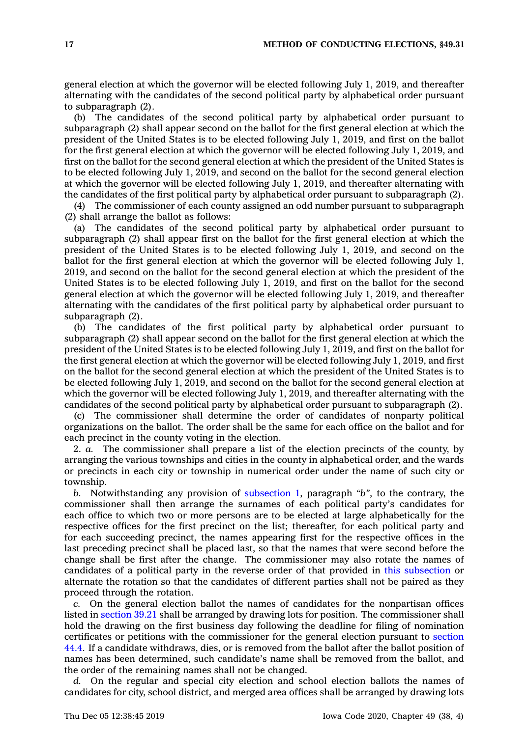general election at which the governor will be elected following July 1, 2019, and thereafter alternating with the candidates of the second political party by alphabetical order pursuant to subparagraph (2).

(b) The candidates of the second political party by alphabetical order pursuant to subparagraph (2) shall appear second on the ballot for the first general election at which the president of the United States is to be elected following July 1, 2019, and first on the ballot for the first general election at which the governor will be elected following July 1, 2019, and first on the ballot for the second general election at which the president of the United States is to be elected following July 1, 2019, and second on the ballot for the second general election at which the governor will be elected following July 1, 2019, and thereafter alternating with the candidates of the first political party by alphabetical order pursuant to subparagraph (2).

(4) The commissioner of each county assigned an odd number pursuant to subparagraph (2) shall arrange the ballot as follows:

(a) The candidates of the second political party by alphabetical order pursuant to subparagraph (2) shall appear first on the ballot for the first general election at which the president of the United States is to be elected following July 1, 2019, and second on the ballot for the first general election at which the governor will be elected following July 1, 2019, and second on the ballot for the second general election at which the president of the United States is to be elected following July 1, 2019, and first on the ballot for the second general election at which the governor will be elected following July 1, 2019, and thereafter alternating with the candidates of the first political party by alphabetical order pursuant to subparagraph (2).

(b) The candidates of the first political party by alphabetical order pursuant to subparagraph (2) shall appear second on the ballot for the first general election at which the president of the United States is to be elected following July 1, 2019, and first on the ballot for the first general election at which the governor will be elected following July 1, 2019, and first on the ballot for the second general election at which the president of the United States is to be elected following July 1, 2019, and second on the ballot for the second general election at which the governor will be elected following July 1, 2019, and thereafter alternating with the candidates of the second political party by alphabetical order pursuant to subparagraph (2).

(c) The commissioner shall determine the order of candidates of nonparty political organizations on the ballot. The order shall be the same for each office on the ballot and for each precinct in the county voting in the election.

2. *a.* The commissioner shall prepare a list of the election precincts of the county, by arranging the various townships and cities in the county in alphabetical order, and the wards or precincts in each city or township in numerical order under the name of such city or township.

*b.* Notwithstanding any provision of subsection 1, paragraph "*b*", to the contrary, the commissioner shall then arrange the surnames of each political party's candidates for each office to which two or more persons are to be elected at large alphabetically for the respective offices for the first precinct on the list; thereafter, for each political party and for each succeeding precinct, the names appearing first for the respective offices in the last preceding precinct shall be placed last, so that the names that were second before the change shall be first after the change. The commissioner may also rotate the names of candidates of a political party in the reverse order of that provided in this subsection or alternate the rotation so that the candidates of different parties shall not be paired as they proceed through the rotation.

*c.* On the general election ballot the names of candidates for the nonpartisan offices listed in section 39.21 shall be arranged by drawing lots for position. The commissioner shall hold the drawing on the first business day following the deadline for filing of nomination certificates or petitions with the commissioner for the general election pursuant to section 44.4. If a candidate withdraws, dies, or is removed from the ballot after the ballot position of names has been determined, such candidate's name shall be removed from the ballot, and the order of the remaining names shall not be changed.

*d.* On the regular and special city election and school election ballots the names of candidates for city, school district, and merged area offices shall be arranged by drawing lots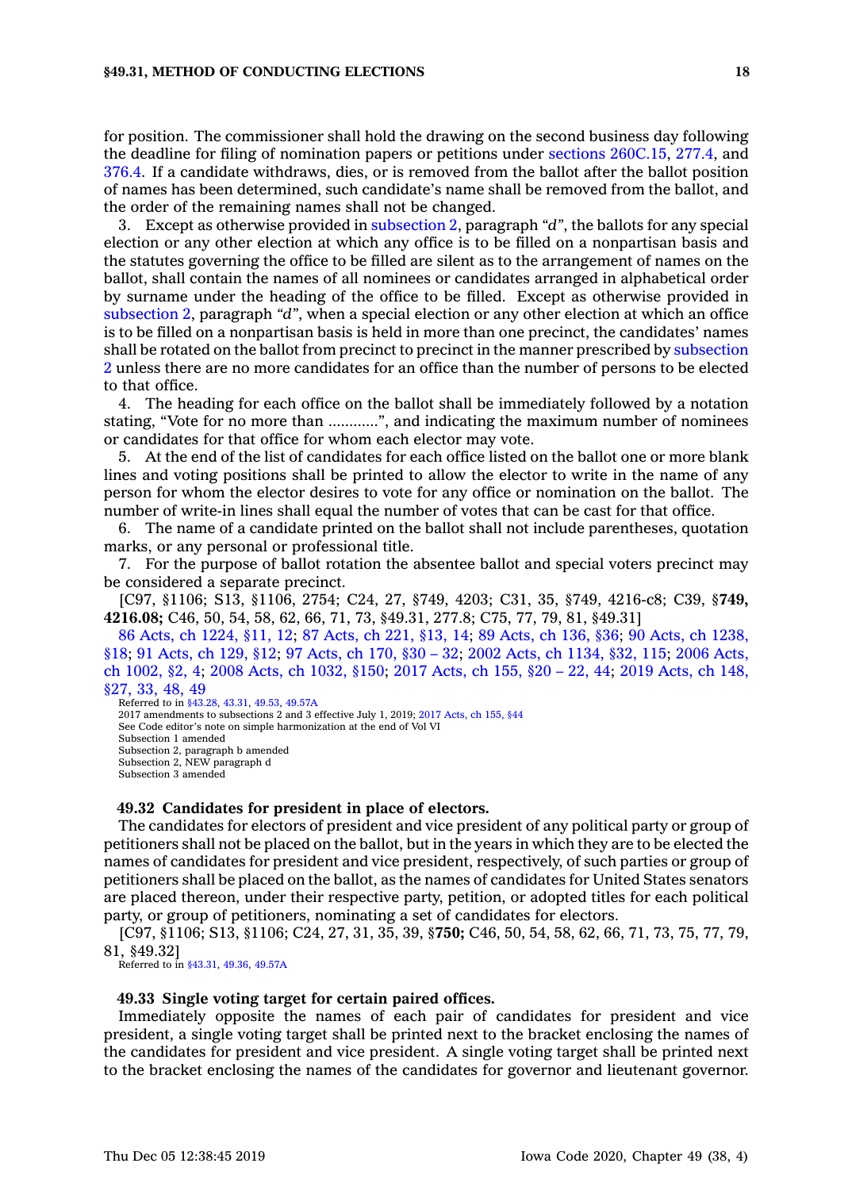for position. The commissioner shall hold the drawing on the second business day following the deadline for filing of nomination papers or petitions under sections 260C.15, 277.4, and 376.4. If a candidate withdraws, dies, or is removed from the ballot after the ballot position of names has been determined, such candidate's name shall be removed from the ballot, and the order of the remaining names shall not be changed.

3. Except as otherwise provided in subsection 2, paragraph *"d"*, the ballots for any special election or any other election at which any office is to be filled on a nonpartisan basis and the statutes governing the office to be filled are silent as to the arrangement of names on the ballot, shall contain the names of all nominees or candidates arranged in alphabetical order by surname under the heading of the office to be filled. Except as otherwise provided in subsection 2, paragraph *"d"*, when a special election or any other election at which an office is to be filled on a nonpartisan basis is held in more than one precinct, the candidates' names shall be rotated on the ballot from precinct to precinct in the manner prescribed by subsection 2 unless there are no more candidates for an office than the number of persons to be elected to that office.

4. The heading for each office on the ballot shall be immediately followed by a notation stating, "Vote for no more than ............", and indicating the maximum number of nominees or candidates for that office for whom each elector may vote.

5. At the end of the list of candidates for each office listed on the ballot one or more blank lines and voting positions shall be printed to allow the elector to write in the name of any person for whom the elector desires to vote for any office or nomination on the ballot. The number of write-in lines shall equal the number of votes that can be cast for that office.

6. The name of a candidate printed on the ballot shall not include parentheses, quotation marks, or any personal or professional title.

7. For the purpose of ballot rotation the absentee ballot and special voters precinct may be considered a separate precinct.

[C97, §1106; S13, §1106, 2754; C24, 27, §749, 4203; C31, 35, §749, 4216-c8; C39, §**749, 4216.08;** C46, 50, 54, 58, 62, 66, 71, 73, §49.31, 277.8; C75, 77, 79, 81, §49.31]

86 Acts, ch 1224, §11, 12; 87 Acts, ch 221, §13, 14; 89 Acts, ch 136, §36; 90 Acts, ch 1238, §18; 91 Acts, ch 129, §12; 97 Acts, ch 170, §30 – 32; 2002 Acts, ch 1134, §32, 115; 2006 Acts, ch 1002, §2, 4; 2008 Acts, ch 1032, §150; 2017 Acts, ch 155, §20 – 22, 44; 2019 Acts, ch 148, §27, 33, 48, 49

Referred to in §43.28, 43.31, 49.53, 49.57A
2017 amendments to subsections 2 and 3 effective July 1, 2019; 2017 Acts, ch 155, §44
See Code editor's note on simple harmonization at the end of Vol VI
Subsection 1 amended
Subsection 2, paragraph b amended
Subsection 2, NEW paragraph d
Subsection 3 amended

**49.32 Candidates for president in place of electors.**

The candidates for electors of president and vice president of any political party or group of petitioners shall not be placed on the ballot, but in the years in which they are to be elected the names of candidates for president and vice president, respectively, of such parties or group of petitioners shall be placed on the ballot, as the names of candidates for United States senators are placed thereon, under their respective party, petition, or adopted titles for each political party, or group of petitioners, nominating a set of candidates for electors.

[C97, §1106; S13, §1106; C24, 27, 31, 35, 39, §**750;** C46, 50, 54, 58, 62, 66, 71, 73, 75, 77, 79, 81, §49.32]

Referred to in §43.31, 49.36, 49.57A

**49.33 Single voting target for certain paired offices.**

Immediately opposite the names of each pair of candidates for president and vice president, a single voting target shall be printed next to the bracket enclosing the names of the candidates for president and vice president. A single voting target shall be printed next to the bracket enclosing the names of the candidates for governor and lieutenant governor.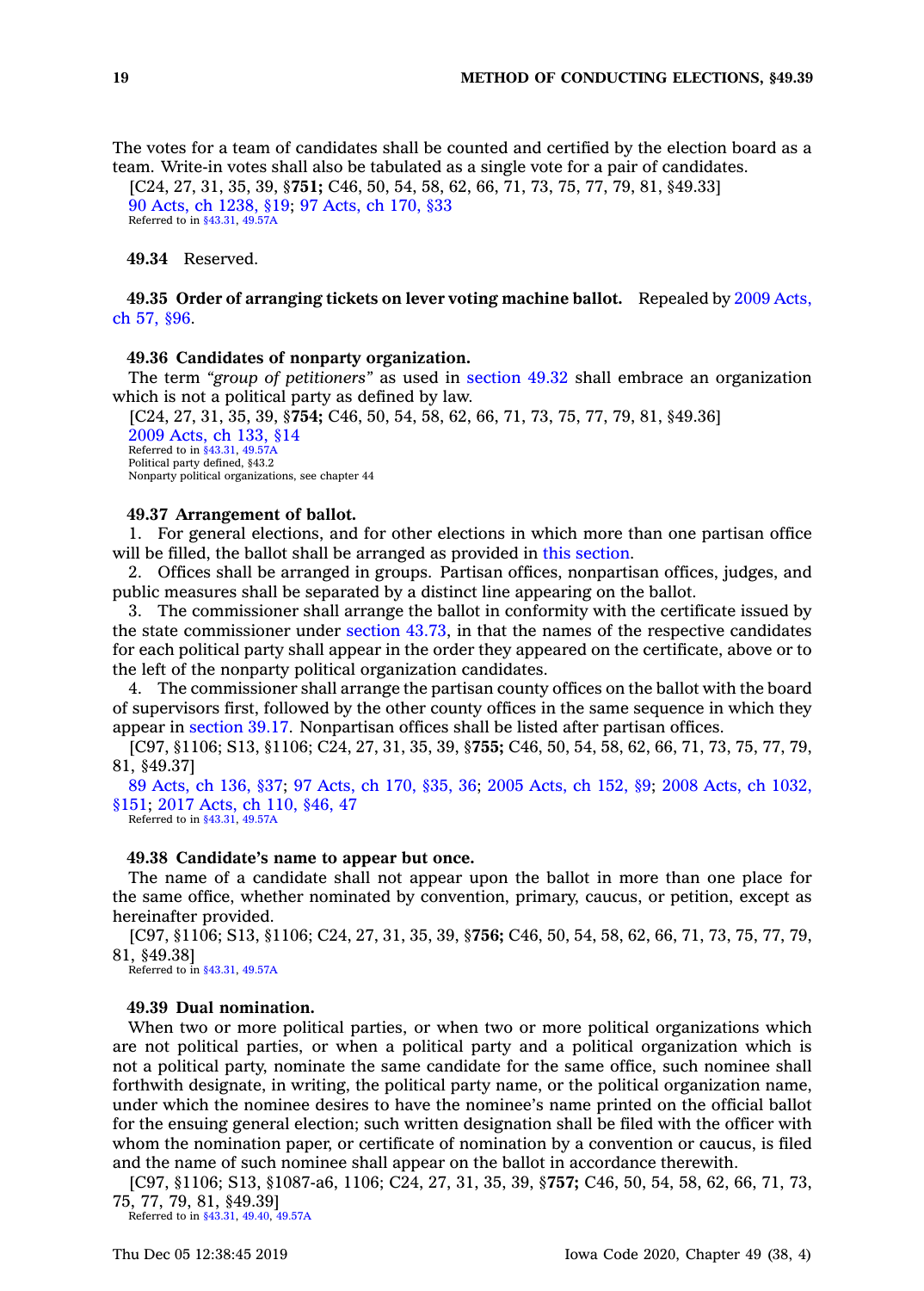The votes for a team of candidates shall be counted and certified by the election board as a team. Write-in votes shall also be tabulated as a single vote for a pair of candidates.

[C24, 27, 31, 35, 39, §**751;** C46, 50, 54, 58, 62, 66, 71, 73, 75, 77, 79, 81, §49.33]

90 Acts, ch 1238, §19; 97 Acts, ch 170, §33

Referred to in §43.31, 49.57A

**49.34** Reserved.

**49.35 Order of arranging tickets on lever voting machine ballot.** Repealed by 2009 Acts, ch 57, §96.

**49.36 Candidates of nonparty organization.**

The term *"group of petitioners"* as used in section 49.32 shall embrace an organization which is not a political party as defined by law.

[C24, 27, 31, 35, 39, §**754;** C46, 50, 54, 58, 62, 66, 71, 73, 75, 77, 79, 81, §49.36]

2009 Acts, ch 133, §14

Referred to in §43.31, 49.57A

Political party defined, §43.2

Nonparty political organizations, see chapter 44

**49.37 Arrangement of ballot.**

1. For general elections, and for other elections in which more than one partisan office will be filled, the ballot shall be arranged as provided in this section.

2. Offices shall be arranged in groups. Partisan offices, nonpartisan offices, judges, and public measures shall be separated by a distinct line appearing on the ballot.

3. The commissioner shall arrange the ballot in conformity with the certificate issued by the state commissioner under section 43.73, in that the names of the respective candidates for each political party shall appear in the order they appeared on the certificate, above or to the left of the nonparty political organization candidates.

4. The commissioner shall arrange the partisan county offices on the ballot with the board of supervisors first, followed by the other county offices in the same sequence in which they appear in section 39.17. Nonpartisan offices shall be listed after partisan offices.

[C97, §1106; S13, §1106; C24, 27, 31, 35, 39, §**755;** C46, 50, 54, 58, 62, 66, 71, 73, 75, 77, 79, 81, §49.37]

89 Acts, ch 136, §37; 97 Acts, ch 170, §35, 36; 2005 Acts, ch 152, §9; 2008 Acts, ch 1032, §151; 2017 Acts, ch 110, §46, 47

Referred to in §43.31, 49.57A

**49.38 Candidate's name to appear but once.**

The name of a candidate shall not appear upon the ballot in more than one place for the same office, whether nominated by convention, primary, caucus, or petition, except as hereinafter provided.

[C97, §1106; S13, §1106; C24, 27, 31, 35, 39, §**756;** C46, 50, 54, 58, 62, 66, 71, 73, 75, 77, 79, 81, §49.38]

Referred to in §43.31, 49.57A

**49.39 Dual nomination.**

When two or more political parties, or when two or more political organizations which are not political parties, or when a political party and a political organization which is not a political party, nominate the same candidate for the same office, such nominee shall forthwith designate, in writing, the political party name, or the political organization name, under which the nominee desires to have the nominee's name printed on the official ballot for the ensuing general election; such written designation shall be filed with the officer with whom the nomination paper, or certificate of nomination by a convention or caucus, is filed and the name of such nominee shall appear on the ballot in accordance therewith.

[C97, §1106; S13, §1087-a6, 1106; C24, 27, 31, 35, 39, §**757;** C46, 50, 54, 58, 62, 66, 71, 73, 75, 77, 79, 81, §49.39]

Referred to in §43.31, 49.40, 49.57A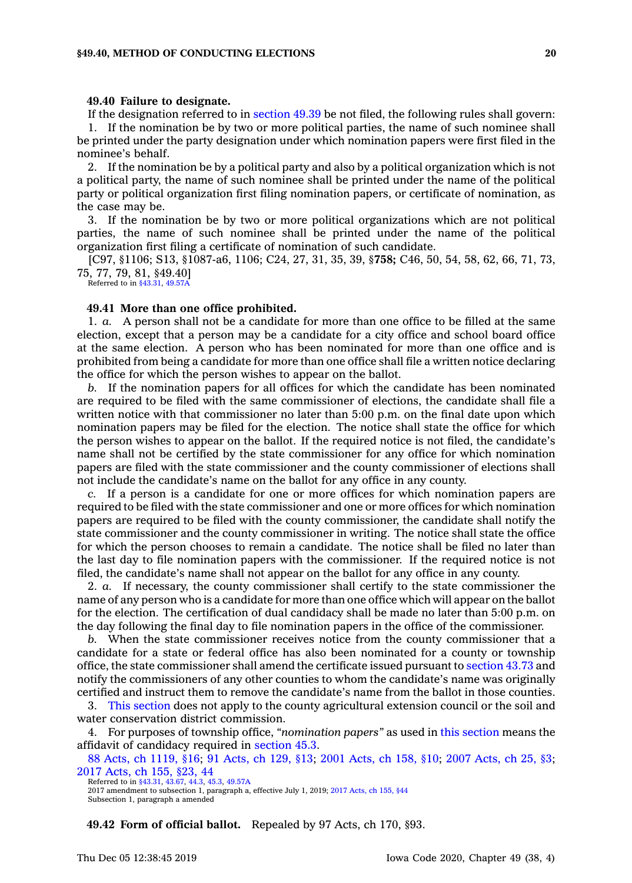**49.40 Failure to designate.**

If the designation referred to in section 49.39 be not filed, the following rules shall govern:

1. If the nomination be by two or more political parties, the name of such nominee shall be printed under the party designation under which nomination papers were first filed in the nominee's behalf.

2. If the nomination be by a political party and also by a political organization which is not a political party, the name of such nominee shall be printed under the name of the political party or political organization first filing nomination papers, or certificate of nomination, as the case may be.

3. If the nomination be by two or more political organizations which are not political parties, the name of such nominee shall be printed under the name of the political organization first filing a certificate of nomination of such candidate.

[C97, §1106; S13, §1087-a6, 1106; C24, 27, 31, 35, 39, §**758;** C46, 50, 54, 58, 62, 66, 71, 73, 75, 77, 79, 81, §49.40]

Referred to in §43.31, 49.57A

**49.41 More than one office prohibited.**

1. *a.* A person shall not be a candidate for more than one office to be filled at the same election, except that a person may be a candidate for a city office and school board office at the same election. A person who has been nominated for more than one office and is prohibited from being a candidate for more than one office shall file a written notice declaring the office for which the person wishes to appear on the ballot.

*b.* If the nomination papers for all offices for which the candidate has been nominated are required to be filed with the same commissioner of elections, the candidate shall file a written notice with that commissioner no later than 5:00 p.m. on the final date upon which nomination papers may be filed for the election. The notice shall state the office for which the person wishes to appear on the ballot. If the required notice is not filed, the candidate's name shall not be certified by the state commissioner for any office for which nomination papers are filed with the state commissioner and the county commissioner of elections shall not include the candidate's name on the ballot for any office in any county.

*c.* If a person is a candidate for one or more offices for which nomination papers are required to be filed with the state commissioner and one or more offices for which nomination papers are required to be filed with the county commissioner, the candidate shall notify the state commissioner and the county commissioner in writing. The notice shall state the office for which the person chooses to remain a candidate. The notice shall be filed no later than the last day to file nomination papers with the commissioner. If the required notice is not filed, the candidate's name shall not appear on the ballot for any office in any county.

2. *a.* If necessary, the county commissioner shall certify to the state commissioner the name of any person who is a candidate for more than one office which will appear on the ballot for the election. The certification of dual candidacy shall be made no later than 5:00 p.m. on the day following the final day to file nomination papers in the office of the commissioner.

*b.* When the state commissioner receives notice from the county commissioner that a candidate for a state or federal office has also been nominated for a county or township office, the state commissioner shall amend the certificate issued pursuant to section 43.73 and notify the commissioners of any other counties to whom the candidate's name was originally certified and instruct them to remove the candidate's name from the ballot in those counties.

3. This section does not apply to the county agricultural extension council or the soil and water conservation district commission.

4. For purposes of township office, *"nomination papers"* as used in this section means the affidavit of candidacy required in section 45.3.

88 Acts, ch 1119, §16; 91 Acts, ch 129, §13; 2001 Acts, ch 158, §10; 2007 Acts, ch 25, §3; 2017 Acts, ch 155, §23, 44

Referred to in §43.31, 43.67, 44.3, 45.3, 49.57A
2017 amendment to subsection 1, paragraph a, effective July 1, 2019; 2017 Acts, ch 155, §44
Subsection 1, paragraph a amended

**49.42 Form of official ballot.** Repealed by 97 Acts, ch 170, §93.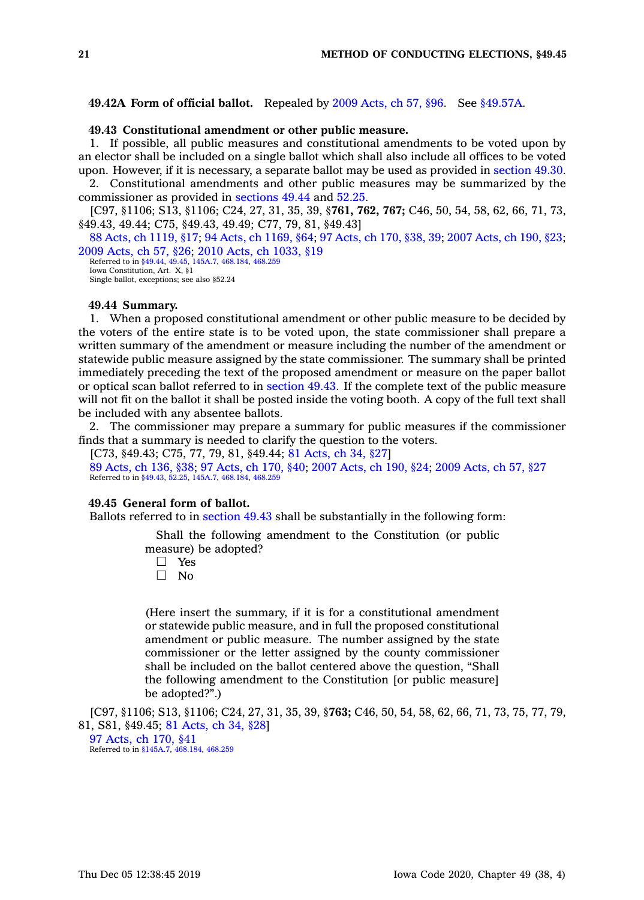**49.42A Form of official ballot.** Repealed by 2009 Acts, ch 57, §96. See §49.57A.

**49.43 Constitutional amendment or other public measure.**

1. If possible, all public measures and constitutional amendments to be voted upon by an elector shall be included on a single ballot which shall also include all offices to be voted upon. However, if it is necessary, a separate ballot may be used as provided in section 49.30.
2. Constitutional amendments and other public measures may be summarized by the commissioner as provided in sections 49.44 and 52.25.

[C97, §1106; S13, §1106; C24, 27, 31, 35, 39, §**761, 762, 767;** C46, 50, 54, 58, 62, 66, 71, 73, §49.43, 49.44; C75, §49.43, 49.49; C77, 79, 81, §49.43]

88 Acts, ch 1119, §17; 94 Acts, ch 1169, §64; 97 Acts, ch 170, §38, 39; 2007 Acts, ch 190, §23; 2009 Acts, ch 57, §26; 2010 Acts, ch 1033, §19

Referred to in §49.44, 49.45, 145A.7, 468.184, 468.259
Iowa Constitution, Art. X, §1
Single ballot, exceptions; see also §52.24

**49.44 Summary.**

1. When a proposed constitutional amendment or other public measure to be decided by the voters of the entire state is to be voted upon, the state commissioner shall prepare a written summary of the amendment or measure including the number of the amendment or statewide public measure assigned by the state commissioner. The summary shall be printed immediately preceding the text of the proposed amendment or measure on the paper ballot or optical scan ballot referred to in section 49.43. If the complete text of the public measure will not fit on the ballot it shall be posted inside the voting booth. A copy of the full text shall be included with any absentee ballots.
2. The commissioner may prepare a summary for public measures if the commissioner finds that a summary is needed to clarify the question to the voters.

[C73, §49.43; C75, 77, 79, 81, §49.44; 81 Acts, ch 34, §27]

89 Acts, ch 136, §38; 97 Acts, ch 170, §40; 2007 Acts, ch 190, §24; 2009 Acts, ch 57, §27

Referred to in §49.43, 52.25, 145A.7, 468.184, 468.259

**49.45 General form of ballot.**

Ballots referred to in section 49.43 shall be substantially in the following form:

> Shall the following amendment to the Constitution (or public measure) be adopted?
>
> ☐ Yes
> ☐ No
>
> (Here insert the summary, if it is for a constitutional amendment or statewide public measure, and in full the proposed constitutional amendment or public measure. The number assigned by the state commissioner or the letter assigned by the county commissioner shall be included on the ballot centered above the question, "Shall the following amendment to the Constitution [or public measure] be adopted?".)

[C97, §1106; S13, §1106; C24, 27, 31, 35, 39, §**763;** C46, 50, 54, 58, 62, 66, 71, 73, 75, 77, 79, 81, S81, §49.45; 81 Acts, ch 34, §28]

97 Acts, ch 170, §41

Referred to in §145A.7, 468.184, 468.259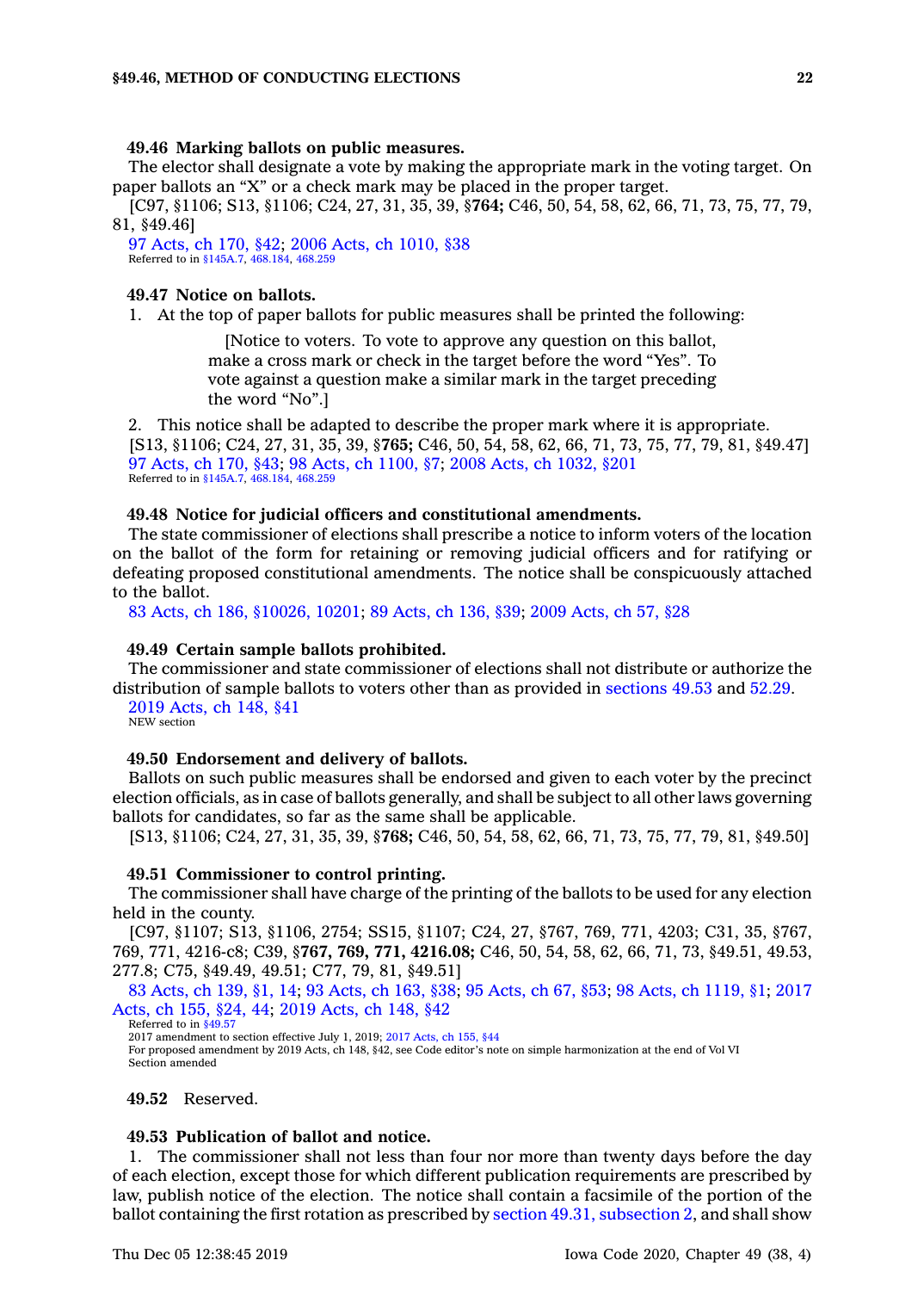### 49.46 Marking ballots on public measures.

The elector shall designate a vote by making the appropriate mark in the voting target. On paper ballots an "X" or a check mark may be placed in the proper target.

[C97, §1106; S13, §1106; C24, 27, 31, 35, 39, §**764;** C46, 50, 54, 58, 62, 66, 71, 73, 75, 77, 79, 81, §49.46]

97 Acts, ch 170, §42; 2006 Acts, ch 1010, §38

Referred to in §145A.7, 468.184, 468.259

### 49.47 Notice on ballots.

1. At the top of paper ballots for public measures shall be printed the following:

> [Notice to voters. To vote to approve any question on this ballot, make a cross mark or check in the target before the word "Yes". To vote against a question make a similar mark in the target preceding the word "No".]

2. This notice shall be adapted to describe the proper mark where it is appropriate.

[S13, §1106; C24, 27, 31, 35, 39, §**765;** C46, 50, 54, 58, 62, 66, 71, 73, 75, 77, 79, 81, §49.47]

97 Acts, ch 170, §43; 98 Acts, ch 1100, §7; 2008 Acts, ch 1032, §201

Referred to in §145A.7, 468.184, 468.259

### 49.48 Notice for judicial officers and constitutional amendments.

The state commissioner of elections shall prescribe a notice to inform voters of the location on the ballot of the form for retaining or removing judicial officers and for ratifying or defeating proposed constitutional amendments. The notice shall be conspicuously attached to the ballot.

83 Acts, ch 186, §10026, 10201; 89 Acts, ch 136, §39; 2009 Acts, ch 57, §28

### 49.49 Certain sample ballots prohibited.

The commissioner and state commissioner of elections shall not distribute or authorize the distribution of sample ballots to voters other than as provided in sections 49.53 and 52.29.

2019 Acts, ch 148, §41

NEW section

### 49.50 Endorsement and delivery of ballots.

Ballots on such public measures shall be endorsed and given to each voter by the precinct election officials, as in case of ballots generally, and shall be subject to all other laws governing ballots for candidates, so far as the same shall be applicable.

[S13, §1106; C24, 27, 31, 35, 39, §**768;** C46, 50, 54, 58, 62, 66, 71, 73, 75, 77, 79, 81, §49.50]

### 49.51 Commissioner to control printing.

The commissioner shall have charge of the printing of the ballots to be used for any election held in the county.

[C97, §1107; S13, §1106, 2754; SS15, §1107; C24, 27, §767, 769, 771, 4203; C31, 35, §767, 769, 771, 4216-c8; C39, §**767, 769, 771, 4216.08;** C46, 50, 54, 58, 62, 66, 71, 73, §49.51, 49.53, 277.8; C75, §49.49, 49.51; C77, 79, 81, §49.51]

83 Acts, ch 139, §1, 14; 93 Acts, ch 163, §38; 95 Acts, ch 67, §53; 98 Acts, ch 1119, §1; 2017 Acts, ch 155, §24, 44; 2019 Acts, ch 148, §42

Referred to in §49.57

2017 amendment to section effective July 1, 2019; 2017 Acts, ch 155, §44

For proposed amendment by 2019 Acts, ch 148, §42, see Code editor's note on simple harmonization at the end of Vol VI

Section amended

**49.52** Reserved.

### 49.53 Publication of ballot and notice.

1. The commissioner shall not less than four nor more than twenty days before the day of each election, except those for which different publication requirements are prescribed by law, publish notice of the election. The notice shall contain a facsimile of the portion of the ballot containing the first rotation as prescribed by section 49.31, subsection 2, and shall show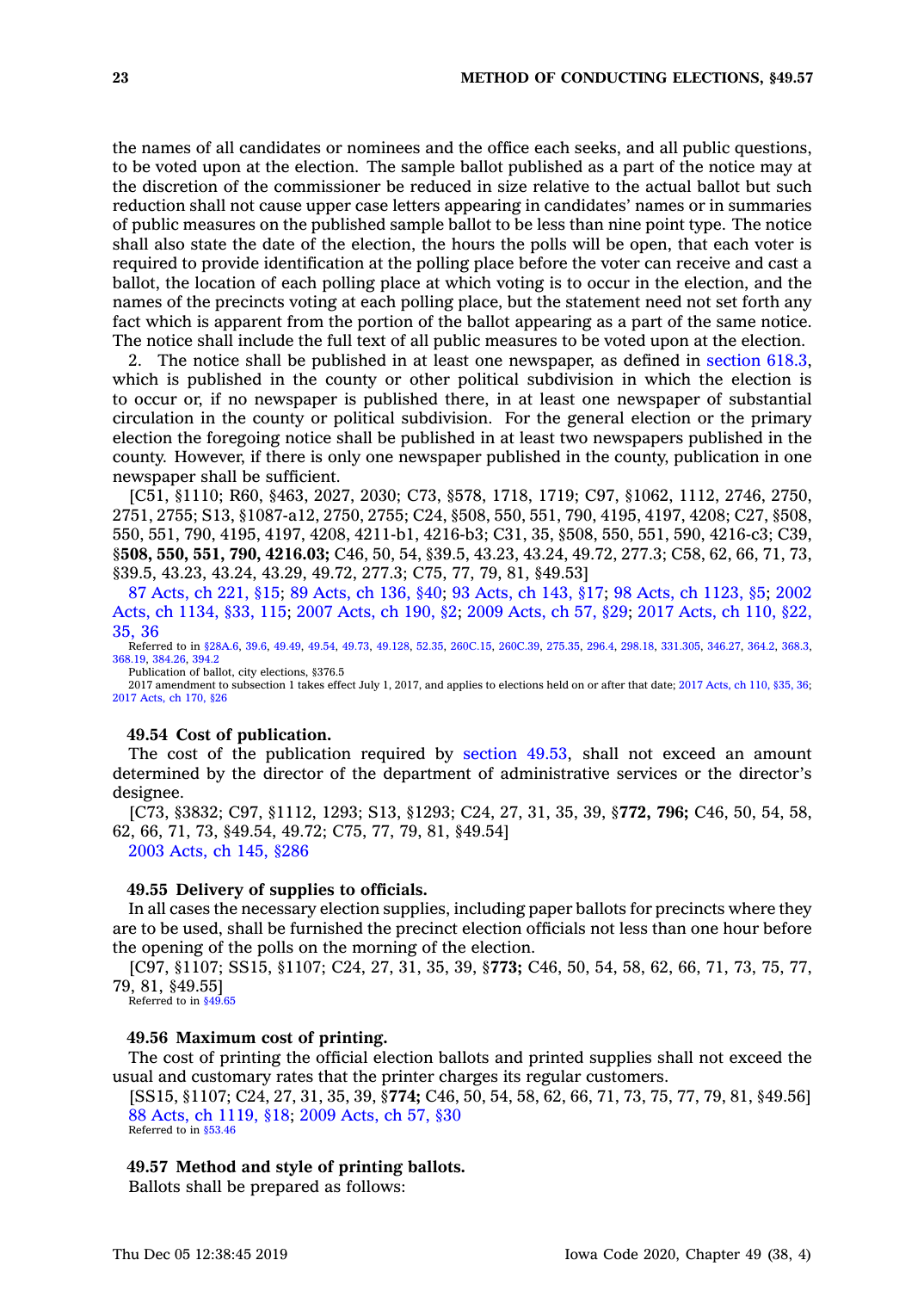the names of all candidates or nominees and the office each seeks, and all public questions, to be voted upon at the election. The sample ballot published as a part of the notice may at the discretion of the commissioner be reduced in size relative to the actual ballot but such reduction shall not cause upper case letters appearing in candidates' names or in summaries of public measures on the published sample ballot to be less than nine point type. The notice shall also state the date of the election, the hours the polls will be open, that each voter is required to provide identification at the polling place before the voter can receive and cast a ballot, the location of each polling place at which voting is to occur in the election, and the names of the precincts voting at each polling place, but the statement need not set forth any fact which is apparent from the portion of the ballot appearing as a part of the same notice. The notice shall include the full text of all public measures to be voted upon at the election.

2. The notice shall be published in at least one newspaper, as defined in section 618.3, which is published in the county or other political subdivision in which the election is to occur or, if no newspaper is published there, in at least one newspaper of substantial circulation in the county or political subdivision. For the general election or the primary election the foregoing notice shall be published in at least two newspapers published in the county. However, if there is only one newspaper published in the county, publication in one newspaper shall be sufficient.

[C51, §1110; R60, §463, 2027, 2030; C73, §578, 1718, 1719; C97, §1062, 1112, 2746, 2750, 2751, 2755; S13, §1087-a12, 2750, 2755; C24, §508, 550, 551, 790, 4195, 4197, 4208; C27, §508, 550, 551, 790, 4195, 4197, 4208, 4211-b1, 4216-b3; C31, 35, §508, 550, 551, 590, 4216-c3; C39, §**508, 550, 551, 790, 4216.03;** C46, 50, 54, §39.5, 43.23, 43.24, 49.72, 277.3; C58, 62, 66, 71, 73, §39.5, 43.23, 43.24, 43.29, 49.72, 277.3; C75, 77, 79, 81, §49.53]

87 Acts, ch 221, §15; 89 Acts, ch 136, §40; 93 Acts, ch 143, §17; 98 Acts, ch 1123, §5; 2002 Acts, ch 1134, §33, 115; 2007 Acts, ch 190, §2; 2009 Acts, ch 57, §29; 2017 Acts, ch 110, §22, 35, 36

Referred to in §28A.6, 39.6, 49.49, 49.54, 49.73, 49.128, 52.35, 260C.15, 260C.39, 275.35, 296.4, 298.18, 331.305, 346.27, 364.2, 368.3, 368.19, 384.26, 394.2

Publication of ballot, city elections, §376.5

2017 amendment to subsection 1 takes effect July 1, 2017, and applies to elections held on or after that date; 2017 Acts, ch 110, §35, 36; 2017 Acts, ch 170, §26

**49.54 Cost of publication.**

The cost of the publication required by section 49.53, shall not exceed an amount determined by the director of the department of administrative services or the director's designee.

[C73, §3832; C97, §1112, 1293; S13, §1293; C24, 27, 31, 35, 39, §**772, 796;** C46, 50, 54, 58, 62, 66, 71, 73, §49.54, 49.72; C75, 77, 79, 81, §49.54]

2003 Acts, ch 145, §286

**49.55 Delivery of supplies to officials.**

In all cases the necessary election supplies, including paper ballots for precincts where they are to be used, shall be furnished the precinct election officials not less than one hour before the opening of the polls on the morning of the election.

[C97, §1107; SS15, §1107; C24, 27, 31, 35, 39, §**773;** C46, 50, 54, 58, 62, 66, 71, 73, 75, 77, 79, 81, §49.55]

Referred to in §49.65

**49.56 Maximum cost of printing.**

The cost of printing the official election ballots and printed supplies shall not exceed the usual and customary rates that the printer charges its regular customers.

[SS15, §1107; C24, 27, 31, 35, 39, §**774;** C46, 50, 54, 58, 62, 66, 71, 73, 75, 77, 79, 81, §49.56]

88 Acts, ch 1119, §18; 2009 Acts, ch 57, §30

Referred to in §53.46

**49.57 Method and style of printing ballots.**

Ballots shall be prepared as follows: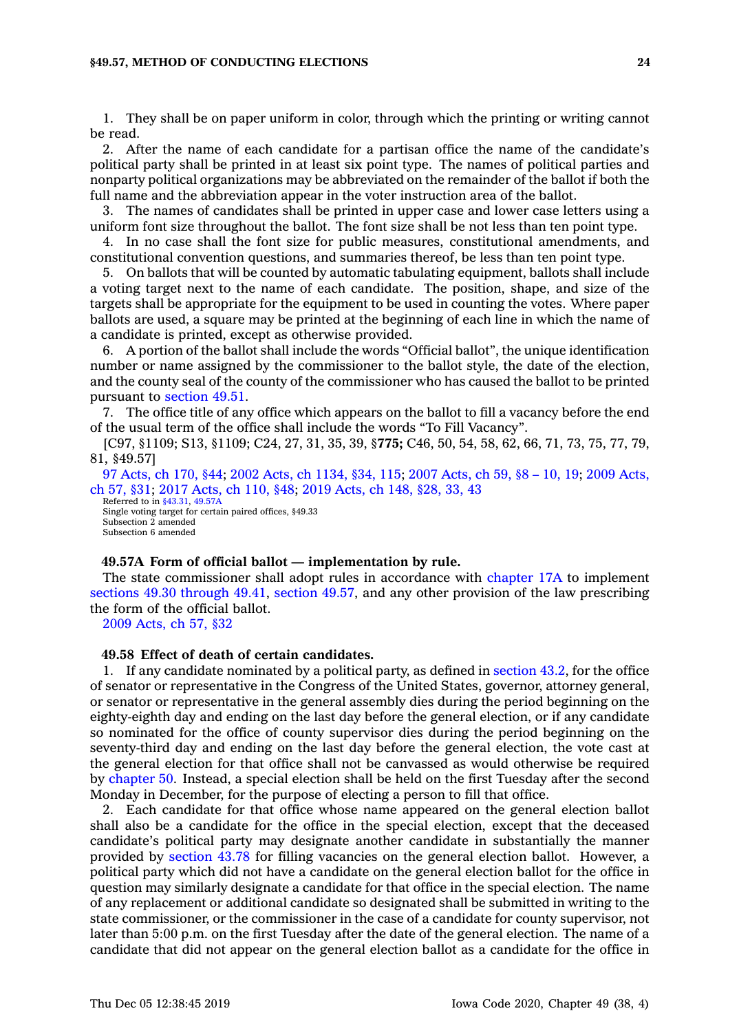1. They shall be on paper uniform in color, through which the printing or writing cannot be read.

2. After the name of each candidate for a partisan office the name of the candidate's political party shall be printed in at least six point type. The names of political parties and nonparty political organizations may be abbreviated on the remainder of the ballot if both the full name and the abbreviation appear in the voter instruction area of the ballot.

3. The names of candidates shall be printed in upper case and lower case letters using a uniform font size throughout the ballot. The font size shall be not less than ten point type.

4. In no case shall the font size for public measures, constitutional amendments, and constitutional convention questions, and summaries thereof, be less than ten point type.

5. On ballots that will be counted by automatic tabulating equipment, ballots shall include a voting target next to the name of each candidate. The position, shape, and size of the targets shall be appropriate for the equipment to be used in counting the votes. Where paper ballots are used, a square may be printed at the beginning of each line in which the name of a candidate is printed, except as otherwise provided.

6. A portion of the ballot shall include the words "Official ballot", the unique identification number or name assigned by the commissioner to the ballot style, the date of the election, and the county seal of the county of the commissioner who has caused the ballot to be printed pursuant to section 49.51.

7. The office title of any office which appears on the ballot to fill a vacancy before the end of the usual term of the office shall include the words "To Fill Vacancy".

[C97, §1109; S13, §1109; C24, 27, 31, 35, 39, §**775;** C46, 50, 54, 58, 62, 66, 71, 73, 75, 77, 79, 81, §49.57]

97 Acts, ch 170, §44; 2002 Acts, ch 1134, §34, 115; 2007 Acts, ch 59, §8 – 10, 19; 2009 Acts, ch 57, §31; 2017 Acts, ch 110, §48; 2019 Acts, ch 148, §28, 33, 43

Referred to in §43.31, 49.57A
Single voting target for certain paired offices, §49.33
Subsection 2 amended
Subsection 6 amended

**49.57A Form of official ballot — implementation by rule.**

The state commissioner shall adopt rules in accordance with chapter 17A to implement sections 49.30 through 49.41, section 49.57, and any other provision of the law prescribing the form of the official ballot.

2009 Acts, ch 57, §32

**49.58 Effect of death of certain candidates.**

1. If any candidate nominated by a political party, as defined in section 43.2, for the office of senator or representative in the Congress of the United States, governor, attorney general, or senator or representative in the general assembly dies during the period beginning on the eighty-eighth day and ending on the last day before the general election, or if any candidate so nominated for the office of county supervisor dies during the period beginning on the seventy-third day and ending on the last day before the general election, the vote cast at the general election for that office shall not be canvassed as would otherwise be required by chapter 50. Instead, a special election shall be held on the first Tuesday after the second Monday in December, for the purpose of electing a person to fill that office.

2. Each candidate for that office whose name appeared on the general election ballot shall also be a candidate for the office in the special election, except that the deceased candidate's political party may designate another candidate in substantially the manner provided by section 43.78 for filling vacancies on the general election ballot. However, a political party which did not have a candidate on the general election ballot for the office in question may similarly designate a candidate for that office in the special election. The name of any replacement or additional candidate so designated shall be submitted in writing to the state commissioner, or the commissioner in the case of a candidate for county supervisor, not later than 5:00 p.m. on the first Tuesday after the date of the general election. The name of a candidate that did not appear on the general election ballot as a candidate for the office in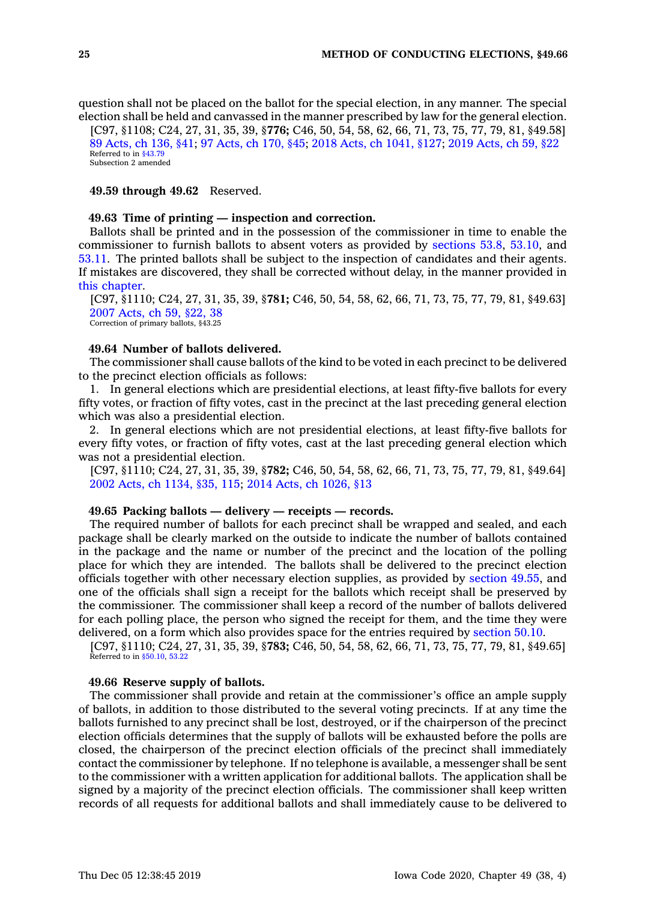question shall not be placed on the ballot for the special election, in any manner. The special election shall be held and canvassed in the manner prescribed by law for the general election.

[C97, §1108; C24, 27, 31, 35, 39, §**776;** C46, 50, 54, 58, 62, 66, 71, 73, 75, 77, 79, 81, §49.58]

89 Acts, ch 136, §41; 97 Acts, ch 170, §45; 2018 Acts, ch 1041, §127; 2019 Acts, ch 59, §22

Referred to in §43.79

Subsection 2 amended

**49.59 through 49.62** Reserved.

**49.63 Time of printing — inspection and correction.**

Ballots shall be printed and in the possession of the commissioner in time to enable the commissioner to furnish ballots to absent voters as provided by sections 53.8, 53.10, and 53.11. The printed ballots shall be subject to the inspection of candidates and their agents. If mistakes are discovered, they shall be corrected without delay, in the manner provided in this chapter.

[C97, §1110; C24, 27, 31, 35, 39, §**781;** C46, 50, 54, 58, 62, 66, 71, 73, 75, 77, 79, 81, §49.63]

2007 Acts, ch 59, §22, 38

Correction of primary ballots, §43.25

**49.64 Number of ballots delivered.**

The commissioner shall cause ballots of the kind to be voted in each precinct to be delivered to the precinct election officials as follows:

1. In general elections which are presidential elections, at least fifty-five ballots for every fifty votes, or fraction of fifty votes, cast in the precinct at the last preceding general election which was also a presidential election.

2. In general elections which are not presidential elections, at least fifty-five ballots for every fifty votes, or fraction of fifty votes, cast at the last preceding general election which was not a presidential election.

[C97, §1110; C24, 27, 31, 35, 39, §**782;** C46, 50, 54, 58, 62, 66, 71, 73, 75, 77, 79, 81, §49.64]

2002 Acts, ch 1134, §35, 115; 2014 Acts, ch 1026, §13

**49.65 Packing ballots — delivery — receipts — records.**

The required number of ballots for each precinct shall be wrapped and sealed, and each package shall be clearly marked on the outside to indicate the number of ballots contained in the package and the name or number of the precinct and the location of the polling place for which they are intended. The ballots shall be delivered to the precinct election officials together with other necessary election supplies, as provided by section 49.55, and one of the officials shall sign a receipt for the ballots which receipt shall be preserved by the commissioner. The commissioner shall keep a record of the number of ballots delivered for each polling place, the person who signed the receipt for them, and the time they were delivered, on a form which also provides space for the entries required by section 50.10.

[C97, §1110; C24, 27, 31, 35, 39, §**783;** C46, 50, 54, 58, 62, 66, 71, 73, 75, 77, 79, 81, §49.65]

Referred to in §50.10, 53.22

**49.66 Reserve supply of ballots.**

The commissioner shall provide and retain at the commissioner's office an ample supply of ballots, in addition to those distributed to the several voting precincts. If at any time the ballots furnished to any precinct shall be lost, destroyed, or if the chairperson of the precinct election officials determines that the supply of ballots will be exhausted before the polls are closed, the chairperson of the precinct election officials of the precinct shall immediately contact the commissioner by telephone. If no telephone is available, a messenger shall be sent to the commissioner with a written application for additional ballots. The application shall be signed by a majority of the precinct election officials. The commissioner shall keep written records of all requests for additional ballots and shall immediately cause to be delivered to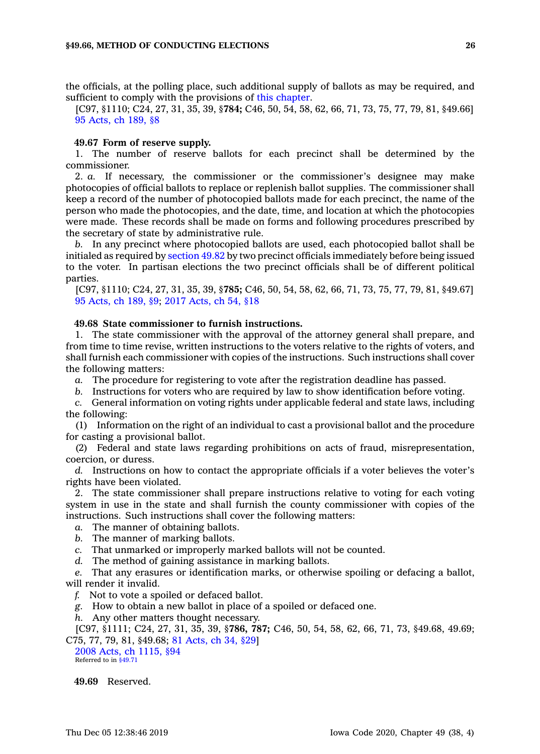the officials, at the polling place, such additional supply of ballots as may be required, and sufficient to comply with the provisions of this chapter.

[C97, §1110; C24, 27, 31, 35, 39, §**784;** C46, 50, 54, 58, 62, 66, 71, 73, 75, 77, 79, 81, §49.66]
95 Acts, ch 189, §8

**49.67 Form of reserve supply.**

1. The number of reserve ballots for each precinct shall be determined by the commissioner.

2. *a.* If necessary, the commissioner or the commissioner's designee may make photocopies of official ballots to replace or replenish ballot supplies. The commissioner shall keep a record of the number of photocopied ballots made for each precinct, the name of the person who made the photocopies, and the date, time, and location at which the photocopies were made. These records shall be made on forms and following procedures prescribed by the secretary of state by administrative rule.

*b.* In any precinct where photocopied ballots are used, each photocopied ballot shall be initialed as required by section 49.82 by two precinct officials immediately before being issued to the voter. In partisan elections the two precinct officials shall be of different political parties.

[C97, §1110; C24, 27, 31, 35, 39, §**785;** C46, 50, 54, 58, 62, 66, 71, 73, 75, 77, 79, 81, §49.67]
95 Acts, ch 189, §9; 2017 Acts, ch 54, §18

**49.68 State commissioner to furnish instructions.**

1. The state commissioner with the approval of the attorney general shall prepare, and from time to time revise, written instructions to the voters relative to the rights of voters, and shall furnish each commissioner with copies of the instructions. Such instructions shall cover the following matters:

*a.* The procedure for registering to vote after the registration deadline has passed.

*b.* Instructions for voters who are required by law to show identification before voting.

*c.* General information on voting rights under applicable federal and state laws, including the following:

(1) Information on the right of an individual to cast a provisional ballot and the procedure for casting a provisional ballot.

(2) Federal and state laws regarding prohibitions on acts of fraud, misrepresentation, coercion, or duress.

*d.* Instructions on how to contact the appropriate officials if a voter believes the voter's rights have been violated.

2. The state commissioner shall prepare instructions relative to voting for each voting system in use in the state and shall furnish the county commissioner with copies of the instructions. Such instructions shall cover the following matters:

*a.* The manner of obtaining ballots.

*b.* The manner of marking ballots.

*c.* That unmarked or improperly marked ballots will not be counted.

*d.* The method of gaining assistance in marking ballots.

*e.* That any erasures or identification marks, or otherwise spoiling or defacing a ballot, will render it invalid.

*f.* Not to vote a spoiled or defaced ballot.

*g.* How to obtain a new ballot in place of a spoiled or defaced one.

*h.* Any other matters thought necessary.

[C97, §1111; C24, 27, 31, 35, 39, §**786, 787;** C46, 50, 54, 58, 62, 66, 71, 73, §49.68, 49.69; C75, 77, 79, 81, §49.68; 81 Acts, ch 34, §29]
2008 Acts, ch 1115, §94
Referred to in §49.71

**49.69** Reserved.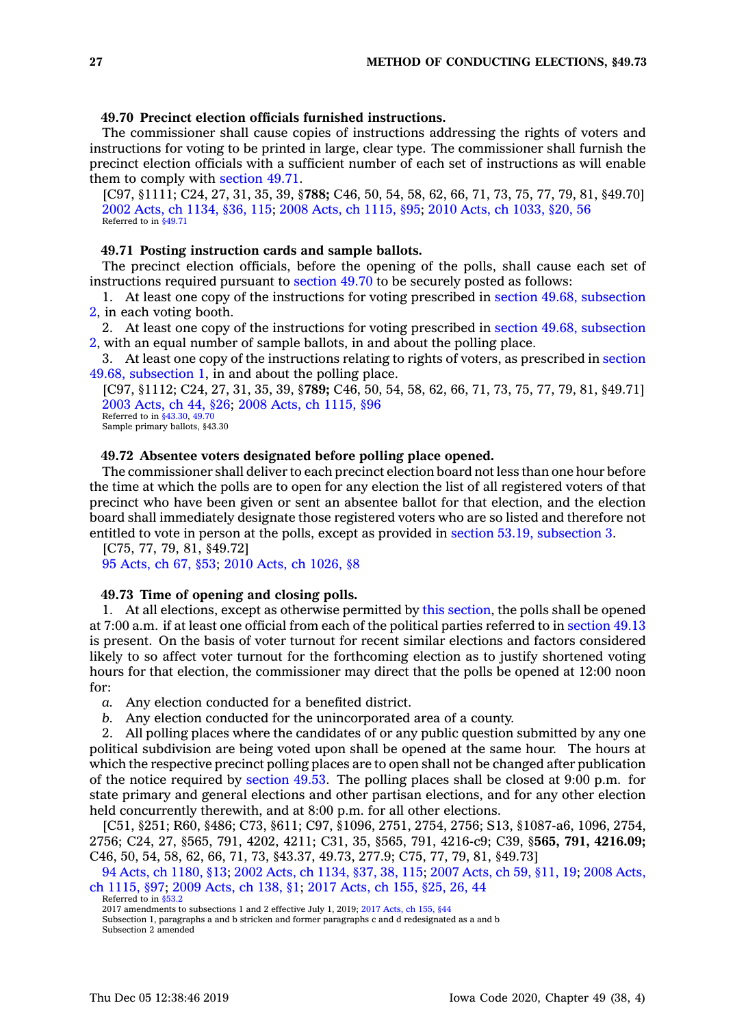**49.70 Precinct election officials furnished instructions.**

The commissioner shall cause copies of instructions addressing the rights of voters and instructions for voting to be printed in large, clear type. The commissioner shall furnish the precinct election officials with a sufficient number of each set of instructions as will enable them to comply with section 49.71.

[C97, §1111; C24, 27, 31, 35, 39, §**788;** C46, 50, 54, 58, 62, 66, 71, 73, 75, 77, 79, 81, §49.70]

2002 Acts, ch 1134, §36, 115; 2008 Acts, ch 1115, §95; 2010 Acts, ch 1033, §20, 56

Referred to in §49.71

**49.71 Posting instruction cards and sample ballots.**

The precinct election officials, before the opening of the polls, shall cause each set of instructions required pursuant to section 49.70 to be securely posted as follows:

1. At least one copy of the instructions for voting prescribed in section 49.68, subsection 2, in each voting booth.
2. At least one copy of the instructions for voting prescribed in section 49.68, subsection 2, with an equal number of sample ballots, in and about the polling place.
3. At least one copy of the instructions relating to rights of voters, as prescribed in section 49.68, subsection 1, in and about the polling place.

[C97, §1112; C24, 27, 31, 35, 39, §**789;** C46, 50, 54, 58, 62, 66, 71, 73, 75, 77, 79, 81, §49.71]

2003 Acts, ch 44, §26; 2008 Acts, ch 1115, §96

Referred to in §43.30, 49.70

Sample primary ballots, §43.30

**49.72 Absentee voters designated before polling place opened.**

The commissioner shall deliver to each precinct election board not less than one hour before the time at which the polls are to open for any election the list of all registered voters of that precinct who have been given or sent an absentee ballot for that election, and the election board shall immediately designate those registered voters who are so listed and therefore not entitled to vote in person at the polls, except as provided in section 53.19, subsection 3.

[C75, 77, 79, 81, §49.72]

95 Acts, ch 67, §53; 2010 Acts, ch 1026, §8

**49.73 Time of opening and closing polls.**

1. At all elections, except as otherwise permitted by this section, the polls shall be opened at 7:00 a.m. if at least one official from each of the political parties referred to in section 49.13 is present. On the basis of voter turnout for recent similar elections and factors considered likely to so affect voter turnout for the forthcoming election as to justify shortened voting hours for that election, the commissioner may direct that the polls be opened at 12:00 noon for:

*a.* Any election conducted for a benefited district.

*b.* Any election conducted for the unincorporated area of a county.

2. All polling places where the candidates of or any public question submitted by any one political subdivision are being voted upon shall be opened at the same hour. The hours at which the respective precinct polling places are to open shall not be changed after publication of the notice required by section 49.53. The polling places shall be closed at 9:00 p.m. for state primary and general elections and other partisan elections, and for any other election held concurrently therewith, and at 8:00 p.m. for all other elections.

[C51, §251; R60, §486; C73, §611; C97, §1096, 2751, 2754, 2756; S13, §1087-a6, 1096, 2754, 2756; C24, 27, §565, 791, 4202, 4211; C31, 35, §565, 791, 4216-c9; C39, §**565, 791, 4216.09;** C46, 50, 54, 58, 62, 66, 71, 73, §43.37, 49.73, 277.9; C75, 77, 79, 81, §49.73]

94 Acts, ch 1180, §13; 2002 Acts, ch 1134, §37, 38, 115; 2007 Acts, ch 59, §11, 19; 2008 Acts, ch 1115, §97; 2009 Acts, ch 138, §1; 2017 Acts, ch 155, §25, 26, 44

Referred to in §53.2

2017 amendments to subsections 1 and 2 effective July 1, 2019; 2017 Acts, ch 155, §44

Subsection 1, paragraphs a and b stricken and former paragraphs c and d redesignated as a and b

Subsection 2 amended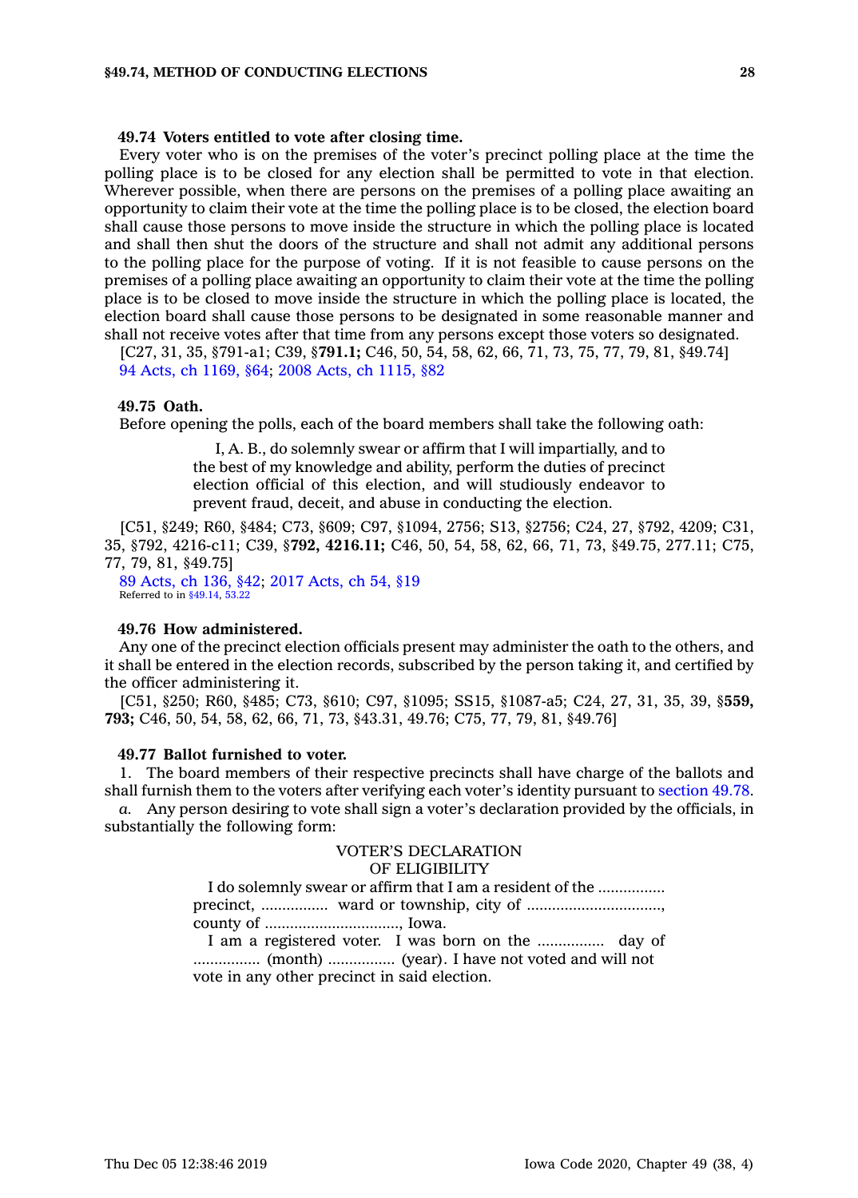**49.74 Voters entitled to vote after closing time.**

Every voter who is on the premises of the voter's precinct polling place at the time the polling place is to be closed for any election shall be permitted to vote in that election. Wherever possible, when there are persons on the premises of a polling place awaiting an opportunity to claim their vote at the time the polling place is to be closed, the election board shall cause those persons to move inside the structure in which the polling place is located and shall then shut the doors of the structure and shall not admit any additional persons to the polling place for the purpose of voting. If it is not feasible to cause persons on the premises of a polling place awaiting an opportunity to claim their vote at the time the polling place is to be closed to move inside the structure in which the polling place is located, the election board shall cause those persons to be designated in some reasonable manner and shall not receive votes after that time from any persons except those voters so designated.

[C27, 31, 35, §791-a1; C39, §**791.1;** C46, 50, 54, 58, 62, 66, 71, 73, 75, 77, 79, 81, §49.74]

94 Acts, ch 1169, §64; 2008 Acts, ch 1115, §82

**49.75 Oath.**

Before opening the polls, each of the board members shall take the following oath:

> I, A. B., do solemnly swear or affirm that I will impartially, and to the best of my knowledge and ability, perform the duties of precinct election official of this election, and will studiously endeavor to prevent fraud, deceit, and abuse in conducting the election.

[C51, §249; R60, §484; C73, §609; C97, §1094, 2756; S13, §2756; C24, 27, §792, 4209; C31, 35, §792, 4216-c11; C39, §**792, 4216.11;** C46, 50, 54, 58, 62, 66, 71, 73, §49.75, 277.11; C75, 77, 79, 81, §49.75]

89 Acts, ch 136, §42; 2017 Acts, ch 54, §19

Referred to in §49.14, 53.22

**49.76 How administered.**

Any one of the precinct election officials present may administer the oath to the others, and it shall be entered in the election records, subscribed by the person taking it, and certified by the officer administering it.

[C51, §250; R60, §485; C73, §610; C97, §1095; SS15, §1087-a5; C24, 27, 31, 35, 39, §**559, 793;** C46, 50, 54, 58, 62, 66, 71, 73, §43.31, 49.76; C75, 77, 79, 81, §49.76]

**49.77 Ballot furnished to voter.**

1. The board members of their respective precincts shall have charge of the ballots and shall furnish them to the voters after verifying each voter's identity pursuant to section 49.78.

*a.* Any person desiring to vote shall sign a voter's declaration provided by the officials, in substantially the following form:

> VOTER'S DECLARATION
> OF ELIGIBILITY
>
> I do solemnly swear or affirm that I am a resident of the ................ precinct, ................ ward or township, city of ................................, county of ................................, Iowa.
>
> I am a registered voter. I was born on the ................ day of ................ (month) ................ (year). I have not voted and will not vote in any other precinct in said election.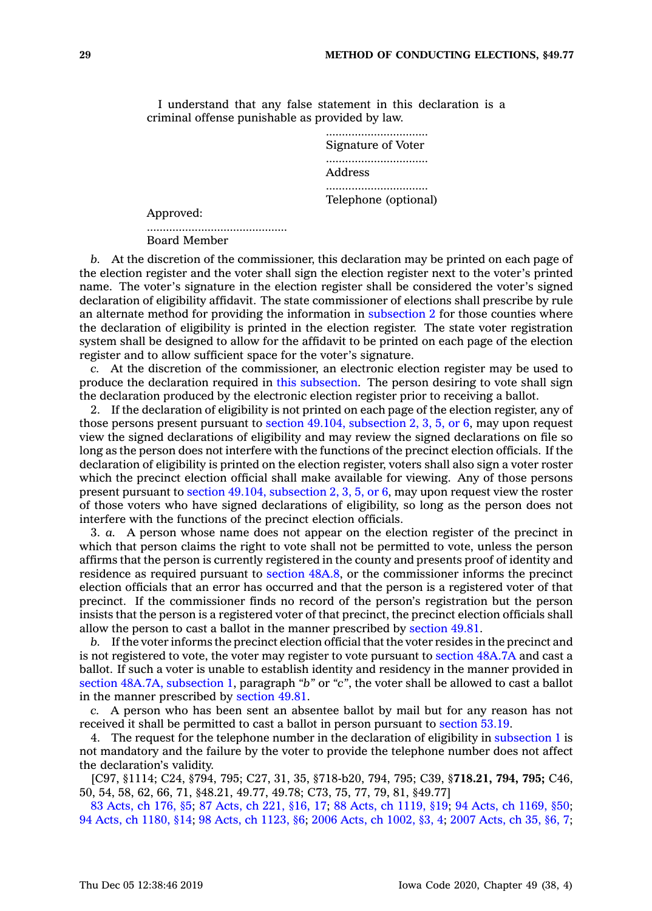I understand that any false statement in this declaration is a criminal offense punishable as provided by law.

...............................
Signature of Voter

...............................
Address

...............................
Telephone (optional)

Approved:

............................................
Board Member

*b.* At the discretion of the commissioner, this declaration may be printed on each page of the election register and the voter shall sign the election register next to the voter's printed name. The voter's signature in the election register shall be considered the voter's signed declaration of eligibility affidavit. The state commissioner of elections shall prescribe by rule an alternate method for providing the information in subsection 2 for those counties where the declaration of eligibility is printed in the election register. The state voter registration system shall be designed to allow for the affidavit to be printed on each page of the election register and to allow sufficient space for the voter's signature.

*c.* At the discretion of the commissioner, an electronic election register may be used to produce the declaration required in this subsection. The person desiring to vote shall sign the declaration produced by the electronic election register prior to receiving a ballot.

2. If the declaration of eligibility is not printed on each page of the election register, any of those persons present pursuant to section 49.104, subsection 2, 3, 5, or 6, may upon request view the signed declarations of eligibility and may review the signed declarations on file so long as the person does not interfere with the functions of the precinct election officials. If the declaration of eligibility is printed on the election register, voters shall also sign a voter roster which the precinct election official shall make available for viewing. Any of those persons present pursuant to section 49.104, subsection 2, 3, 5, or 6, may upon request view the roster of those voters who have signed declarations of eligibility, so long as the person does not interfere with the functions of the precinct election officials.

3. *a.* A person whose name does not appear on the election register of the precinct in which that person claims the right to vote shall not be permitted to vote, unless the person affirms that the person is currently registered in the county and presents proof of identity and residence as required pursuant to section 48A.8, or the commissioner informs the precinct election officials that an error has occurred and that the person is a registered voter of that precinct. If the commissioner finds no record of the person's registration but the person insists that the person is a registered voter of that precinct, the precinct election officials shall allow the person to cast a ballot in the manner prescribed by section 49.81.

*b.* If the voter informs the precinct election official that the voter resides in the precinct and is not registered to vote, the voter may register to vote pursuant to section 48A.7A and cast a ballot. If such a voter is unable to establish identity and residency in the manner provided in section 48A.7A, subsection 1, paragraph *"b"* or *"c"*, the voter shall be allowed to cast a ballot in the manner prescribed by section 49.81.

*c.* A person who has been sent an absentee ballot by mail but for any reason has not received it shall be permitted to cast a ballot in person pursuant to section 53.19.

4. The request for the telephone number in the declaration of eligibility in subsection 1 is not mandatory and the failure by the voter to provide the telephone number does not affect the declaration's validity.

[C97, §1114; C24, §794, 795; C27, 31, 35, §718-b20, 794, 795; C39, §**718.21, 794, 795;** C46, 50, 54, 58, 62, 66, 71, §48.21, 49.77, 49.78; C73, 75, 77, 79, 81, §49.77]

83 Acts, ch 176, §5; 87 Acts, ch 221, §16, 17; 88 Acts, ch 1119, §19; 94 Acts, ch 1169, §50; 94 Acts, ch 1180, §14; 98 Acts, ch 1123, §6; 2006 Acts, ch 1002, §3, 4; 2007 Acts, ch 35, §6, 7;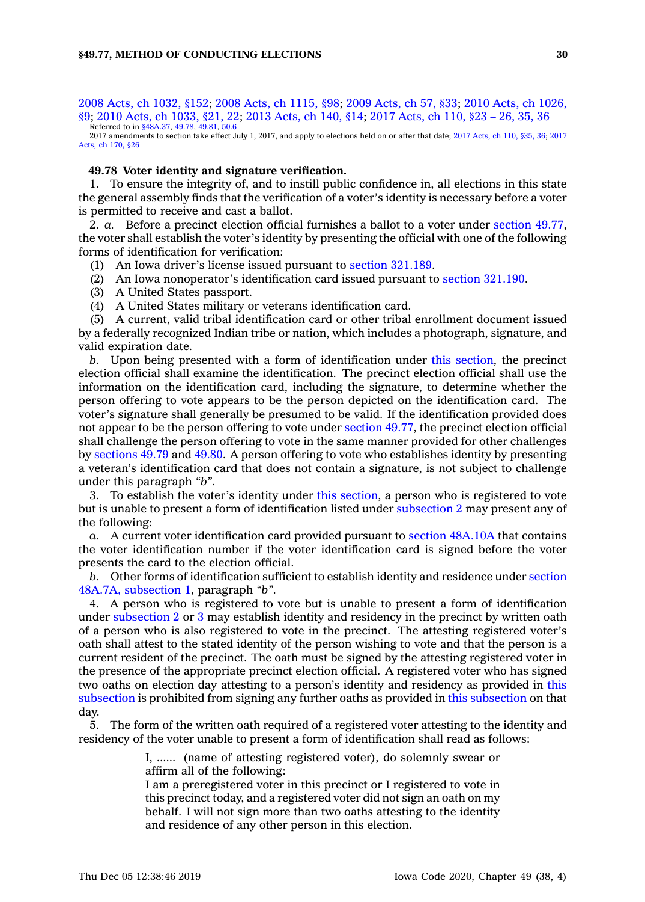2008 Acts, ch 1032, §152; 2008 Acts, ch 1115, §98; 2009 Acts, ch 57, §33; 2010 Acts, ch 1026, §9; 2010 Acts, ch 1033, §21, 22; 2013 Acts, ch 140, §14; 2017 Acts, ch 110, §23 – 26, 35, 36

Referred to in §48A.37, 49.78, 49.81, 50.6

2017 amendments to section take effect July 1, 2017, and apply to elections held on or after that date; 2017 Acts, ch 110, §35, 36; 2017 Acts, ch 170, §26

**49.78 Voter identity and signature verification.**

1. To ensure the integrity of, and to instill public confidence in, all elections in this state the general assembly finds that the verification of a voter's identity is necessary before a voter is permitted to receive and cast a ballot.

2. *a.* Before a precinct election official furnishes a ballot to a voter under section 49.77, the voter shall establish the voter's identity by presenting the official with one of the following forms of identification for verification:

(1) An Iowa driver's license issued pursuant to section 321.189.

(2) An Iowa nonoperator's identification card issued pursuant to section 321.190.

(3) A United States passport.

(4) A United States military or veterans identification card.

(5) A current, valid tribal identification card or other tribal enrollment document issued by a federally recognized Indian tribe or nation, which includes a photograph, signature, and valid expiration date.

*b.* Upon being presented with a form of identification under this section, the precinct election official shall examine the identification. The precinct election official shall use the information on the identification card, including the signature, to determine whether the person offering to vote appears to be the person depicted on the identification card. The voter's signature shall generally be presumed to be valid. If the identification provided does not appear to be the person offering to vote under section 49.77, the precinct election official shall challenge the person offering to vote in the same manner provided for other challenges by sections 49.79 and 49.80. A person offering to vote who establishes identity by presenting a veteran's identification card that does not contain a signature, is not subject to challenge under this paragraph *"b"*.

3. To establish the voter's identity under this section, a person who is registered to vote but is unable to present a form of identification listed under subsection 2 may present any of the following:

*a.* A current voter identification card provided pursuant to section 48A.10A that contains the voter identification number if the voter identification card is signed before the voter presents the card to the election official.

*b.* Other forms of identification sufficient to establish identity and residence under section 48A.7A, subsection 1, paragraph *"b"*.

4. A person who is registered to vote but is unable to present a form of identification under subsection 2 or 3 may establish identity and residency in the precinct by written oath of a person who is also registered to vote in the precinct. The attesting registered voter's oath shall attest to the stated identity of the person wishing to vote and that the person is a current resident of the precinct. The oath must be signed by the attesting registered voter in the presence of the appropriate precinct election official. A registered voter who has signed two oaths on election day attesting to a person's identity and residency as provided in this subsection is prohibited from signing any further oaths as provided in this subsection on that day.

5. The form of the written oath required of a registered voter attesting to the identity and residency of the voter unable to present a form of identification shall read as follows:

> I, ...... (name of attesting registered voter), do solemnly swear or affirm all of the following:
>
> I am a preregistered voter in this precinct or I registered to vote in this precinct today, and a registered voter did not sign an oath on my behalf. I will not sign more than two oaths attesting to the identity and residence of any other person in this election.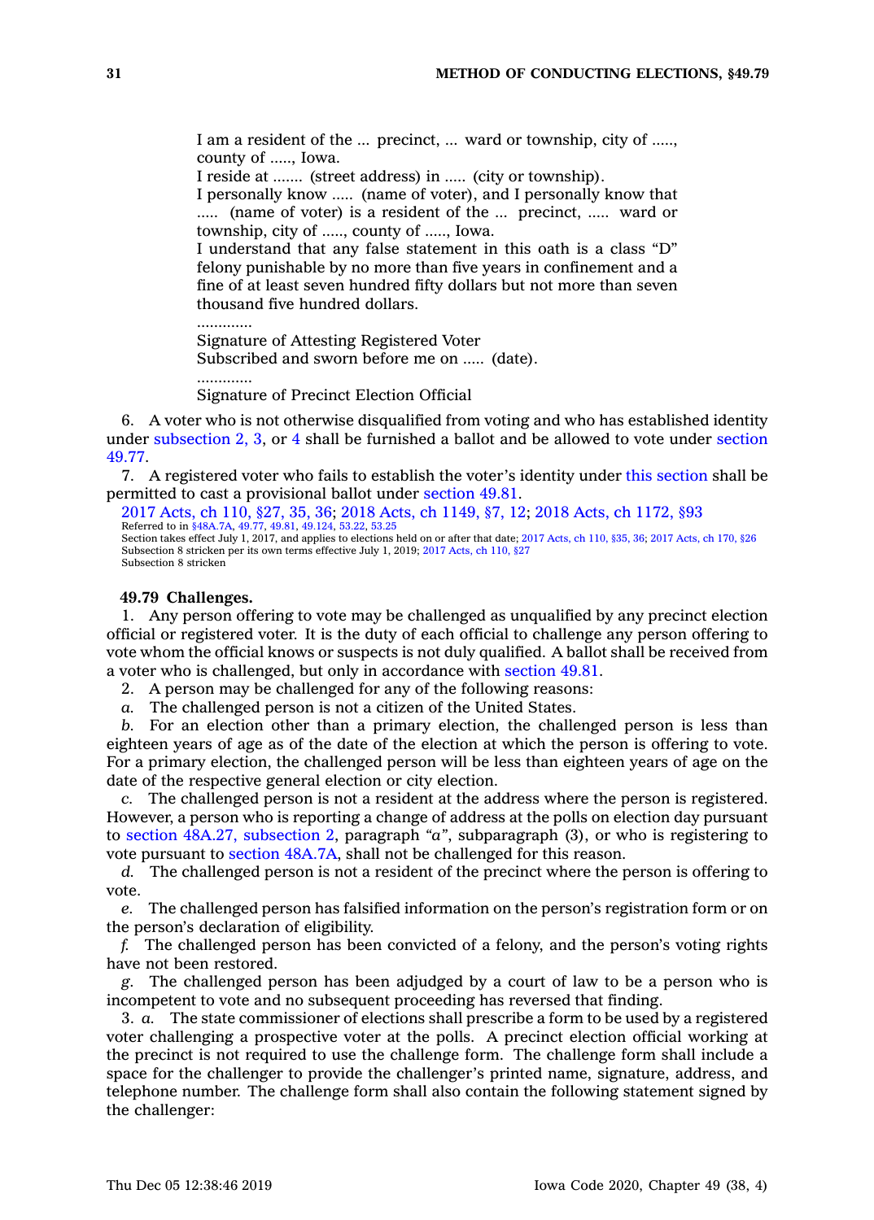I am a resident of the ... precinct, ... ward or township, city of ....., county of ....., Iowa.
I reside at ....... (street address) in ..... (city or township).
I personally know ..... (name of voter), and I personally know that ..... (name of voter) is a resident of the ... precinct, ..... ward or township, city of ....., county of ....., Iowa.
I understand that any false statement in this oath is a class "D" felony punishable by no more than five years in confinement and a fine of at least seven hundred fifty dollars but not more than seven thousand five hundred dollars.

.............
Signature of Attesting Registered Voter
Subscribed and sworn before me on ..... (date).

.............
Signature of Precinct Election Official

6. A voter who is not otherwise disqualified from voting and who has established identity under subsection 2, 3, or 4 shall be furnished a ballot and be allowed to vote under section 49.77.

7. A registered voter who fails to establish the voter's identity under this section shall be permitted to cast a provisional ballot under section 49.81.

2017 Acts, ch 110, §27, 35, 36; 2018 Acts, ch 1149, §7, 12; 2018 Acts, ch 1172, §93
Referred to in §48A.7A, 49.77, 49.81, 49.124, 53.22, 53.25
Section takes effect July 1, 2017, and applies to elections held on or after that date; 2017 Acts, ch 110, §35, 36; 2017 Acts, ch 170, §26
Subsection 8 stricken per its own terms effective July 1, 2019; 2017 Acts, ch 110, §27
Subsection 8 stricken

**49.79 Challenges.**

1. Any person offering to vote may be challenged as unqualified by any precinct election official or registered voter. It is the duty of each official to challenge any person offering to vote whom the official knows or suspects is not duly qualified. A ballot shall be received from a voter who is challenged, but only in accordance with section 49.81.

2. A person may be challenged for any of the following reasons:

*a.* The challenged person is not a citizen of the United States.

*b.* For an election other than a primary election, the challenged person is less than eighteen years of age as of the date of the election at which the person is offering to vote. For a primary election, the challenged person will be less than eighteen years of age on the date of the respective general election or city election.

*c.* The challenged person is not a resident at the address where the person is registered. However, a person who is reporting a change of address at the polls on election day pursuant to section 48A.27, subsection 2, paragraph *"a"*, subparagraph (3), or who is registering to vote pursuant to section 48A.7A, shall not be challenged for this reason.

*d.* The challenged person is not a resident of the precinct where the person is offering to vote.

*e.* The challenged person has falsified information on the person's registration form or on the person's declaration of eligibility.

*f.* The challenged person has been convicted of a felony, and the person's voting rights have not been restored.

*g.* The challenged person has been adjudged by a court of law to be a person who is incompetent to vote and no subsequent proceeding has reversed that finding.

3. *a.* The state commissioner of elections shall prescribe a form to be used by a registered voter challenging a prospective voter at the polls. A precinct election official working at the precinct is not required to use the challenge form. The challenge form shall include a space for the challenger to provide the challenger's printed name, signature, address, and telephone number. The challenge form shall also contain the following statement signed by the challenger: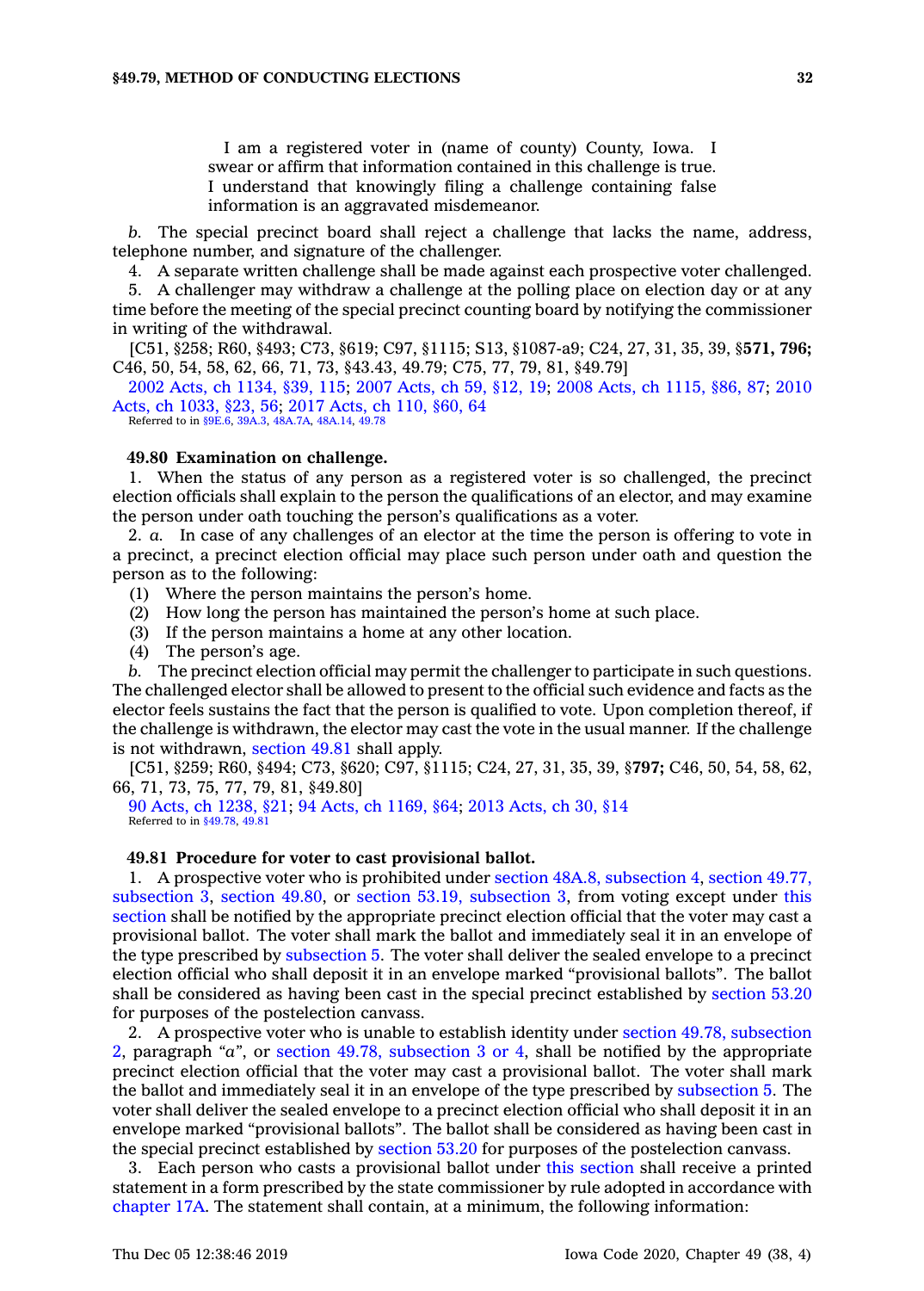I am a registered voter in (name of county) County, Iowa. I swear or affirm that information contained in this challenge is true. I understand that knowingly filing a challenge containing false information is an aggravated misdemeanor.

*b.* The special precinct board shall reject a challenge that lacks the name, address, telephone number, and signature of the challenger.

4. A separate written challenge shall be made against each prospective voter challenged.

5. A challenger may withdraw a challenge at the polling place on election day or at any time before the meeting of the special precinct counting board by notifying the commissioner in writing of the withdrawal.

[C51, §258; R60, §493; C73, §619; C97, §1115; S13, §1087-a9; C24, 27, 31, 35, 39, §**571, 796;** C46, 50, 54, 58, 62, 66, 71, 73, §43.43, 49.79; C75, 77, 79, 81, §49.79]

2002 Acts, ch 1134, §39, 115; 2007 Acts, ch 59, §12, 19; 2008 Acts, ch 1115, §86, 87; 2010 Acts, ch 1033, §23, 56; 2017 Acts, ch 110, §60, 64

Referred to in §9E.6, 39A.3, 48A.7A, 48A.14, 49.78

**49.80 Examination on challenge.**

1. When the status of any person as a registered voter is so challenged, the precinct election officials shall explain to the person the qualifications of an elector, and may examine the person under oath touching the person's qualifications as a voter.

2. *a.* In case of any challenges of an elector at the time the person is offering to vote in a precinct, a precinct election official may place such person under oath and question the person as to the following:

(1) Where the person maintains the person's home.

(2) How long the person has maintained the person's home at such place.

(3) If the person maintains a home at any other location.

(4) The person's age.

*b.* The precinct election official may permit the challenger to participate in such questions. The challenged elector shall be allowed to present to the official such evidence and facts as the elector feels sustains the fact that the person is qualified to vote. Upon completion thereof, if the challenge is withdrawn, the elector may cast the vote in the usual manner. If the challenge is not withdrawn, section 49.81 shall apply.

[C51, §259; R60, §494; C73, §620; C97, §1115; C24, 27, 31, 35, 39, §**797;** C46, 50, 54, 58, 62, 66, 71, 73, 75, 77, 79, 81, §49.80]

90 Acts, ch 1238, §21; 94 Acts, ch 1169, §64; 2013 Acts, ch 30, §14

Referred to in §49.78, 49.81

**49.81 Procedure for voter to cast provisional ballot.**

1. A prospective voter who is prohibited under section 48A.8, subsection 4, section 49.77, subsection 3, section 49.80, or section 53.19, subsection 3, from voting except under this section shall be notified by the appropriate precinct election official that the voter may cast a provisional ballot. The voter shall mark the ballot and immediately seal it in an envelope of the type prescribed by subsection 5. The voter shall deliver the sealed envelope to a precinct election official who shall deposit it in an envelope marked "provisional ballots". The ballot shall be considered as having been cast in the special precinct established by section 53.20 for purposes of the postelection canvass.

2. A prospective voter who is unable to establish identity under section 49.78, subsection 2, paragraph "*a*", or section 49.78, subsection 3 or 4, shall be notified by the appropriate precinct election official that the voter may cast a provisional ballot. The voter shall mark the ballot and immediately seal it in an envelope of the type prescribed by subsection 5. The voter shall deliver the sealed envelope to a precinct election official who shall deposit it in an envelope marked "provisional ballots". The ballot shall be considered as having been cast in the special precinct established by section 53.20 for purposes of the postelection canvass.

3. Each person who casts a provisional ballot under this section shall receive a printed statement in a form prescribed by the state commissioner by rule adopted in accordance with chapter 17A. The statement shall contain, at a minimum, the following information: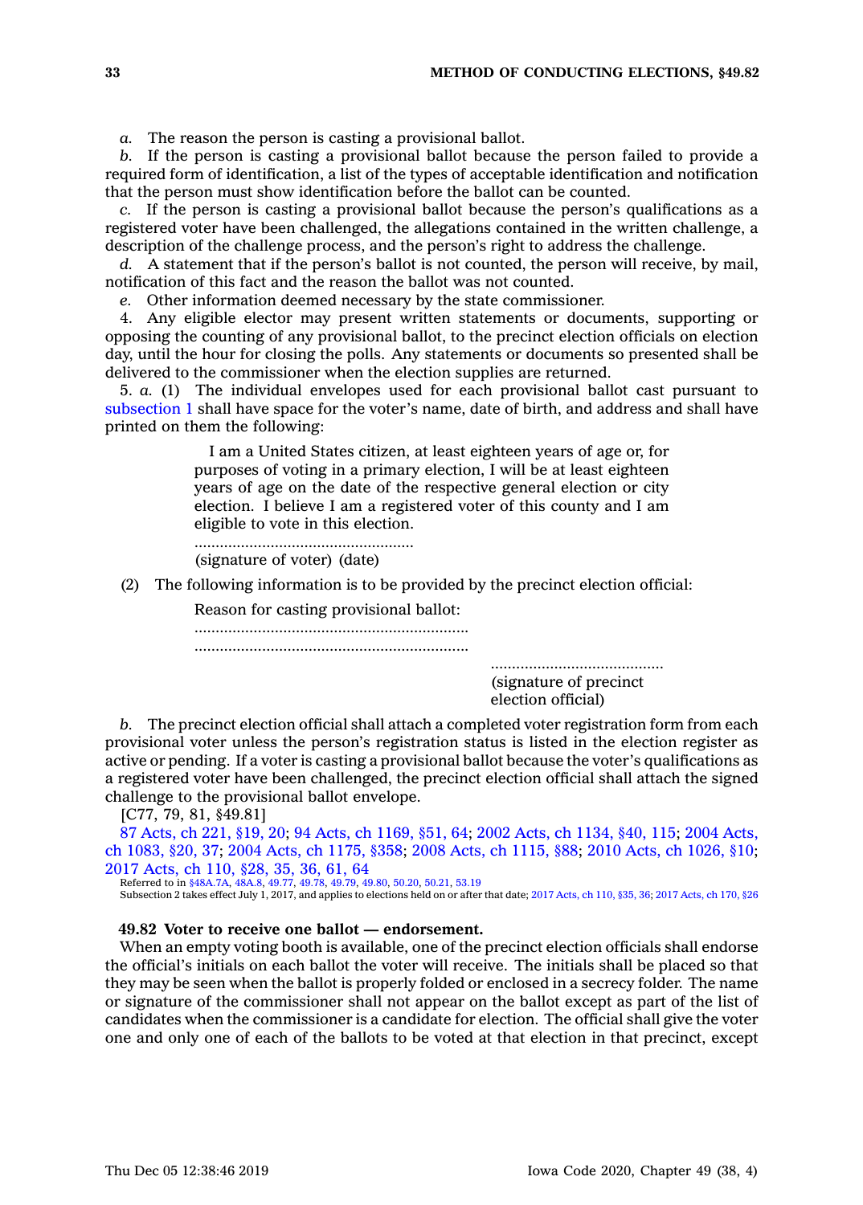*a.* The reason the person is casting a provisional ballot.

*b.* If the person is casting a provisional ballot because the person failed to provide a required form of identification, a list of the types of acceptable identification and notification that the person must show identification before the ballot can be counted.

*c.* If the person is casting a provisional ballot because the person's qualifications as a registered voter have been challenged, the allegations contained in the written challenge, a description of the challenge process, and the person's right to address the challenge.

*d.* A statement that if the person's ballot is not counted, the person will receive, by mail, notification of this fact and the reason the ballot was not counted.

*e.* Other information deemed necessary by the state commissioner.

4. Any eligible elector may present written statements or documents, supporting or opposing the counting of any provisional ballot, to the precinct election officials on election day, until the hour for closing the polls. Any statements or documents so presented shall be delivered to the commissioner when the election supplies are returned.

5. *a.* (1) The individual envelopes used for each provisional ballot cast pursuant to subsection 1 shall have space for the voter's name, date of birth, and address and shall have printed on them the following:

> I am a United States citizen, at least eighteen years of age or, for purposes of voting in a primary election, I will be at least eighteen years of age on the date of the respective general election or city election. I believe I am a registered voter of this county and I am eligible to vote in this election.
>
> ....................................................
>
> (signature of voter) (date)

(2) The following information is to be provided by the precinct election official:

> Reason for casting provisional ballot:
>
> ..................................................................
>
> ..................................................................
>
> ..........................................
>
> (signature of precinct election official)

*b.* The precinct election official shall attach a completed voter registration form from each provisional voter unless the person's registration status is listed in the election register as active or pending. If a voter is casting a provisional ballot because the voter's qualifications as a registered voter have been challenged, the precinct election official shall attach the signed challenge to the provisional ballot envelope.

[C77, 79, 81, §49.81]

87 Acts, ch 221, §19, 20; 94 Acts, ch 1169, §51, 64; 2002 Acts, ch 1134, §40, 115; 2004 Acts, ch 1083, §20, 37; 2004 Acts, ch 1175, §358; 2008 Acts, ch 1115, §88; 2010 Acts, ch 1026, §10; 2017 Acts, ch 110, §28, 35, 36, 61, 64

Referred to in §48A.7A, 48A.8, 49.77, 49.78, 49.79, 49.80, 50.20, 50.21, 53.19

Subsection 2 takes effect July 1, 2017, and applies to elections held on or after that date; 2017 Acts, ch 110, §35, 36; 2017 Acts, ch 170, §26

**49.82 Voter to receive one ballot — endorsement.**

When an empty voting booth is available, one of the precinct election officials shall endorse the official's initials on each ballot the voter will receive. The initials shall be placed so that they may be seen when the ballot is properly folded or enclosed in a secrecy folder. The name or signature of the commissioner shall not appear on the ballot except as part of the list of candidates when the commissioner is a candidate for election. The official shall give the voter one and only one of each of the ballots to be voted at that election in that precinct, except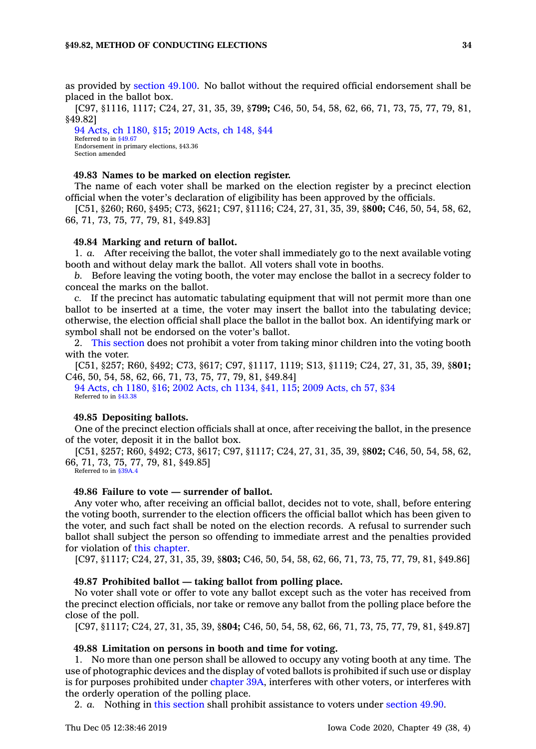as provided by section 49.100. No ballot without the required official endorsement shall be placed in the ballot box.

[C97, §1116, 1117; C24, 27, 31, 35, 39, §**799;** C46, 50, 54, 58, 62, 66, 71, 73, 75, 77, 79, 81, §49.82]

94 Acts, ch 1180, §15; 2019 Acts, ch 148, §44

Referred to in §49.67

Endorsement in primary elections, §43.36

Section amended

**49.83 Names to be marked on election register.**

The name of each voter shall be marked on the election register by a precinct election official when the voter's declaration of eligibility has been approved by the officials.

[C51, §260; R60, §495; C73, §621; C97, §1116; C24, 27, 31, 35, 39, §**800;** C46, 50, 54, 58, 62, 66, 71, 73, 75, 77, 79, 81, §49.83]

**49.84 Marking and return of ballot.**

1. *a.* After receiving the ballot, the voter shall immediately go to the next available voting booth and without delay mark the ballot. All voters shall vote in booths.

*b.* Before leaving the voting booth, the voter may enclose the ballot in a secrecy folder to conceal the marks on the ballot.

*c.* If the precinct has automatic tabulating equipment that will not permit more than one ballot to be inserted at a time, the voter may insert the ballot into the tabulating device; otherwise, the election official shall place the ballot in the ballot box. An identifying mark or symbol shall not be endorsed on the voter's ballot.

2. This section does not prohibit a voter from taking minor children into the voting booth with the voter.

[C51, §257; R60, §492; C73, §617; C97, §1117, 1119; S13, §1119; C24, 27, 31, 35, 39, §**801;** C46, 50, 54, 58, 62, 66, 71, 73, 75, 77, 79, 81, §49.84]

94 Acts, ch 1180, §16; 2002 Acts, ch 1134, §41, 115; 2009 Acts, ch 57, §34

Referred to in §43.38

**49.85 Depositing ballots.**

One of the precinct election officials shall at once, after receiving the ballot, in the presence of the voter, deposit it in the ballot box.

[C51, §257; R60, §492; C73, §617; C97, §1117; C24, 27, 31, 35, 39, §**802;** C46, 50, 54, 58, 62, 66, 71, 73, 75, 77, 79, 81, §49.85]

Referred to in §39A.4

**49.86 Failure to vote — surrender of ballot.**

Any voter who, after receiving an official ballot, decides not to vote, shall, before entering the voting booth, surrender to the election officers the official ballot which has been given to the voter, and such fact shall be noted on the election records. A refusal to surrender such ballot shall subject the person so offending to immediate arrest and the penalties provided for violation of this chapter.

[C97, §1117; C24, 27, 31, 35, 39, §**803;** C46, 50, 54, 58, 62, 66, 71, 73, 75, 77, 79, 81, §49.86]

**49.87 Prohibited ballot — taking ballot from polling place.**

No voter shall vote or offer to vote any ballot except such as the voter has received from the precinct election officials, nor take or remove any ballot from the polling place before the close of the poll.

[C97, §1117; C24, 27, 31, 35, 39, §**804;** C46, 50, 54, 58, 62, 66, 71, 73, 75, 77, 79, 81, §49.87]

**49.88 Limitation on persons in booth and time for voting.**

1. No more than one person shall be allowed to occupy any voting booth at any time. The use of photographic devices and the display of voted ballots is prohibited if such use or display is for purposes prohibited under chapter 39A, interferes with other voters, or interferes with the orderly operation of the polling place.

2. *a.* Nothing in this section shall prohibit assistance to voters under section 49.90.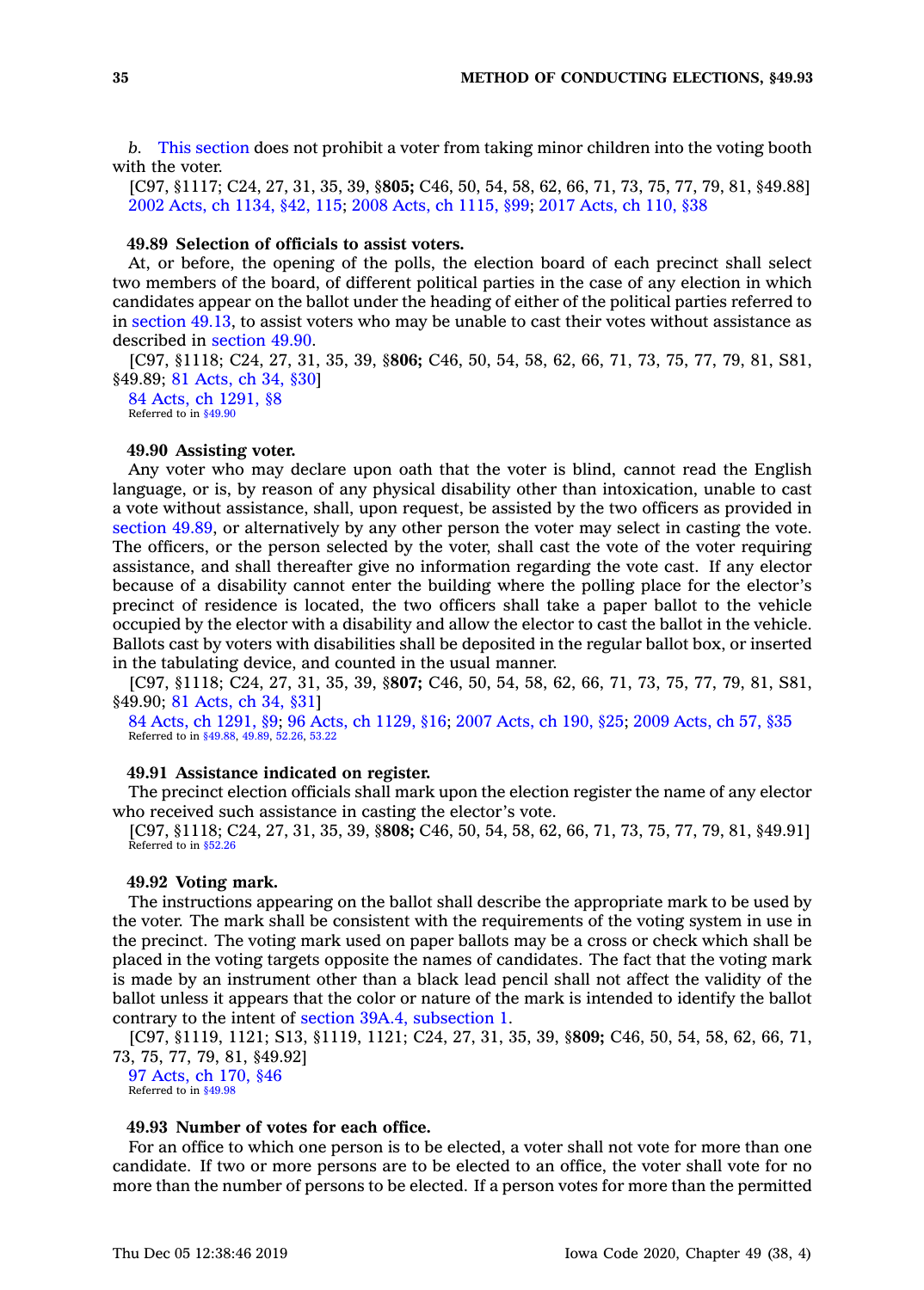*b.* This section does not prohibit a voter from taking minor children into the voting booth with the voter.

[C97, §1117; C24, 27, 31, 35, 39, §**805;** C46, 50, 54, 58, 62, 66, 71, 73, 75, 77, 79, 81, §49.88]

2002 Acts, ch 1134, §42, 115; 2008 Acts, ch 1115, §99; 2017 Acts, ch 110, §38

**49.89 Selection of officials to assist voters.**

At, or before, the opening of the polls, the election board of each precinct shall select two members of the board, of different political parties in the case of any election in which candidates appear on the ballot under the heading of either of the political parties referred to in section 49.13, to assist voters who may be unable to cast their votes without assistance as described in section 49.90.

[C97, §1118; C24, 27, 31, 35, 39, §**806;** C46, 50, 54, 58, 62, 66, 71, 73, 75, 77, 79, 81, S81, §49.89; 81 Acts, ch 34, §30]

84 Acts, ch 1291, §8

Referred to in §49.90

**49.90 Assisting voter.**

Any voter who may declare upon oath that the voter is blind, cannot read the English language, or is, by reason of any physical disability other than intoxication, unable to cast a vote without assistance, shall, upon request, be assisted by the two officers as provided in section 49.89, or alternatively by any other person the voter may select in casting the vote. The officers, or the person selected by the voter, shall cast the vote of the voter requiring assistance, and shall thereafter give no information regarding the vote cast. If any elector because of a disability cannot enter the building where the polling place for the elector's precinct of residence is located, the two officers shall take a paper ballot to the vehicle occupied by the elector with a disability and allow the elector to cast the ballot in the vehicle. Ballots cast by voters with disabilities shall be deposited in the regular ballot box, or inserted in the tabulating device, and counted in the usual manner.

[C97, §1118; C24, 27, 31, 35, 39, §**807;** C46, 50, 54, 58, 62, 66, 71, 73, 75, 77, 79, 81, S81, §49.90; 81 Acts, ch 34, §31]

84 Acts, ch 1291, §9; 96 Acts, ch 1129, §16; 2007 Acts, ch 190, §25; 2009 Acts, ch 57, §35

Referred to in §49.88, 49.89, 52.26, 53.22

**49.91 Assistance indicated on register.**

The precinct election officials shall mark upon the election register the name of any elector who received such assistance in casting the elector's vote.

[C97, §1118; C24, 27, 31, 35, 39, §**808;** C46, 50, 54, 58, 62, 66, 71, 73, 75, 77, 79, 81, §49.91]

Referred to in §52.26

**49.92 Voting mark.**

The instructions appearing on the ballot shall describe the appropriate mark to be used by the voter. The mark shall be consistent with the requirements of the voting system in use in the precinct. The voting mark used on paper ballots may be a cross or check which shall be placed in the voting targets opposite the names of candidates. The fact that the voting mark is made by an instrument other than a black lead pencil shall not affect the validity of the ballot unless it appears that the color or nature of the mark is intended to identify the ballot contrary to the intent of section 39A.4, subsection 1.

[C97, §1119, 1121; S13, §1119, 1121; C24, 27, 31, 35, 39, §**809;** C46, 50, 54, 58, 62, 66, 71, 73, 75, 77, 79, 81, §49.92]

97 Acts, ch 170, §46

Referred to in §49.98

**49.93 Number of votes for each office.**

For an office to which one person is to be elected, a voter shall not vote for more than one candidate. If two or more persons are to be elected to an office, the voter shall vote for no more than the number of persons to be elected. If a person votes for more than the permitted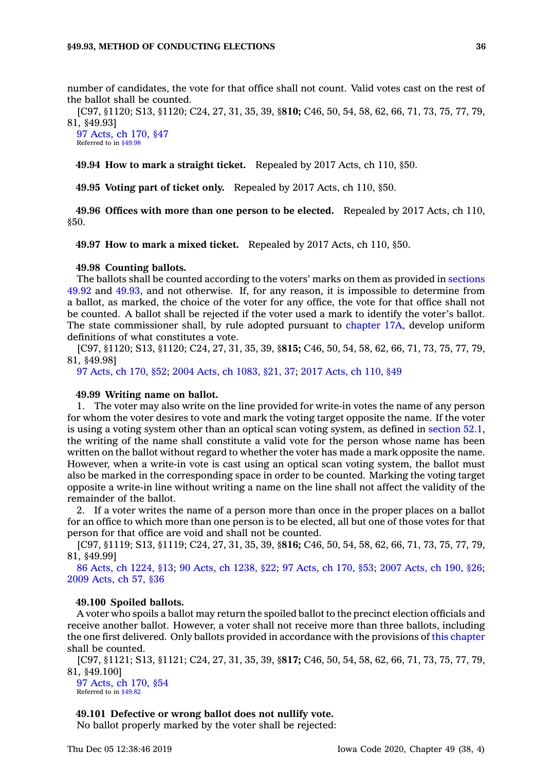number of candidates, the vote for that office shall not count. Valid votes cast on the rest of the ballot shall be counted.

[C97, §1120; S13, §1120; C24, 27, 31, 35, 39, §**810;** C46, 50, 54, 58, 62, 66, 71, 73, 75, 77, 79, 81, §49.93]

97 Acts, ch 170, §47

Referred to in §49.98

**49.94 How to mark a straight ticket.** Repealed by 2017 Acts, ch 110, §50.

**49.95 Voting part of ticket only.** Repealed by 2017 Acts, ch 110, §50.

**49.96 Offices with more than one person to be elected.** Repealed by 2017 Acts, ch 110, §50.

**49.97 How to mark a mixed ticket.** Repealed by 2017 Acts, ch 110, §50.

**49.98 Counting ballots.**

The ballots shall be counted according to the voters' marks on them as provided in sections 49.92 and 49.93, and not otherwise. If, for any reason, it is impossible to determine from a ballot, as marked, the choice of the voter for any office, the vote for that office shall not be counted. A ballot shall be rejected if the voter used a mark to identify the voter's ballot. The state commissioner shall, by rule adopted pursuant to chapter 17A, develop uniform definitions of what constitutes a vote.

[C97, §1120; S13, §1120; C24, 27, 31, 35, 39, §**815;** C46, 50, 54, 58, 62, 66, 71, 73, 75, 77, 79, 81, §49.98]

97 Acts, ch 170, §52; 2004 Acts, ch 1083, §21, 37; 2017 Acts, ch 110, §49

**49.99 Writing name on ballot.**

1. The voter may also write on the line provided for write-in votes the name of any person for whom the voter desires to vote and mark the voting target opposite the name. If the voter is using a voting system other than an optical scan voting system, as defined in section 52.1, the writing of the name shall constitute a valid vote for the person whose name has been written on the ballot without regard to whether the voter has made a mark opposite the name. However, when a write-in vote is cast using an optical scan voting system, the ballot must also be marked in the corresponding space in order to be counted. Marking the voting target opposite a write-in line without writing a name on the line shall not affect the validity of the remainder of the ballot.

2. If a voter writes the name of a person more than once in the proper places on a ballot for an office to which more than one person is to be elected, all but one of those votes for that person for that office are void and shall not be counted.

[C97, §1119; S13, §1119; C24, 27, 31, 35, 39, §**816;** C46, 50, 54, 58, 62, 66, 71, 73, 75, 77, 79, 81, §49.99]

86 Acts, ch 1224, §13; 90 Acts, ch 1238, §22; 97 Acts, ch 170, §53; 2007 Acts, ch 190, §26; 2009 Acts, ch 57, §36

**49.100 Spoiled ballots.**

A voter who spoils a ballot may return the spoiled ballot to the precinct election officials and receive another ballot. However, a voter shall not receive more than three ballots, including the one first delivered. Only ballots provided in accordance with the provisions of this chapter shall be counted.

[C97, §1121; S13, §1121; C24, 27, 31, 35, 39, §**817;** C46, 50, 54, 58, 62, 66, 71, 73, 75, 77, 79, 81, §49.100]

97 Acts, ch 170, §54

Referred to in §49.82

**49.101 Defective or wrong ballot does not nullify vote.**

No ballot properly marked by the voter shall be rejected: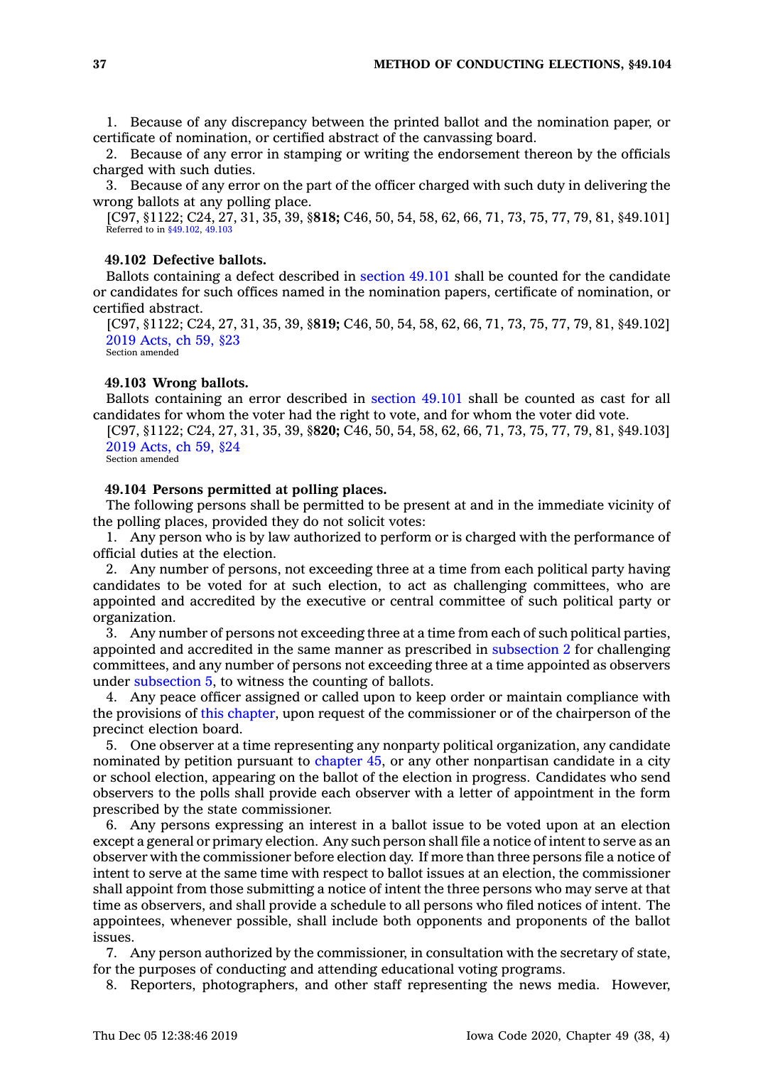1. Because of any discrepancy between the printed ballot and the nomination paper, or certificate of nomination, or certified abstract of the canvassing board.

2. Because of any error in stamping or writing the endorsement thereon by the officials charged with such duties.

3. Because of any error on the part of the officer charged with such duty in delivering the wrong ballots at any polling place.

[C97, §1122; C24, 27, 31, 35, 39, §**818;** C46, 50, 54, 58, 62, 66, 71, 73, 75, 77, 79, 81, §49.101]
Referred to in §49.102, 49.103

### 49.102 Defective ballots.

Ballots containing a defect described in section 49.101 shall be counted for the candidate or candidates for such offices named in the nomination papers, certificate of nomination, or certified abstract.

[C97, §1122; C24, 27, 31, 35, 39, §**819;** C46, 50, 54, 58, 62, 66, 71, 73, 75, 77, 79, 81, §49.102]
2019 Acts, ch 59, §23
Section amended

### 49.103 Wrong ballots.

Ballots containing an error described in section 49.101 shall be counted as cast for all candidates for whom the voter had the right to vote, and for whom the voter did vote.

[C97, §1122; C24, 27, 31, 35, 39, §**820;** C46, 50, 54, 58, 62, 66, 71, 73, 75, 77, 79, 81, §49.103]
2019 Acts, ch 59, §24
Section amended

### 49.104 Persons permitted at polling places.

The following persons shall be permitted to be present at and in the immediate vicinity of the polling places, provided they do not solicit votes:

1. Any person who is by law authorized to perform or is charged with the performance of official duties at the election.

2. Any number of persons, not exceeding three at a time from each political party having candidates to be voted for at such election, to act as challenging committees, who are appointed and accredited by the executive or central committee of such political party or organization.

3. Any number of persons not exceeding three at a time from each of such political parties, appointed and accredited in the same manner as prescribed in subsection 2 for challenging committees, and any number of persons not exceeding three at a time appointed as observers under subsection 5, to witness the counting of ballots.

4. Any peace officer assigned or called upon to keep order or maintain compliance with the provisions of this chapter, upon request of the commissioner or of the chairperson of the precinct election board.

5. One observer at a time representing any nonparty political organization, any candidate nominated by petition pursuant to chapter 45, or any other nonpartisan candidate in a city or school election, appearing on the ballot of the election in progress. Candidates who send observers to the polls shall provide each observer with a letter of appointment in the form prescribed by the state commissioner.

6. Any persons expressing an interest in a ballot issue to be voted upon at an election except a general or primary election. Any such person shall file a notice of intent to serve as an observer with the commissioner before election day. If more than three persons file a notice of intent to serve at the same time with respect to ballot issues at an election, the commissioner shall appoint from those submitting a notice of intent the three persons who may serve at that time as observers, and shall provide a schedule to all persons who filed notices of intent. The appointees, whenever possible, shall include both opponents and proponents of the ballot issues.

7. Any person authorized by the commissioner, in consultation with the secretary of state, for the purposes of conducting and attending educational voting programs.

8. Reporters, photographers, and other staff representing the news media. However,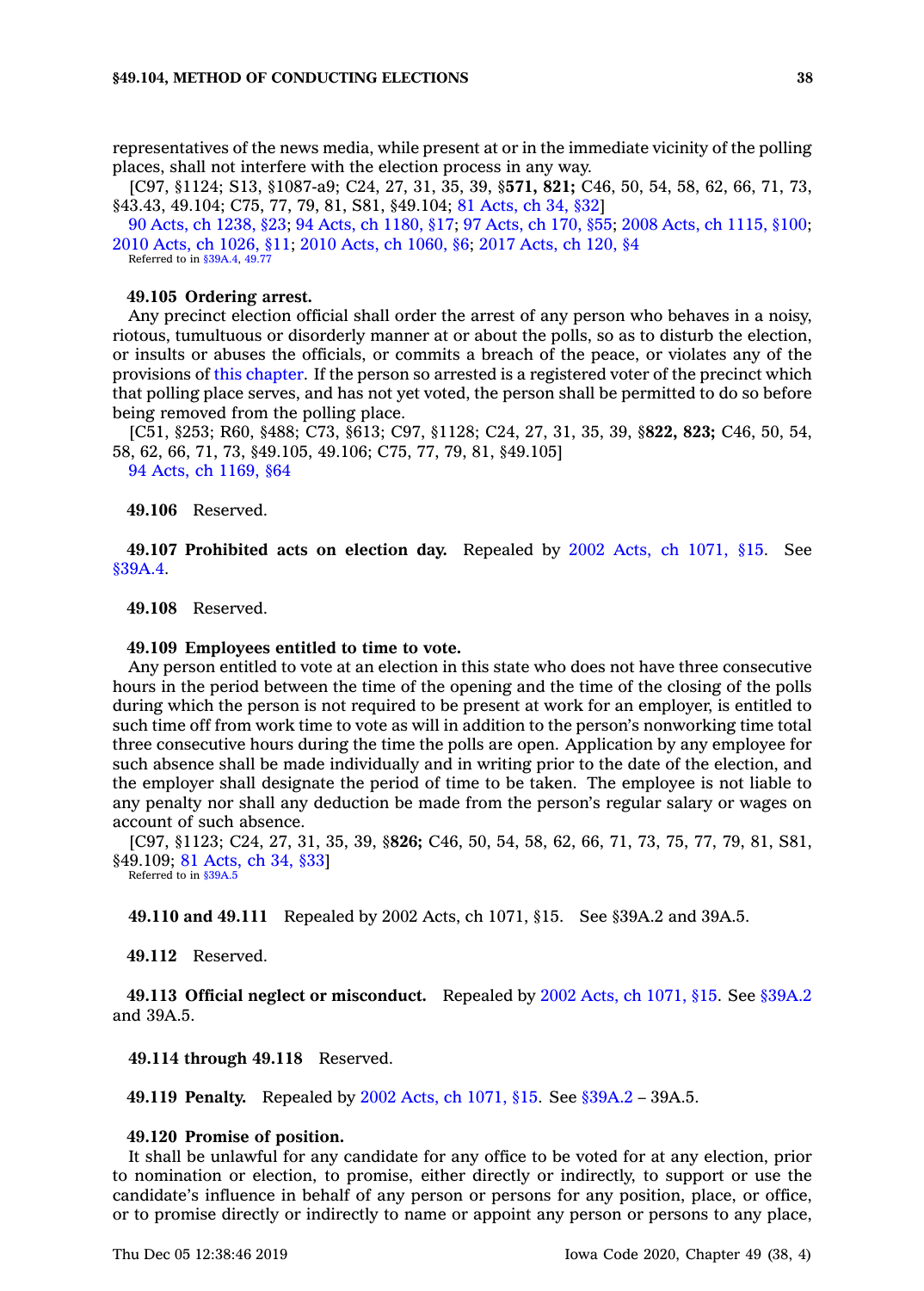representatives of the news media, while present at or in the immediate vicinity of the polling places, shall not interfere with the election process in any way.

[C97, §1124; S13, §1087-a9; C24, 27, 31, 35, 39, §**571, 821;** C46, 50, 54, 58, 62, 66, 71, 73, §43.43, 49.104; C75, 77, 79, 81, S81, §49.104; 81 Acts, ch 34, §32]

90 Acts, ch 1238, §23; 94 Acts, ch 1180, §17; 97 Acts, ch 170, §55; 2008 Acts, ch 1115, §100; 2010 Acts, ch 1026, §11; 2010 Acts, ch 1060, §6; 2017 Acts, ch 120, §4

Referred to in §39A.4, 49.77

**49.105 Ordering arrest.**

Any precinct election official shall order the arrest of any person who behaves in a noisy, riotous, tumultuous or disorderly manner at or about the polls, so as to disturb the election, or insults or abuses the officials, or commits a breach of the peace, or violates any of the provisions of this chapter. If the person so arrested is a registered voter of the precinct which that polling place serves, and has not yet voted, the person shall be permitted to do so before being removed from the polling place.

[C51, §253; R60, §488; C73, §613; C97, §1128; C24, 27, 31, 35, 39, §**822, 823;** C46, 50, 54, 58, 62, 66, 71, 73, §49.105, 49.106; C75, 77, 79, 81, §49.105]

94 Acts, ch 1169, §64

**49.106** Reserved.

**49.107 Prohibited acts on election day.** Repealed by 2002 Acts, ch 1071, §15. See §39A.4.

**49.108** Reserved.

**49.109 Employees entitled to time to vote.**

Any person entitled to vote at an election in this state who does not have three consecutive hours in the period between the time of the opening and the time of the closing of the polls during which the person is not required to be present at work for an employer, is entitled to such time off from work time to vote as will in addition to the person's nonworking time total three consecutive hours during the time the polls are open. Application by any employee for such absence shall be made individually and in writing prior to the date of the election, and the employer shall designate the period of time to be taken. The employee is not liable to any penalty nor shall any deduction be made from the person's regular salary or wages on account of such absence.

[C97, §1123; C24, 27, 31, 35, 39, §**826;** C46, 50, 54, 58, 62, 66, 71, 73, 75, 77, 79, 81, S81, §49.109; 81 Acts, ch 34, §33]

Referred to in §39A.5

**49.110 and 49.111** Repealed by 2002 Acts, ch 1071, §15. See §39A.2 and 39A.5.

**49.112** Reserved.

**49.113 Official neglect or misconduct.** Repealed by 2002 Acts, ch 1071, §15. See §39A.2 and 39A.5.

**49.114 through 49.118** Reserved.

**49.119 Penalty.** Repealed by 2002 Acts, ch 1071, §15. See §39A.2 – 39A.5.

**49.120 Promise of position.**

It shall be unlawful for any candidate for any office to be voted for at any election, prior to nomination or election, to promise, either directly or indirectly, to support or use the candidate's influence in behalf of any person or persons for any position, place, or office, or to promise directly or indirectly to name or appoint any person or persons to any place,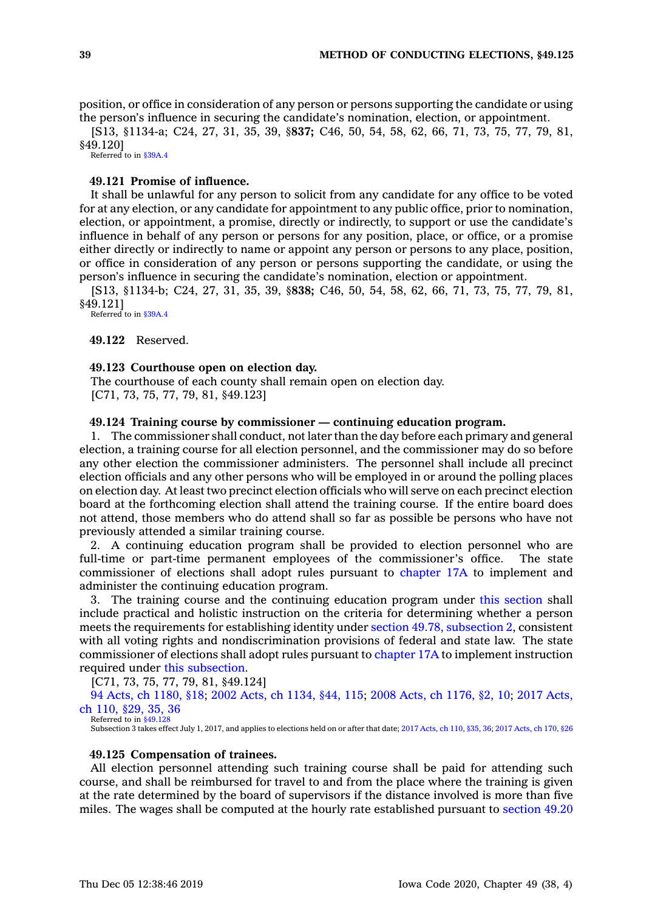position, or office in consideration of any person or persons supporting the candidate or using the person's influence in securing the candidate's nomination, election, or appointment.

[S13, §1134-a; C24, 27, 31, 35, 39, §**837;** C46, 50, 54, 58, 62, 66, 71, 73, 75, 77, 79, 81, §49.120]

Referred to in §39A.4

**49.121 Promise of influence.**

It shall be unlawful for any person to solicit from any candidate for any office to be voted for at any election, or any candidate for appointment to any public office, prior to nomination, election, or appointment, a promise, directly or indirectly, to support or use the candidate's influence in behalf of any person or persons for any position, place, or office, or a promise either directly or indirectly to name or appoint any person or persons to any place, position, or office in consideration of any person or persons supporting the candidate, or using the person's influence in securing the candidate's nomination, election or appointment.

[S13, §1134-b; C24, 27, 31, 35, 39, §**838;** C46, 50, 54, 58, 62, 66, 71, 73, 75, 77, 79, 81, §49.121]

Referred to in §39A.4

**49.122** Reserved.

**49.123 Courthouse open on election day.**

The courthouse of each county shall remain open on election day.

[C71, 73, 75, 77, 79, 81, §49.123]

**49.124 Training course by commissioner — continuing education program.**

1. The commissioner shall conduct, not later than the day before each primary and general election, a training course for all election personnel, and the commissioner may do so before any other election the commissioner administers. The personnel shall include all precinct election officials and any other persons who will be employed in or around the polling places on election day. At least two precinct election officials who will serve on each precinct election board at the forthcoming election shall attend the training course. If the entire board does not attend, those members who do attend shall so far as possible be persons who have not previously attended a similar training course.

2. A continuing education program shall be provided to election personnel who are full-time or part-time permanent employees of the commissioner's office. The state commissioner of elections shall adopt rules pursuant to chapter 17A to implement and administer the continuing education program.

3. The training course and the continuing education program under this section shall include practical and holistic instruction on the criteria for determining whether a person meets the requirements for establishing identity under section 49.78, subsection 2, consistent with all voting rights and nondiscrimination provisions of federal and state law. The state commissioner of elections shall adopt rules pursuant to chapter 17A to implement instruction required under this subsection.

[C71, 73, 75, 77, 79, 81, §49.124]

94 Acts, ch 1180, §18; 2002 Acts, ch 1134, §44, 115; 2008 Acts, ch 1176, §2, 10; 2017 Acts, ch 110, §29, 35, 36

Referred to in §49.128

Subsection 3 takes effect July 1, 2017, and applies to elections held on or after that date; 2017 Acts, ch 110, §35, 36; 2017 Acts, ch 170, §26

**49.125 Compensation of trainees.**

All election personnel attending such training course shall be paid for attending such course, and shall be reimbursed for travel to and from the place where the training is given at the rate determined by the board of supervisors if the distance involved is more than five miles. The wages shall be computed at the hourly rate established pursuant to section 49.20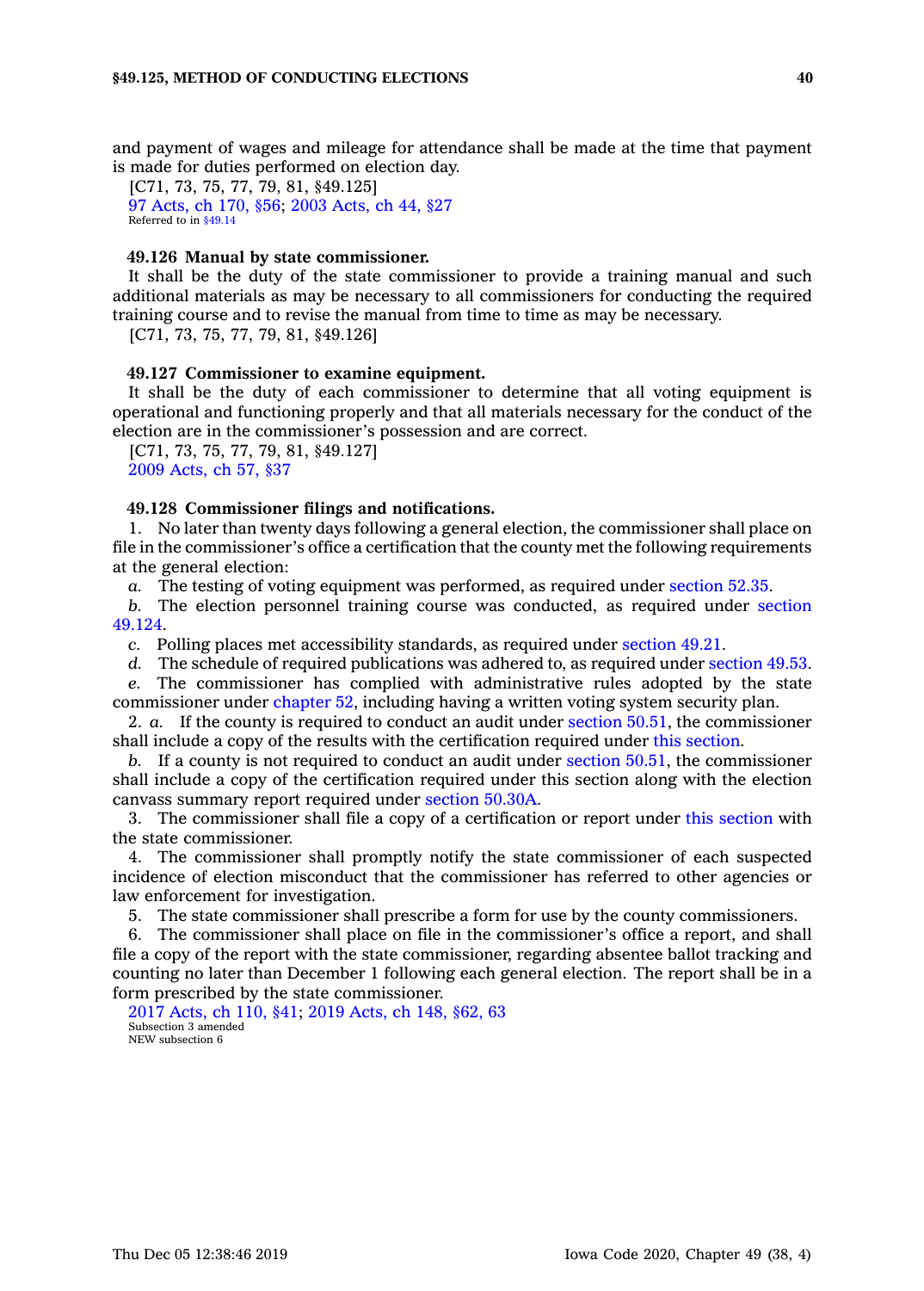and payment of wages and mileage for attendance shall be made at the time that payment is made for duties performed on election day.

[C71, 73, 75, 77, 79, 81, §49.125]

97 Acts, ch 170, §56; 2003 Acts, ch 44, §27

Referred to in §49.14

**49.126 Manual by state commissioner.**

It shall be the duty of the state commissioner to provide a training manual and such additional materials as may be necessary to all commissioners for conducting the required training course and to revise the manual from time to time as may be necessary.

[C71, 73, 75, 77, 79, 81, §49.126]

**49.127 Commissioner to examine equipment.**

It shall be the duty of each commissioner to determine that all voting equipment is operational and functioning properly and that all materials necessary for the conduct of the election are in the commissioner's possession and are correct.

[C71, 73, 75, 77, 79, 81, §49.127]

2009 Acts, ch 57, §37

**49.128 Commissioner filings and notifications.**

1. No later than twenty days following a general election, the commissioner shall place on file in the commissioner's office a certification that the county met the following requirements at the general election:

*a.* The testing of voting equipment was performed, as required under section 52.35.

*b.* The election personnel training course was conducted, as required under section 49.124.

*c.* Polling places met accessibility standards, as required under section 49.21.

*d.* The schedule of required publications was adhered to, as required under section 49.53.

*e.* The commissioner has complied with administrative rules adopted by the state commissioner under chapter 52, including having a written voting system security plan.

2. *a.* If the county is required to conduct an audit under section 50.51, the commissioner shall include a copy of the results with the certification required under this section.

*b.* If a county is not required to conduct an audit under section 50.51, the commissioner shall include a copy of the certification required under this section along with the election canvass summary report required under section 50.30A.

3. The commissioner shall file a copy of a certification or report under this section with the state commissioner.

4. The commissioner shall promptly notify the state commissioner of each suspected incidence of election misconduct that the commissioner has referred to other agencies or law enforcement for investigation.

5. The state commissioner shall prescribe a form for use by the county commissioners.

6. The commissioner shall place on file in the commissioner's office a report, and shall file a copy of the report with the state commissioner, regarding absentee ballot tracking and counting no later than December 1 following each general election. The report shall be in a form prescribed by the state commissioner.

2017 Acts, ch 110, §41; 2019 Acts, ch 148, §62, 63

Subsection 3 amended

NEW subsection 6